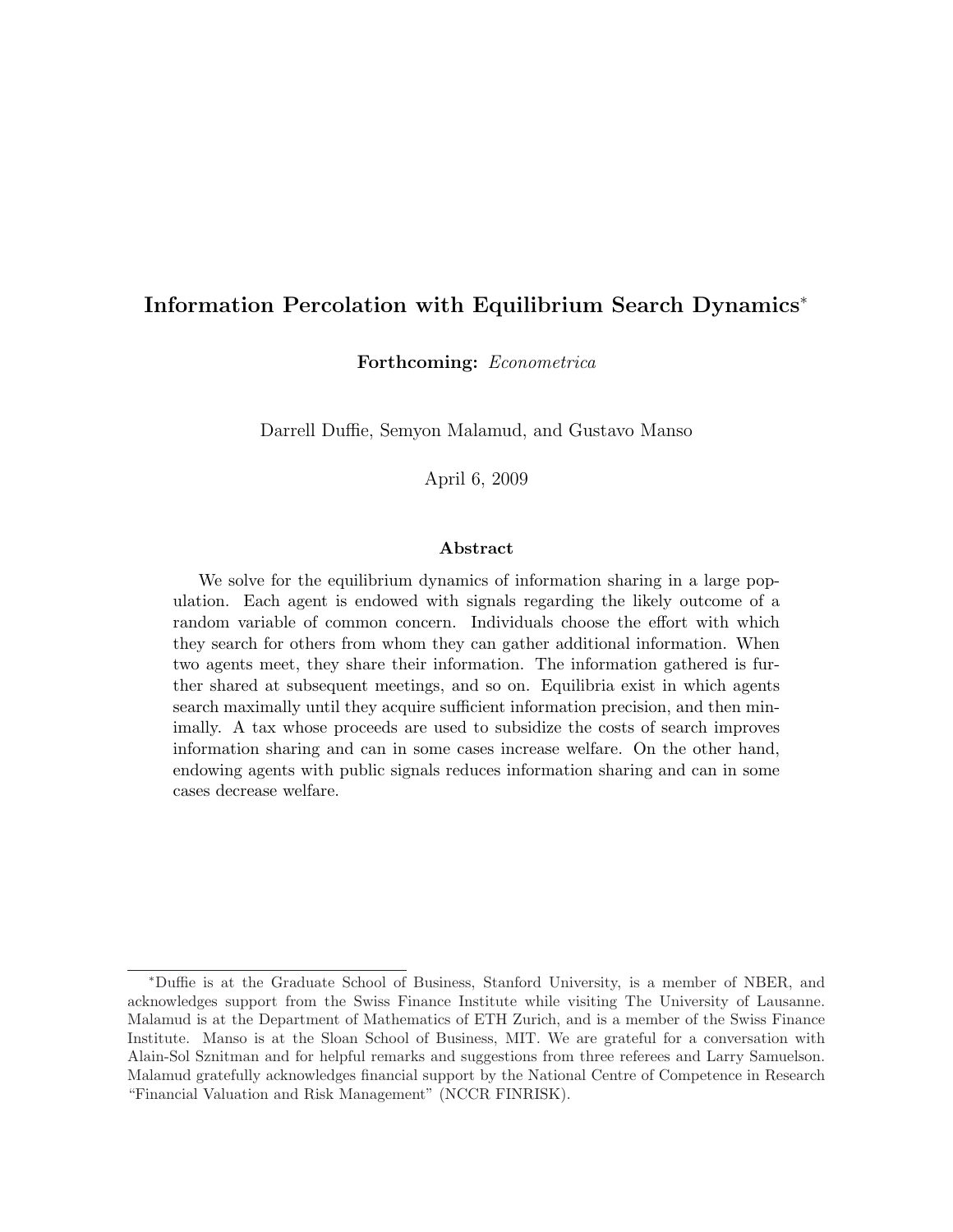# Information Percolation with Equilibrium Search Dynamics*

**Forthcoming:** *Econometrica*

Darrell Duffie, Semyon Malamud, and Gustavo Manso

April 6, 2009

## Abstract

We solve for the equilibrium dynamics of information sharing in a large population. Each agent is endowed with signals regarding the likely outcome of a random variable of common concern. Individuals choose the effort with which they search for others from whom they can gather additional information. When two agents meet, they share their information. The information gathered is further shared at subsequent meetings, and so on. Equilibria exist in which agents search maximally until they acquire sufficient information precision, and then minimally. A tax whose proceeds are used to subsidize the costs of search improves information sharing and can in some cases increase welfare. On the other hand, endowing agents with public signals reduces information sharing and can in some cases decrease welfare.

---

*Duffie is at the Graduate School of Business, Stanford University, is a member of NBER, and acknowledges support from the Swiss Finance Institute while visiting The University of Lausanne. Malamud is at the Department of Mathematics of ETH Zurich, and is a member of the Swiss Finance Institute. Manso is at the Sloan School of Business, MIT. We are grateful for a conversation with Alain-Sol Sznitman and for helpful remarks and suggestions from three referees and Larry Samuelson. Malamud gratefully acknowledges financial support by the National Centre of Competence in Research "Financial Valuation and Risk Management" (NCCR FINRISK).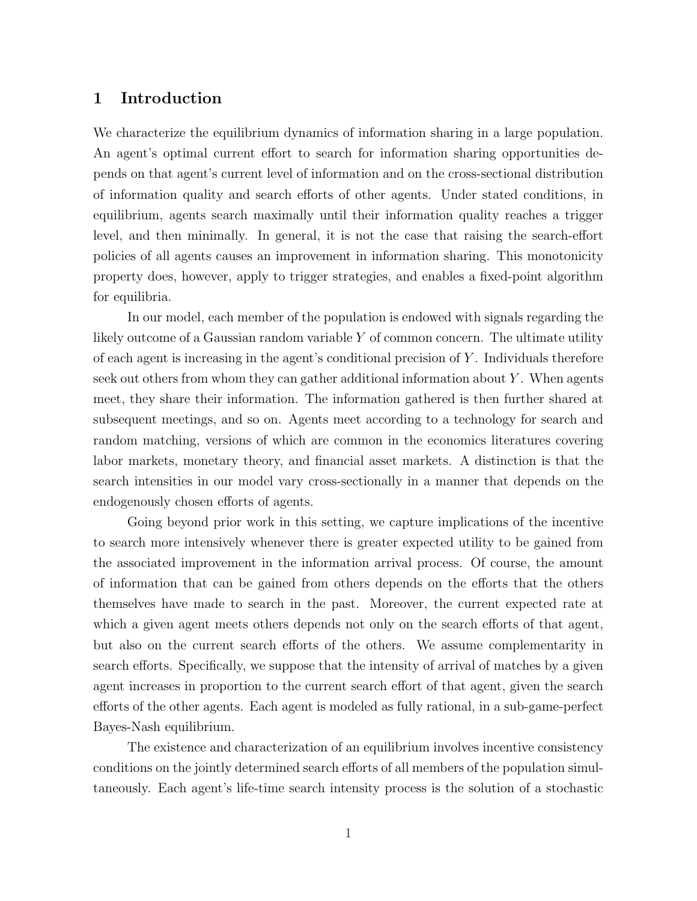# 1 Introduction

We characterize the equilibrium dynamics of information sharing in a large population. An agent's optimal current effort to search for information sharing opportunities depends on that agent's current level of information and on the cross-sectional distribution of information quality and search efforts of other agents. Under stated conditions, in equilibrium, agents search maximally until their information quality reaches a trigger level, and then minimally. In general, it is not the case that raising the search-effort policies of all agents causes an improvement in information sharing. This monotonicity property does, however, apply to trigger strategies, and enables a fixed-point algorithm for equilibria.

In our model, each member of the population is endowed with signals regarding the likely outcome of a Gaussian random variable $Y$ of common concern. The ultimate utility of each agent is increasing in the agent's conditional precision of $Y$. Individuals therefore seek out others from whom they can gather additional information about $Y$. When agents meet, they share their information. The information gathered is then further shared at subsequent meetings, and so on. Agents meet according to a technology for search and random matching, versions of which are common in the economics literatures covering labor markets, monetary theory, and financial asset markets. A distinction is that the search intensities in our model vary cross-sectionally in a manner that depends on the endogenously chosen efforts of agents.

Going beyond prior work in this setting, we capture implications of the incentive to search more intensively whenever there is greater expected utility to be gained from the associated improvement in the information arrival process. Of course, the amount of information that can be gained from others depends on the efforts that the others themselves have made to search in the past. Moreover, the current expected rate at which a given agent meets others depends not only on the search efforts of that agent, but also on the current search efforts of the others. We assume complementarity in search efforts. Specifically, we suppose that the intensity of arrival of matches by a given agent increases in proportion to the current search effort of that agent, given the search efforts of the other agents. Each agent is modeled as fully rational, in a sub-game-perfect Bayes-Nash equilibrium.

The existence and characterization of an equilibrium involves incentive consistency conditions on the jointly determined search efforts of all members of the population simultaneously. Each agent's life-time search intensity process is the solution of a stochastic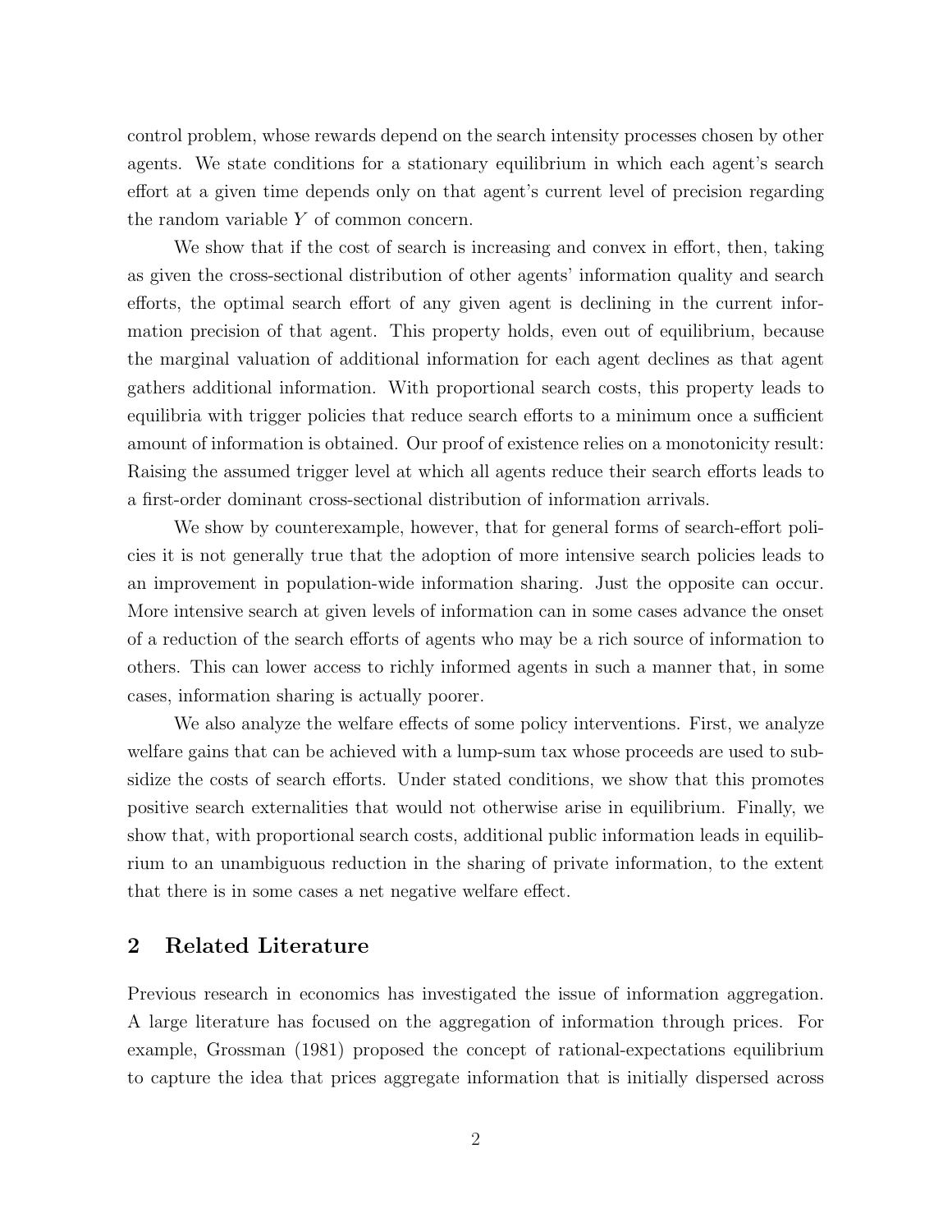control problem, whose rewards depend on the search intensity processes chosen by other agents. We state conditions for a stationary equilibrium in which each agent's search effort at a given time depends only on that agent's current level of precision regarding the random variable $Y$ of common concern.

We show that if the cost of search is increasing and convex in effort, then, taking as given the cross-sectional distribution of other agents' information quality and search efforts, the optimal search effort of any given agent is declining in the current information precision of that agent. This property holds, even out of equilibrium, because the marginal valuation of additional information for each agent declines as that agent gathers additional information. With proportional search costs, this property leads to equilibria with trigger policies that reduce search efforts to a minimum once a sufficient amount of information is obtained. Our proof of existence relies on a monotonicity result: Raising the assumed trigger level at which all agents reduce their search efforts leads to a first-order dominant cross-sectional distribution of information arrivals.

We show by counterexample, however, that for general forms of search-effort policies it is not generally true that the adoption of more intensive search policies leads to an improvement in population-wide information sharing. Just the opposite can occur. More intensive search at given levels of information can in some cases advance the onset of a reduction of the search efforts of agents who may be a rich source of information to others. This can lower access to richly informed agents in such a manner that, in some cases, information sharing is actually poorer.

We also analyze the welfare effects of some policy interventions. First, we analyze welfare gains that can be achieved with a lump-sum tax whose proceeds are used to subsidize the costs of search efforts. Under stated conditions, we show that this promotes positive search externalities that would not otherwise arise in equilibrium. Finally, we show that, with proportional search costs, additional public information leads in equilibrium to an unambiguous reduction in the sharing of private information, to the extent that there is in some cases a net negative welfare effect.

## 2 Related Literature

Previous research in economics has investigated the issue of information aggregation. A large literature has focused on the aggregation of information through prices. For example, Grossman (1981) proposed the concept of rational-expectations equilibrium to capture the idea that prices aggregate information that is initially dispersed across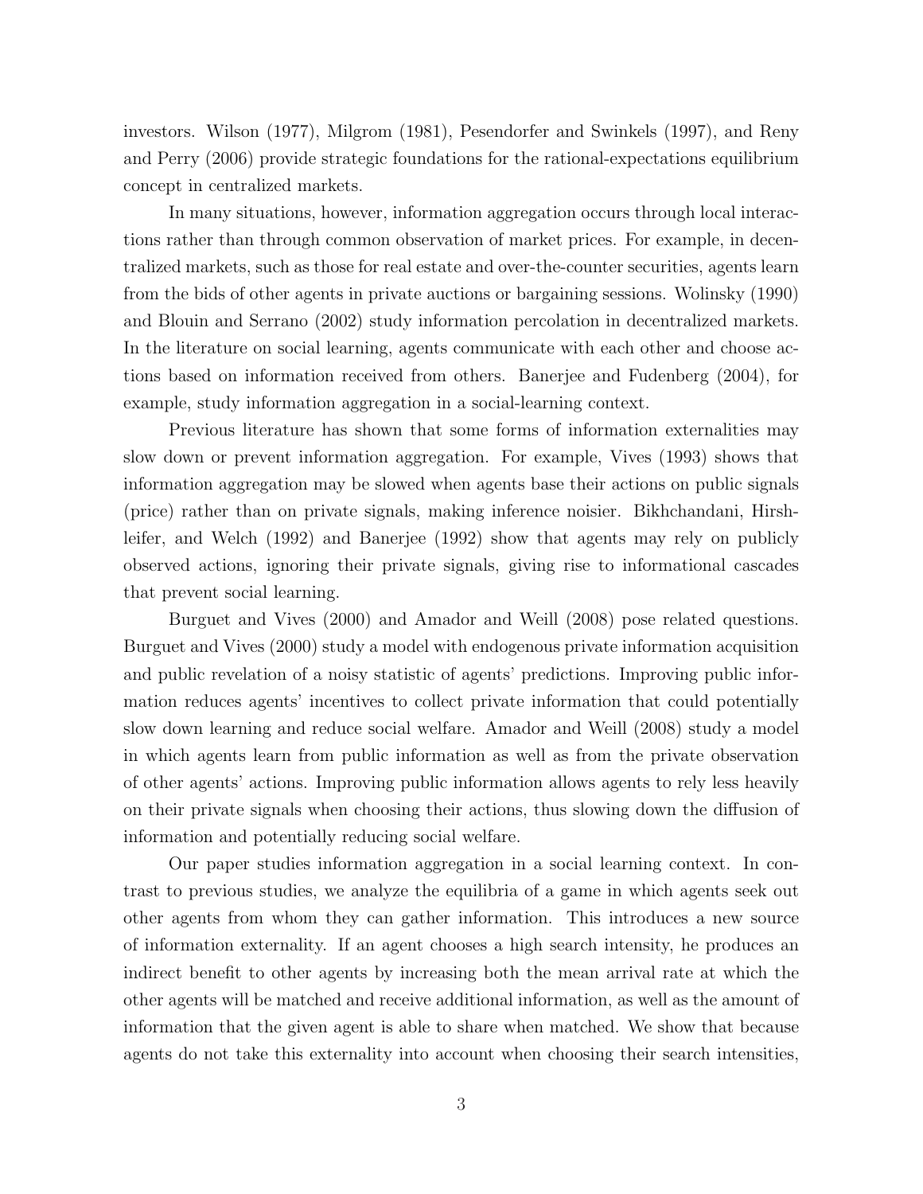investors. Wilson (1977), Milgrom (1981), Pesendorfer and Swinkels (1997), and Reny and Perry (2006) provide strategic foundations for the rational-expectations equilibrium concept in centralized markets.

In many situations, however, information aggregation occurs through local interactions rather than through common observation of market prices. For example, in decentralized markets, such as those for real estate and over-the-counter securities, agents learn from the bids of other agents in private auctions or bargaining sessions. Wolinsky (1990) and Blouin and Serrano (2002) study information percolation in decentralized markets. In the literature on social learning, agents communicate with each other and choose actions based on information received from others. Banerjee and Fudenberg (2004), for example, study information aggregation in a social-learning context.

Previous literature has shown that some forms of information externalities may slow down or prevent information aggregation. For example, Vives (1993) shows that information aggregation may be slowed when agents base their actions on public signals (price) rather than on private signals, making inference noisier. Bikhchandani, Hirshleifer, and Welch (1992) and Banerjee (1992) show that agents may rely on publicly observed actions, ignoring their private signals, giving rise to informational cascades that prevent social learning.

Burguet and Vives (2000) and Amador and Weill (2008) pose related questions. Burguet and Vives (2000) study a model with endogenous private information acquisition and public revelation of a noisy statistic of agents' predictions. Improving public information reduces agents' incentives to collect private information that could potentially slow down learning and reduce social welfare. Amador and Weill (2008) study a model in which agents learn from public information as well as from the private observation of other agents' actions. Improving public information allows agents to rely less heavily on their private signals when choosing their actions, thus slowing down the diffusion of information and potentially reducing social welfare.

Our paper studies information aggregation in a social learning context. In contrast to previous studies, we analyze the equilibria of a game in which agents seek out other agents from whom they can gather information. This introduces a new source of information externality. If an agent chooses a high search intensity, he produces an indirect benefit to other agents by increasing both the mean arrival rate at which the other agents will be matched and receive additional information, as well as the amount of information that the given agent is able to share when matched. We show that because agents do not take this externality into account when choosing their search intensities,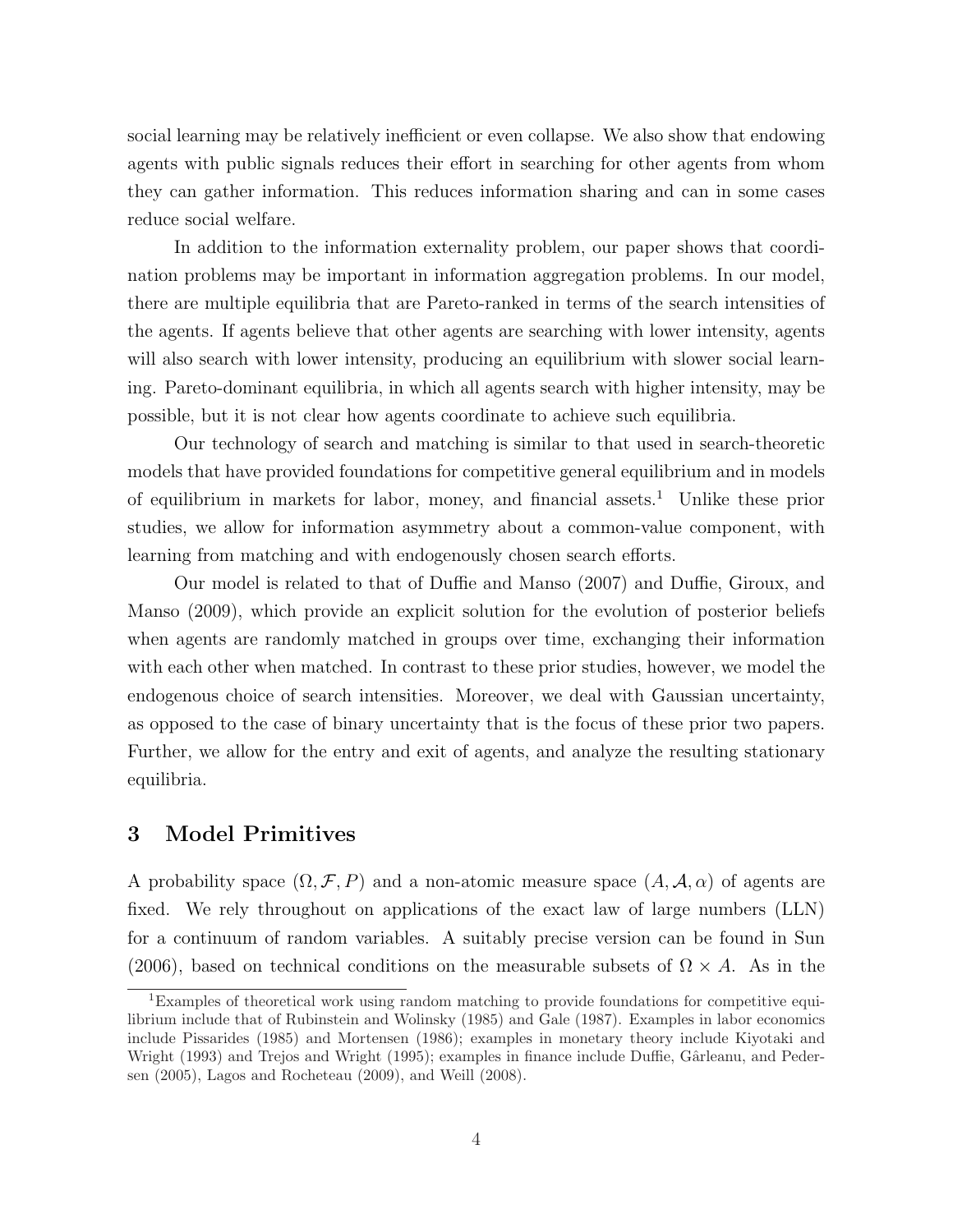social learning may be relatively inefficient or even collapse. We also show that endowing agents with public signals reduces their effort in searching for other agents from whom they can gather information. This reduces information sharing and can in some cases reduce social welfare.

In addition to the information externality problem, our paper shows that coordination problems may be important in information aggregation problems. In our model, there are multiple equilibria that are Pareto-ranked in terms of the search intensities of the agents. If agents believe that other agents are searching with lower intensity, agents will also search with lower intensity, producing an equilibrium with slower social learning. Pareto-dominant equilibria, in which all agents search with higher intensity, may be possible, but it is not clear how agents coordinate to achieve such equilibria.

Our technology of search and matching is similar to that used in search-theoretic models that have provided foundations for competitive general equilibrium and in models of equilibrium in markets for labor, money, and financial assets.[1] Unlike these prior studies, we allow for information asymmetry about a common-value component, with learning from matching and with endogenously chosen search efforts.

Our model is related to that of Duffie and Manso (2007) and Duffie, Giroux, and Manso (2009), which provide an explicit solution for the evolution of posterior beliefs when agents are randomly matched in groups over time, exchanging their information with each other when matched. In contrast to these prior studies, however, we model the endogenous choice of search intensities. Moreover, we deal with Gaussian uncertainty, as opposed to the case of binary uncertainty that is the focus of these prior two papers. Further, we allow for the entry and exit of agents, and analyze the resulting stationary equilibria.

## 3 Model Primitives

A probability space $(\Omega, \mathcal{F}, P)$ and a non-atomic measure space $(A, \mathcal{A}, \alpha)$ of agents are fixed. We rely throughout on applications of the exact law of large numbers (LLN) for a continuum of random variables. A suitably precise version can be found in Sun (2006), based on technical conditions on the measurable subsets of $\Omega \times A$. As in the

[1] Examples of theoretical work using random matching to provide foundations for competitive equilibrium include that of Rubinstein and Wolinsky (1985) and Gale (1987). Examples in labor economics include Pissarides (1985) and Mortensen (1986); examples in monetary theory include Kiyotaki and Wright (1993) and Trejos and Wright (1995); examples in finance include Duffie, Gârleanu, and Pedersen (2005), Lagos and Rocheteau (2009), and Weill (2008).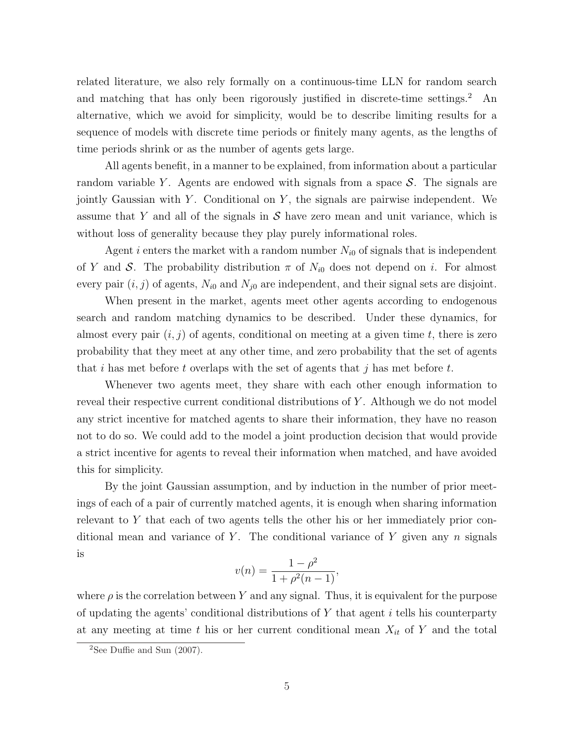related literature, we also rely formally on a continuous-time LLN for random search and matching that has only been rigorously justified in discrete-time settings.[2] An alternative, which we avoid for simplicity, would be to describe limiting results for a sequence of models with discrete time periods or finitely many agents, as the lengths of time periods shrink or as the number of agents gets large.

All agents benefit, in a manner to be explained, from information about a particular random variable $Y$. Agents are endowed with signals from a space $\mathcal{S}$. The signals are jointly Gaussian with $Y$. Conditional on $Y$, the signals are pairwise independent. We assume that $Y$ and all of the signals in $\mathcal{S}$ have zero mean and unit variance, which is without loss of generality because they play purely informational roles.

Agent $i$ enters the market with a random number $N_{i0}$ of signals that is independent of $Y$ and $\mathcal{S}$. The probability distribution $\pi$ of $N_{i0}$ does not depend on $i$. For almost every pair $(i, j)$ of agents, $N_{i0}$ and $N_{j0}$ are independent, and their signal sets are disjoint.

When present in the market, agents meet other agents according to endogenous search and random matching dynamics to be described. Under these dynamics, for almost every pair $(i, j)$ of agents, conditional on meeting at a given time $t$, there is zero probability that they meet at any other time, and zero probability that the set of agents that $i$ has met before $t$ overlaps with the set of agents that $j$ has met before $t$.

Whenever two agents meet, they share with each other enough information to reveal their respective current conditional distributions of $Y$. Although we do not model any strict incentive for matched agents to share their information, they have no reason not to do so. We could add to the model a joint production decision that would provide a strict incentive for agents to reveal their information when matched, and have avoided this for simplicity.

By the joint Gaussian assumption, and by induction in the number of prior meetings of each of a pair of currently matched agents, it is enough when sharing information relevant to $Y$ that each of two agents tells the other his or her immediately prior conditional mean and variance of $Y$. The conditional variance of $Y$ given any $n$ signals is

$$v(n) = \frac{1 - \rho^2}{1 + \rho^2(n - 1)},$$

where $\rho$ is the correlation between $Y$ and any signal. Thus, it is equivalent for the purpose of updating the agents' conditional distributions of $Y$ that agent $i$ tells his counterparty at any meeting at time $t$ his or her current conditional mean $X_{it}$ of $Y$ and the total

[2] See Duffie and Sun (2007).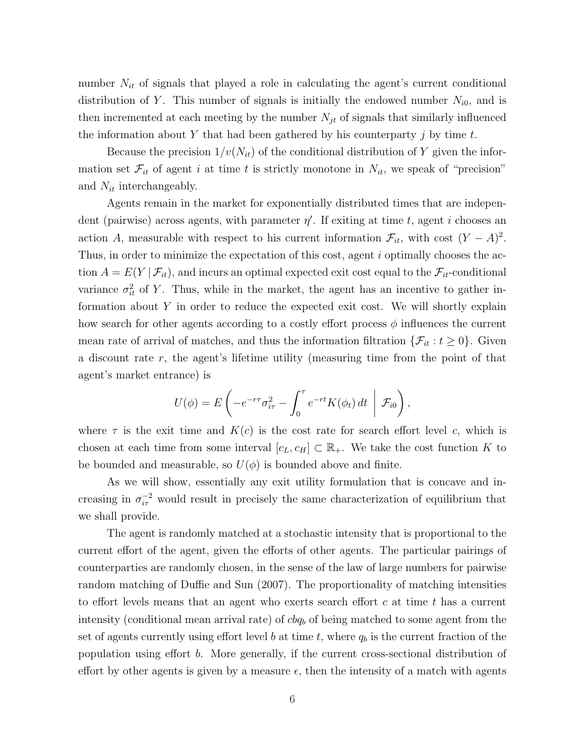number $N_{it}$ of signals that played a role in calculating the agent's current conditional distribution of $Y$. This number of signals is initially the endowed number $N_{i0}$, and is then incremented at each meeting by the number $N_{jt}$ of signals that similarly influenced the information about $Y$ that had been gathered by his counterparty $j$ by time $t$.

Because the precision $1/v(N_{it})$ of the conditional distribution of $Y$ given the information set $\mathcal{F}_{it}$ of agent $i$ at time $t$ is strictly monotone in $N_{it}$, we speak of "precision" and $N_{it}$ interchangeably.

Agents remain in the market for exponentially distributed times that are independent (pairwise) across agents, with parameter $\eta'$. If exiting at time $t$, agent $i$ chooses an action $A$, measurable with respect to his current information $\mathcal{F}_{it}$, with cost $(Y - A)^2$. Thus, in order to minimize the expectation of this cost, agent $i$ optimally chooses the action $A = E(Y \mid \mathcal{F}_{it})$, and incurs an optimal expected exit cost equal to the $\mathcal{F}_{it}$-conditional variance $\sigma_{it}^2$ of $Y$. Thus, while in the market, the agent has an incentive to gather information about $Y$ in order to reduce the expected exit cost. We will shortly explain how search for other agents according to a costly effort process $\phi$ influences the current mean rate of arrival of matches, and thus the information filtration $\{\mathcal{F}_{it} : t \geq 0\}$. Given a discount rate $r$, the agent's lifetime utility (measuring time from the point of that agent's market entrance) is

$$U(\phi) = E\left( -e^{-r\tau}\sigma_{i\tau}^2 - \int_0^\tau e^{-rt} K(\phi_t)\, dt \;\middle|\; \mathcal{F}_{i0} \right),$$

where $\tau$ is the exit time and $K(c)$ is the cost rate for search effort level $c$, which is chosen at each time from some interval $[c_L, c_H] \subset \mathbb{R}_+$. We take the cost function $K$ to be bounded and measurable, so $U(\phi)$ is bounded above and finite.

As we will show, essentially any exit utility formulation that is concave and increasing in $\sigma_{i\tau}^{-2}$ would result in precisely the same characterization of equilibrium that we shall provide.

The agent is randomly matched at a stochastic intensity that is proportional to the current effort of the agent, given the efforts of other agents. The particular pairings of counterparties are randomly chosen, in the sense of the law of large numbers for pairwise random matching of Duffie and Sun (2007). The proportionality of matching intensities to effort levels means that an agent who exerts search effort $c$ at time $t$ has a current intensity (conditional mean arrival rate) of $cbq_b$ of being matched to some agent from the set of agents currently using effort level $b$ at time $t$, where $q_b$ is the current fraction of the population using effort $b$. More generally, if the current cross-sectional distribution of effort by other agents is given by a measure $\epsilon$, then the intensity of a match with agents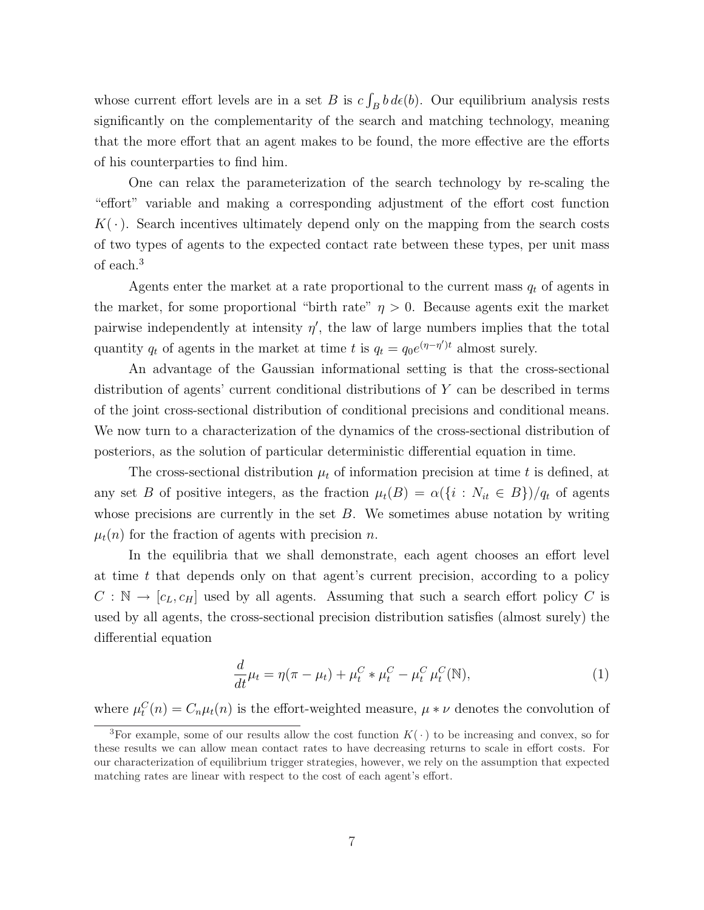whose current effort levels are in a set $B$ is $c \int_B b \, d\epsilon(b)$. Our equilibrium analysis rests significantly on the complementarity of the search and matching technology, meaning that the more effort that an agent makes to be found, the more effective are the efforts of his counterparties to find him.

One can relax the parameterization of the search technology by re-scaling the "effort" variable and making a corresponding adjustment of the effort cost function $K(\,\cdot\,)$. Search incentives ultimately depend only on the mapping from the search costs of two types of agents to the expected contact rate between these types, per unit mass of each.[3]

Agents enter the market at a rate proportional to the current mass $q_t$ of agents in the market, for some proportional "birth rate" $\eta > 0$. Because agents exit the market pairwise independently at intensity $\eta'$, the law of large numbers implies that the total quantity $q_t$ of agents in the market at time $t$ is $q_t = q_0 e^{(\eta - \eta')t}$ almost surely.

An advantage of the Gaussian informational setting is that the cross-sectional distribution of agents' current conditional distributions of $Y$ can be described in terms of the joint cross-sectional distribution of conditional precisions and conditional means. We now turn to a characterization of the dynamics of the cross-sectional distribution of posteriors, as the solution of particular deterministic differential equation in time.

The cross-sectional distribution $\mu_t$ of information precision at time $t$ is defined, at any set $B$ of positive integers, as the fraction $\mu_t(B) = \alpha(\{i : N_{it} \in B\})/q_t$ of agents whose precisions are currently in the set $B$. We sometimes abuse notation by writing $\mu_t(n)$ for the fraction of agents with precision $n$.

In the equilibria that we shall demonstrate, each agent chooses an effort level at time $t$ that depends only on that agent's current precision, according to a policy $C : \mathbb{N} \to [c_L, c_H]$ used by all agents. Assuming that such a search effort policy $C$ is used by all agents, the cross-sectional precision distribution satisfies (almost surely) the differential equation

$$\frac{d}{dt}\mu_t = \eta(\pi - \mu_t) + \mu_t^C * \mu_t^C - \mu_t^C \, \mu_t^C(\mathbb{N}), \tag{1}$$

where $\mu_t^C(n) = C_n \mu_t(n)$ is the effort-weighted measure, $\mu * \nu$ denotes the convolution of

[3] For example, some of our results allow the cost function $K(\,\cdot\,)$ to be increasing and convex, so for these results we can allow mean contact rates to have decreasing returns to scale in effort costs. For our characterization of equilibrium trigger strategies, however, we rely on the assumption that expected matching rates are linear with respect to the cost of each agent's effort.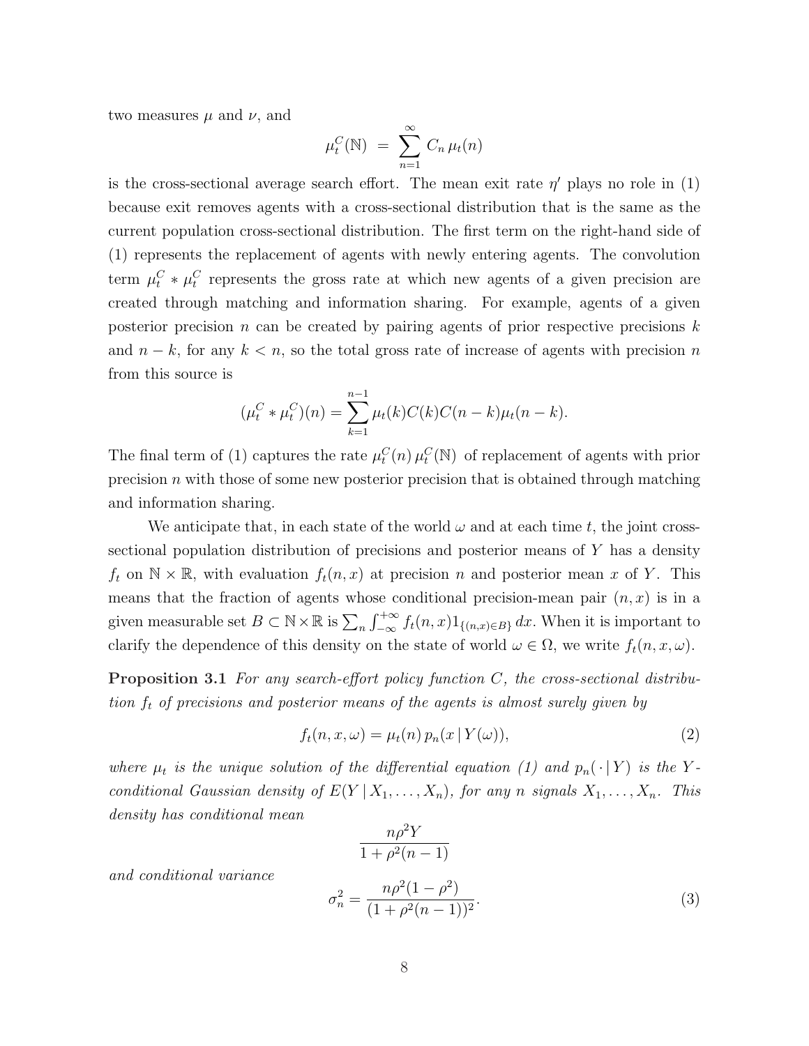two measures $\mu$ and $\nu$, and

$$\mu_t^C(\mathbb{N}) \;=\; \sum_{n=1}^{\infty} C_n\, \mu_t(n)$$

is the cross-sectional average search effort. The mean exit rate $\eta'$ plays no role in (1) because exit removes agents with a cross-sectional distribution that is the same as the current population cross-sectional distribution. The first term on the right-hand side of (1) represents the replacement of agents with newly entering agents. The convolution term $\mu_t^C * \mu_t^C$ represents the gross rate at which new agents of a given precision are created through matching and information sharing. For example, agents of a given posterior precision $n$ can be created by pairing agents of prior respective precisions $k$ and $n-k$, for any $k < n$, so the total gross rate of increase of agents with precision $n$ from this source is

$$(\mu_t^C * \mu_t^C)(n) = \sum_{k=1}^{n-1} \mu_t(k) C(k) C(n-k) \mu_t(n-k).$$

The final term of (1) captures the rate $\mu_t^C(n)\, \mu_t^C(\mathbb{N})$ of replacement of agents with prior precision $n$ with those of some new posterior precision that is obtained through matching and information sharing.

We anticipate that, in each state of the world $\omega$ and at each time $t$, the joint cross-sectional population distribution of precisions and posterior means of $Y$ has a density $f_t$ on $\mathbb{N} \times \mathbb{R}$, with evaluation $f_t(n, x)$ at precision $n$ and posterior mean $x$ of $Y$. This means that the fraction of agents whose conditional precision-mean pair $(n, x)$ is in a given measurable set $B \subset \mathbb{N} \times \mathbb{R}$ is $\sum_n \int_{-\infty}^{+\infty} f_t(n, x) 1_{\{(n,x) \in B\}}\, dx$. When it is important to clarify the dependence of this density on the state of world $\omega \in \Omega$, we write $f_t(n, x, \omega)$.

**Proposition 3.1** *For any search-effort policy function $C$, the cross-sectional distribution $f_t$ of precisions and posterior means of the agents is almost surely given by*

$$f_t(n, x, \omega) = \mu_t(n)\, p_n(x \,|\, Y(\omega)), \tag{2}$$

*where $\mu_t$ is the unique solution of the differential equation (1) and $p_n(\,\cdot\,|\, Y)$ is the $Y$-conditional Gaussian density of $E(Y \,|\, X_1, \ldots, X_n)$, for any $n$ signals $X_1, \ldots, X_n$. This density has conditional mean*

$$\frac{n\rho^2 Y}{1 + \rho^2(n-1)}$$

*and conditional variance*

$$\sigma_n^2 = \frac{n\rho^2(1-\rho^2)}{(1 + \rho^2(n-1))^2}. \tag{3}$$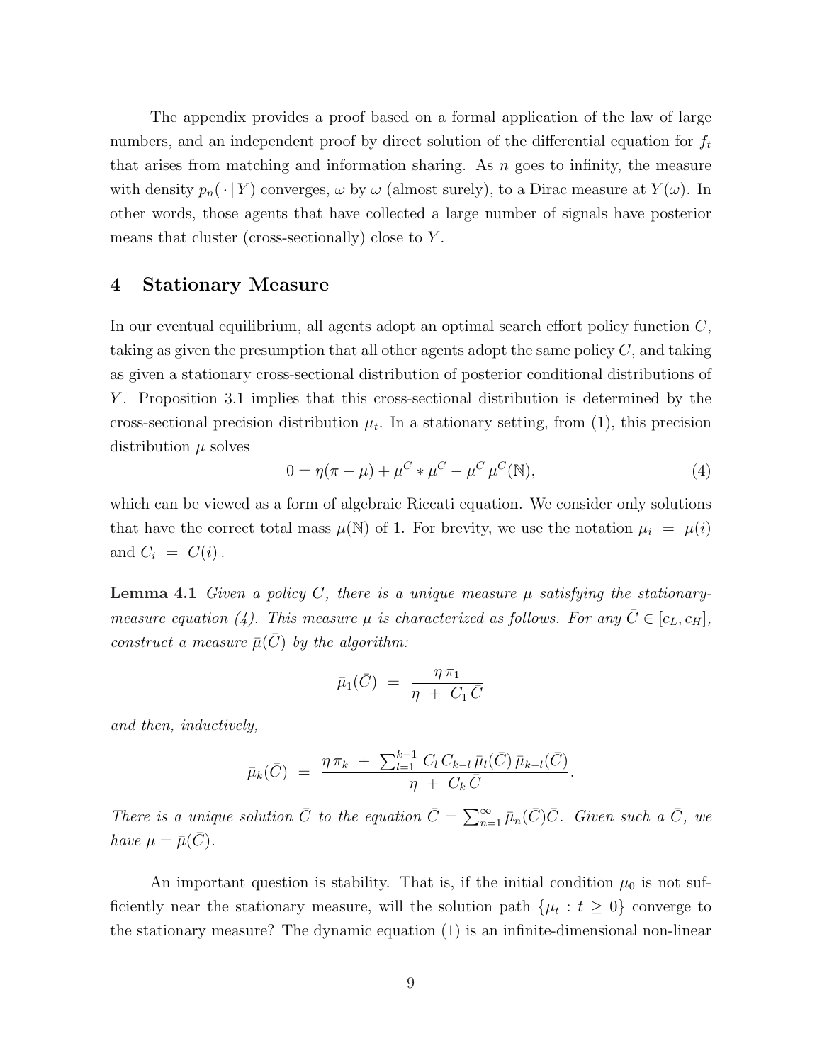The appendix provides a proof based on a formal application of the law of large numbers, and an independent proof by direct solution of the differential equation for $f_t$ that arises from matching and information sharing. As $n$ goes to infinity, the measure with density $p_n(\,\cdot\,|\,Y)$ converges, $\omega$ by $\omega$ (almost surely), to a Dirac measure at $Y(\omega)$. In other words, those agents that have collected a large number of signals have posterior means that cluster (cross-sectionally) close to $Y$.

# 4 Stationary Measure

In our eventual equilibrium, all agents adopt an optimal search effort policy function $C$, taking as given the presumption that all other agents adopt the same policy $C$, and taking as given a stationary cross-sectional distribution of posterior conditional distributions of $Y$. Proposition 3.1 implies that this cross-sectional distribution is determined by the cross-sectional precision distribution $\mu_t$. In a stationary setting, from (1), this precision distribution $\mu$ solves

$$0 = \eta(\pi - \mu) + \mu^C * \mu^C - \mu^C \, \mu^C(\mathbb{N}), \tag{4}$$

which can be viewed as a form of algebraic Riccati equation. We consider only solutions that have the correct total mass $\mu(\mathbb{N})$ of 1. For brevity, we use the notation $\mu_i = \mu(i)$ and $C_i = C(i)$.

**Lemma 4.1** *Given a policy $C$, there is a unique measure $\mu$ satisfying the stationary-measure equation (4). This measure $\mu$ is characterized as follows. For any $\bar{C} \in [c_L, c_H]$, construct a measure $\bar{\mu}(\bar{C})$ by the algorithm:*

$$\bar{\mu}_1(\bar{C}) \;=\; \frac{\eta\,\pi_1}{\eta \;+\; C_1\,\bar{C}}$$

*and then, inductively,*

$$\bar{\mu}_k(\bar{C}) \;=\; \frac{\eta\,\pi_k \;+\; \sum_{l=1}^{k-1} C_l\, C_{k-l}\, \bar{\mu}_l(\bar{C})\, \bar{\mu}_{k-l}(\bar{C})}{\eta \;+\; C_k\,\bar{C}}.$$

*There is a unique solution $\bar{C}$ to the equation $\bar{C} = \sum_{n=1}^{\infty} \bar{\mu}_n(\bar{C})\bar{C}$. Given such a $\bar{C}$, we have $\mu = \bar{\mu}(\bar{C})$.*

An important question is stability. That is, if the initial condition $\mu_0$ is not sufficiently near the stationary measure, will the solution path $\{\mu_t : t \geq 0\}$ converge to the stationary measure? The dynamic equation (1) is an infinite-dimensional non-linear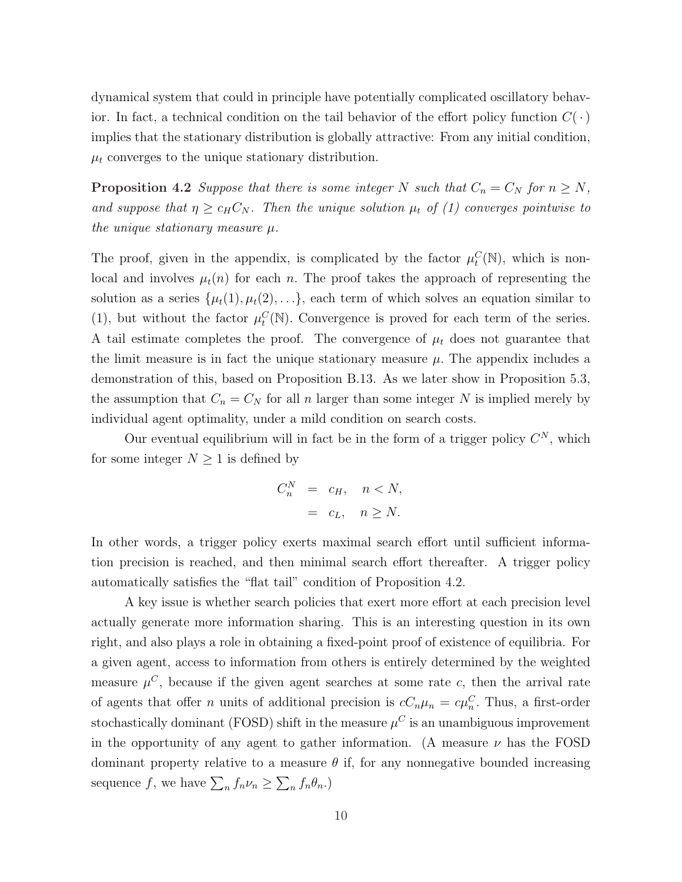dynamical system that could in principle have potentially complicated oscillatory behavior. In fact, a technical condition on the tail behavior of the effort policy function $C(\,\cdot\,)$ implies that the stationary distribution is globally attractive: From any initial condition, $\mu_t$ converges to the unique stationary distribution.

**Proposition 4.2** *Suppose that there is some integer $N$ such that $C_n = C_N$ for $n \geq N$, and suppose that $\eta \geq c_H C_N$. Then the unique solution $\mu_t$ of (1) converges pointwise to the unique stationary measure $\mu$.*

The proof, given in the appendix, is complicated by the factor $\mu_t^C(\mathbb{N})$, which is non-local and involves $\mu_t(n)$ for each $n$. The proof takes the approach of representing the solution as a series $\{\mu_t(1), \mu_t(2), \ldots\}$, each term of which solves an equation similar to (1), but without the factor $\mu_t^C(\mathbb{N})$. Convergence is proved for each term of the series. A tail estimate completes the proof. The convergence of $\mu_t$ does not guarantee that the limit measure is in fact the unique stationary measure $\mu$. The appendix includes a demonstration of this, based on Proposition B.13. As we later show in Proposition 5.3, the assumption that $C_n = C_N$ for all $n$ larger than some integer $N$ is implied merely by individual agent optimality, under a mild condition on search costs.

Our eventual equilibrium will in fact be in the form of a trigger policy $C^N$, which for some integer $N \geq 1$ is defined by

$$
\begin{aligned}
C_n^N &= c_H, \quad n < N, \\
&= c_L, \quad n \geq N.
\end{aligned}
$$

In other words, a trigger policy exerts maximal search effort until sufficient information precision is reached, and then minimal search effort thereafter. A trigger policy automatically satisfies the "flat tail" condition of Proposition 4.2.

A key issue is whether search policies that exert more effort at each precision level actually generate more information sharing. This is an interesting question in its own right, and also plays a role in obtaining a fixed-point proof of existence of equilibria. For a given agent, access to information from others is entirely determined by the weighted measure $\mu^C$, because if the given agent searches at some rate $c$, then the arrival rate of agents that offer $n$ units of additional precision is $cC_n\mu_n = c\mu_n^C$. Thus, a first-order stochastically dominant (FOSD) shift in the measure $\mu^C$ is an unambiguous improvement in the opportunity of any agent to gather information. (A measure $\nu$ has the FOSD dominant property relative to a measure $\theta$ if, for any nonnegative bounded increasing sequence $f$, we have $\sum_n f_n \nu_n \geq \sum_n f_n \theta_n$.)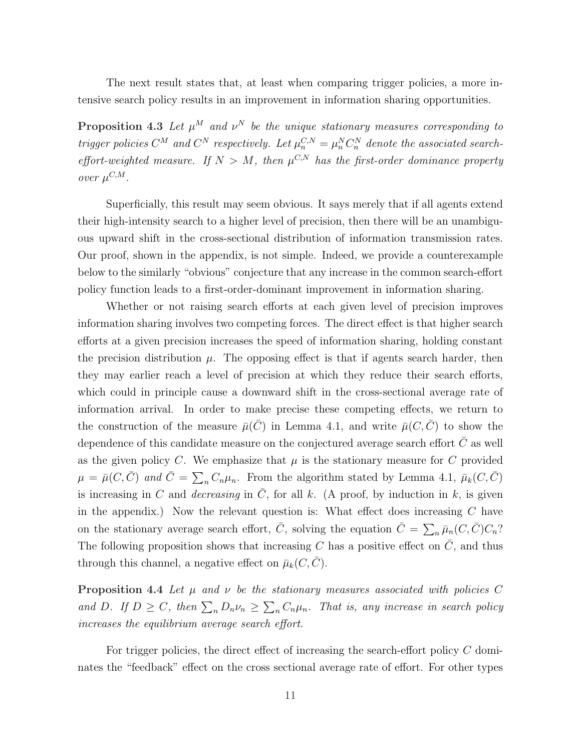The next result states that, at least when comparing trigger policies, a more intensive search policy results in an improvement in information sharing opportunities.

**Proposition 4.3** *Let $\mu^M$ and $\nu^N$ be the unique stationary measures corresponding to trigger policies $C^M$ and $C^N$ respectively. Let $\mu_n^{C,N} = \mu_n^N C_n^N$ denote the associated search-effort-weighted measure. If $N > M$, then $\mu^{C,N}$ has the first-order dominance property over $\mu^{C,M}$.*

Superficially, this result may seem obvious. It says merely that if all agents extend their high-intensity search to a higher level of precision, then there will be an unambiguous upward shift in the cross-sectional distribution of information transmission rates. Our proof, shown in the appendix, is not simple. Indeed, we provide a counterexample below to the similarly "obvious" conjecture that any increase in the common search-effort policy function leads to a first-order-dominant improvement in information sharing.

Whether or not raising search efforts at each given level of precision improves information sharing involves two competing forces. The direct effect is that higher search efforts at a given precision increases the speed of information sharing, holding constant the precision distribution $\mu$. The opposing effect is that if agents search harder, then they may earlier reach a level of precision at which they reduce their search efforts, which could in principle cause a downward shift in the cross-sectional average rate of information arrival. In order to make precise these competing effects, we return to the construction of the measure $\bar{\mu}(\bar{C})$ in Lemma 4.1, and write $\bar{\mu}(C, \bar{C})$ to show the dependence of this candidate measure on the conjectured average search effort $\bar{C}$ as well as the given policy $C$. We emphasize that $\mu$ is the stationary measure for $C$ provided $\mu = \bar{\mu}(C, \bar{C})$ *and* $\bar{C} = \sum_n C_n \mu_n$. From the algorithm stated by Lemma 4.1, $\bar{\mu}_k(C, \bar{C})$ is increasing in $C$ and *decreasing* in $\bar{C}$, for all $k$. (A proof, by induction in $k$, is given in the appendix.) Now the relevant question is: What effect does increasing $C$ have on the stationary average search effort, $\bar{C}$, solving the equation $\bar{C} = \sum_n \bar{\mu}_n(C, \bar{C}) C_n$? The following proposition shows that increasing $C$ has a positive effect on $\bar{C}$, and thus through this channel, a negative effect on $\bar{\mu}_k(C, \bar{C})$.

**Proposition 4.4** *Let $\mu$ and $\nu$ be the stationary measures associated with policies $C$ and $D$. If $D \geq C$, then $\sum_n D_n \nu_n \geq \sum_n C_n \mu_n$. That is, any increase in search policy increases the equilibrium average search effort.*

For trigger policies, the direct effect of increasing the search-effort policy $C$ dominates the "feedback" effect on the cross sectional average rate of effort. For other types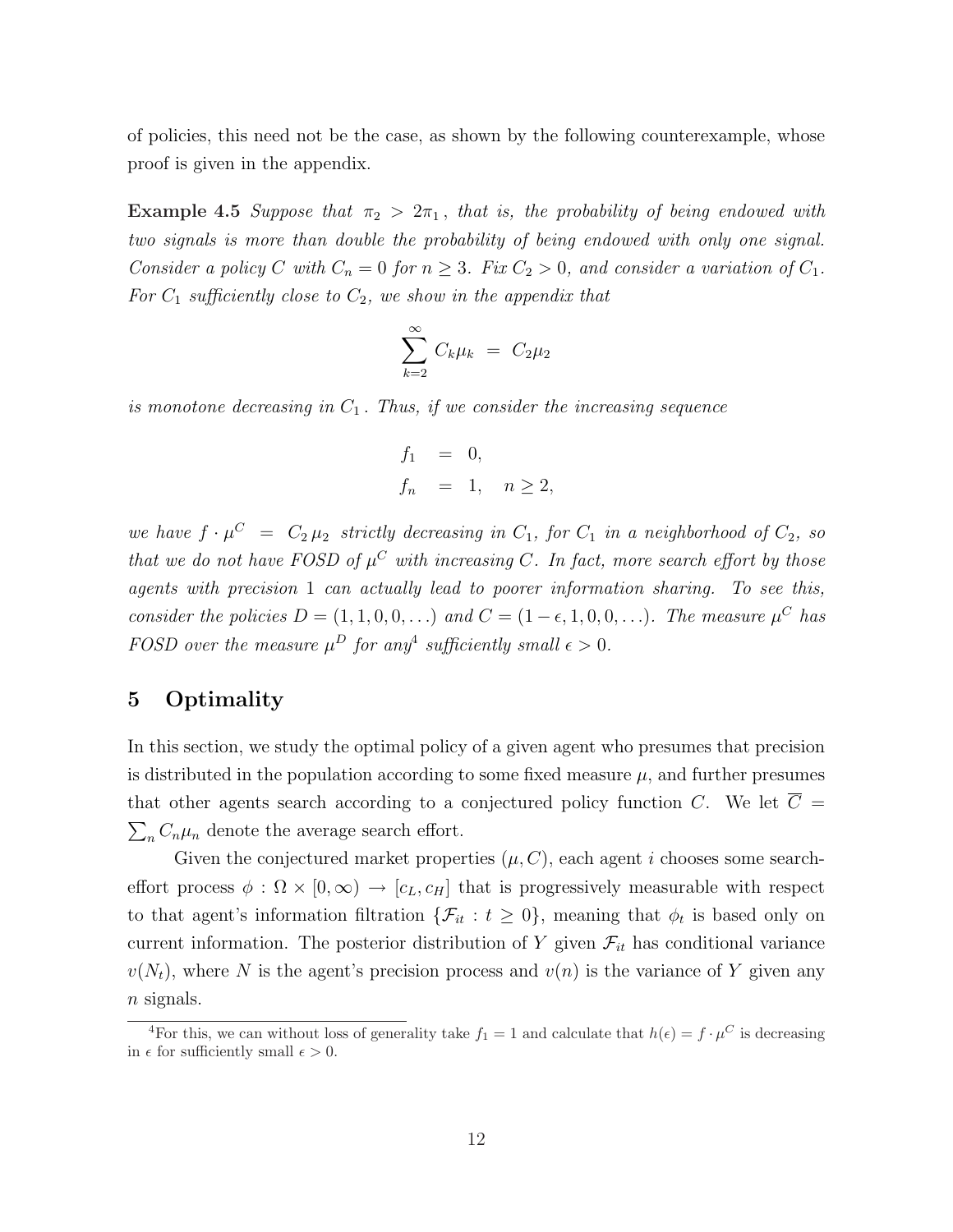of policies, this need not be the case, as shown by the following counterexample, whose proof is given in the appendix.

**Example 4.5** *Suppose that $\pi_2 > 2\pi_1$, that is, the probability of being endowed with two signals is more than double the probability of being endowed with only one signal. Consider a policy $C$ with $C_n = 0$ for $n \geq 3$. Fix $C_2 > 0$, and consider a variation of $C_1$. For $C_1$ sufficiently close to $C_2$, we show in the appendix that*

$$\sum_{k=2}^{\infty} C_k \mu_k \;=\; C_2 \mu_2$$

*is monotone decreasing in $C_1$. Thus, if we consider the increasing sequence*

$$\begin{aligned} f_1 &= 0, \\ f_n &= 1, \quad n \geq 2, \end{aligned}$$

*we have $f \cdot \mu^C \;=\; C_2 \, \mu_2$ strictly decreasing in $C_1$, for $C_1$ in a neighborhood of $C_2$, so that we do not have FOSD of $\mu^C$ with increasing $C$. In fact, more search effort by those agents with precision 1 can actually lead to poorer information sharing. To see this, consider the policies $D = (1, 1, 0, 0, \ldots)$ and $C = (1 - \epsilon, 1, 0, 0, \ldots)$. The measure $\mu^C$ has FOSD over the measure $\mu^D$ for any[4] sufficiently small $\epsilon > 0$.*

# 5 Optimality

In this section, we study the optimal policy of a given agent who presumes that precision is distributed in the population according to some fixed measure $\mu$, and further presumes that other agents search according to a conjectured policy function $C$. We let $\overline{C} = \sum_n C_n \mu_n$ denote the average search effort.

Given the conjectured market properties $(\mu, C)$, each agent $i$ chooses some search-effort process $\phi : \Omega \times [0, \infty) \to [c_L, c_H]$ that is progressively measurable with respect to that agent's information filtration $\{\mathcal{F}_{it} : t \geq 0\}$, meaning that $\phi_t$ is based only on current information. The posterior distribution of $Y$ given $\mathcal{F}_{it}$ has conditional variance $v(N_t)$, where $N$ is the agent's precision process and $v(n)$ is the variance of $Y$ given any $n$ signals.

[4] For this, we can without loss of generality take $f_1 = 1$ and calculate that $h(\epsilon) = f \cdot \mu^C$ is decreasing in $\epsilon$ for sufficiently small $\epsilon > 0$.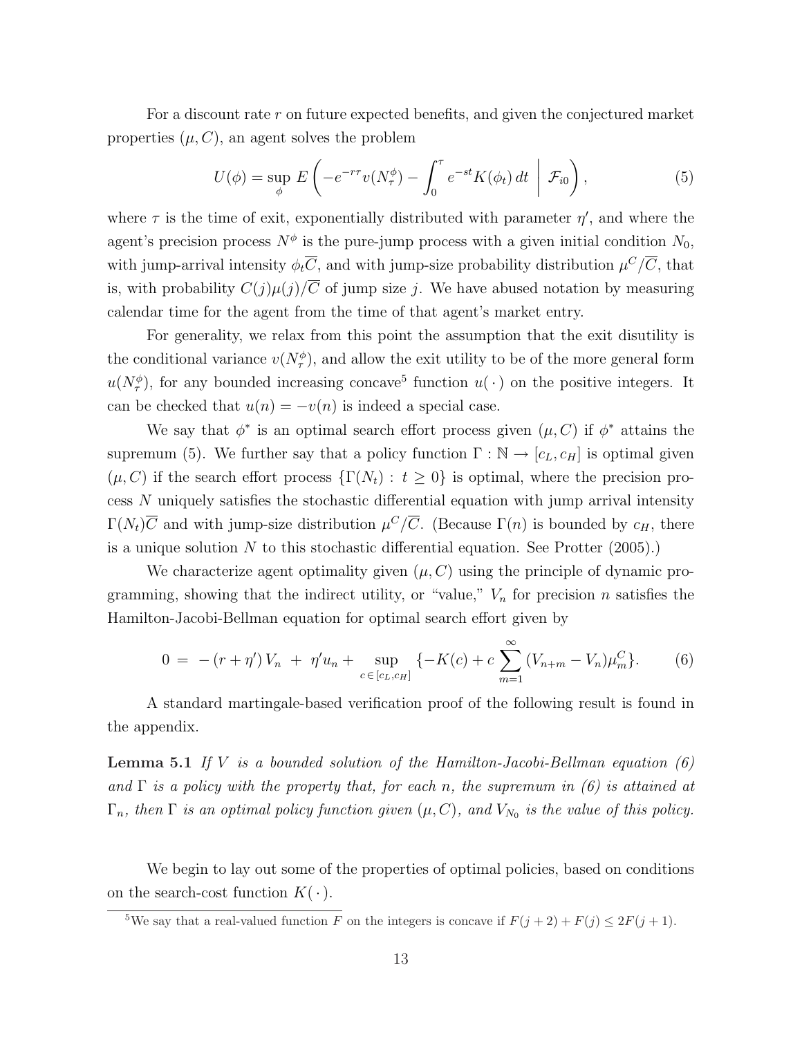For a discount rate $r$ on future expected benefits, and given the conjectured market properties $(\mu, C)$, an agent solves the problem

$$U(\phi) = \sup_{\phi} E\left( -e^{-r\tau} v(N_\tau^\phi) - \int_0^\tau e^{-st} K(\phi_t)\, dt \;\middle|\; \mathcal{F}_{i0} \right), \tag{5}$$

where $\tau$ is the time of exit, exponentially distributed with parameter $\eta'$, and where the agent's precision process $N^\phi$ is the pure-jump process with a given initial condition $N_0$, with jump-arrival intensity $\phi_t \overline{C}$, and with jump-size probability distribution $\mu^C/\overline{C}$, that is, with probability $C(j)\mu(j)/\overline{C}$ of jump size $j$. We have abused notation by measuring calendar time for the agent from the time of that agent's market entry.

For generality, we relax from this point the assumption that the exit disutility is the conditional variance $v(N_\tau^\phi)$, and allow the exit utility to be of the more general form $u(N_\tau^\phi)$, for any bounded increasing concave[5] function $u(\,\cdot\,)$ on the positive integers. It can be checked that $u(n) = -v(n)$ is indeed a special case.

We say that $\phi^*$ is an optimal search effort process given $(\mu, C)$ if $\phi^*$ attains the supremum (5). We further say that a policy function $\Gamma : \mathbb{N} \to [c_L, c_H]$ is optimal given $(\mu, C)$ if the search effort process $\{\Gamma(N_t) : t \geq 0\}$ is optimal, where the precision process $N$ uniquely satisfies the stochastic differential equation with jump arrival intensity $\Gamma(N_t)\overline{C}$ and with jump-size distribution $\mu^C/\overline{C}$. (Because $\Gamma(n)$ is bounded by $c_H$, there is a unique solution $N$ to this stochastic differential equation. See Protter (2005).)

We characterize agent optimality given $(\mu, C)$ using the principle of dynamic programming, showing that the indirect utility, or "value," $V_n$ for precision $n$ satisfies the Hamilton-Jacobi-Bellman equation for optimal search effort given by

$$0 \;=\; -\,(r + \eta')\, V_n \;+\; \eta' u_n + \sup_{c \,\in\, [c_L, c_H]} \{-K(c) + c \sum_{m=1}^{\infty} (V_{n+m} - V_n)\mu_m^C\}. \tag{6}$$

A standard martingale-based verification proof of the following result is found in the appendix.

**Lemma 5.1** *If $V$ is a bounded solution of the Hamilton-Jacobi-Bellman equation (6) and $\Gamma$ is a policy with the property that, for each $n$, the supremum in (6) is attained at $\Gamma_n$, then $\Gamma$ is an optimal policy function given $(\mu, C)$, and $V_{N_0}$ is the value of this policy.*

We begin to lay out some of the properties of optimal policies, based on conditions on the search-cost function $K(\,\cdot\,)$.

[5] We say that a real-valued function $F$ on the integers is concave if $F(j+2) + F(j) \leq 2F(j+1)$.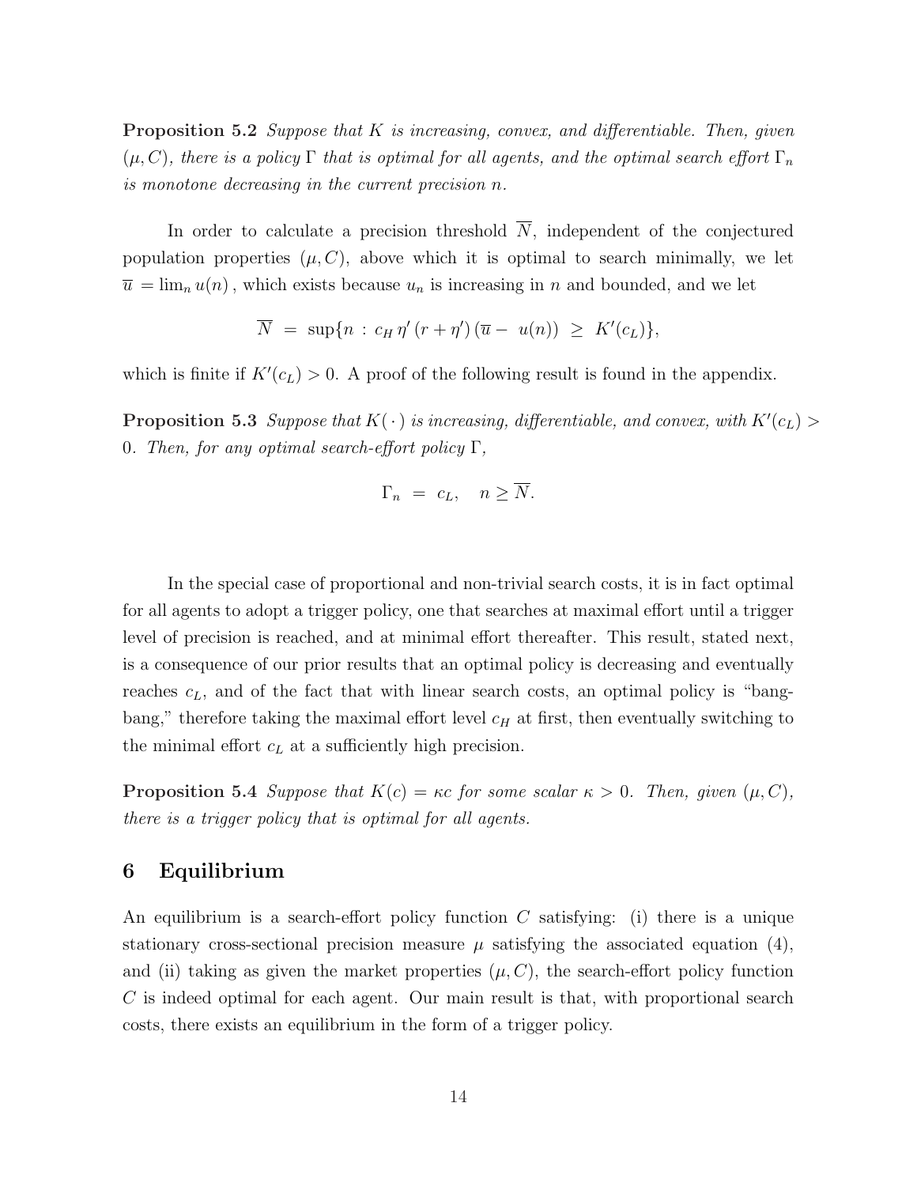**Proposition 5.2** *Suppose that $K$ is increasing, convex, and differentiable. Then, given $(\mu, C)$, there is a policy $\Gamma$ that is optimal for all agents, and the optimal search effort $\Gamma_n$ is monotone decreasing in the current precision $n$.*

In order to calculate a precision threshold $\overline{N}$, independent of the conjectured population properties $(\mu, C)$, above which it is optimal to search minimally, we let $\overline{u} = \lim_n u(n)$, which exists because $u_n$ is increasing in $n$ and bounded, and we let

$$\overline{N} \;=\; \sup\{n \;:\; c_H\, \eta' \,(r + \eta')\,(\overline{u} - \; u(n)) \;\geq\; K'(c_L)\},$$

which is finite if $K'(c_L) > 0$. A proof of the following result is found in the appendix.

**Proposition 5.3** *Suppose that $K(\,\cdot\,)$ is increasing, differentiable, and convex, with $K'(c_L) > 0$. Then, for any optimal search-effort policy $\Gamma$,*

$$\Gamma_n \;=\; c_L, \quad n \geq \overline{N}.$$

In the special case of proportional and non-trivial search costs, it is in fact optimal for all agents to adopt a trigger policy, one that searches at maximal effort until a trigger level of precision is reached, and at minimal effort thereafter. This result, stated next, is a consequence of our prior results that an optimal policy is decreasing and eventually reaches $c_L$, and of the fact that with linear search costs, an optimal policy is "bang-bang," therefore taking the maximal effort level $c_H$ at first, then eventually switching to the minimal effort $c_L$ at a sufficiently high precision.

**Proposition 5.4** *Suppose that $K(c) = \kappa c$ for some scalar $\kappa > 0$. Then, given $(\mu, C)$, there is a trigger policy that is optimal for all agents.*

## 6 Equilibrium

An equilibrium is a search-effort policy function $C$ satisfying: (i) there is a unique stationary cross-sectional precision measure $\mu$ satisfying the associated equation (4), and (ii) taking as given the market properties $(\mu, C)$, the search-effort policy function $C$ is indeed optimal for each agent. Our main result is that, with proportional search costs, there exists an equilibrium in the form of a trigger policy.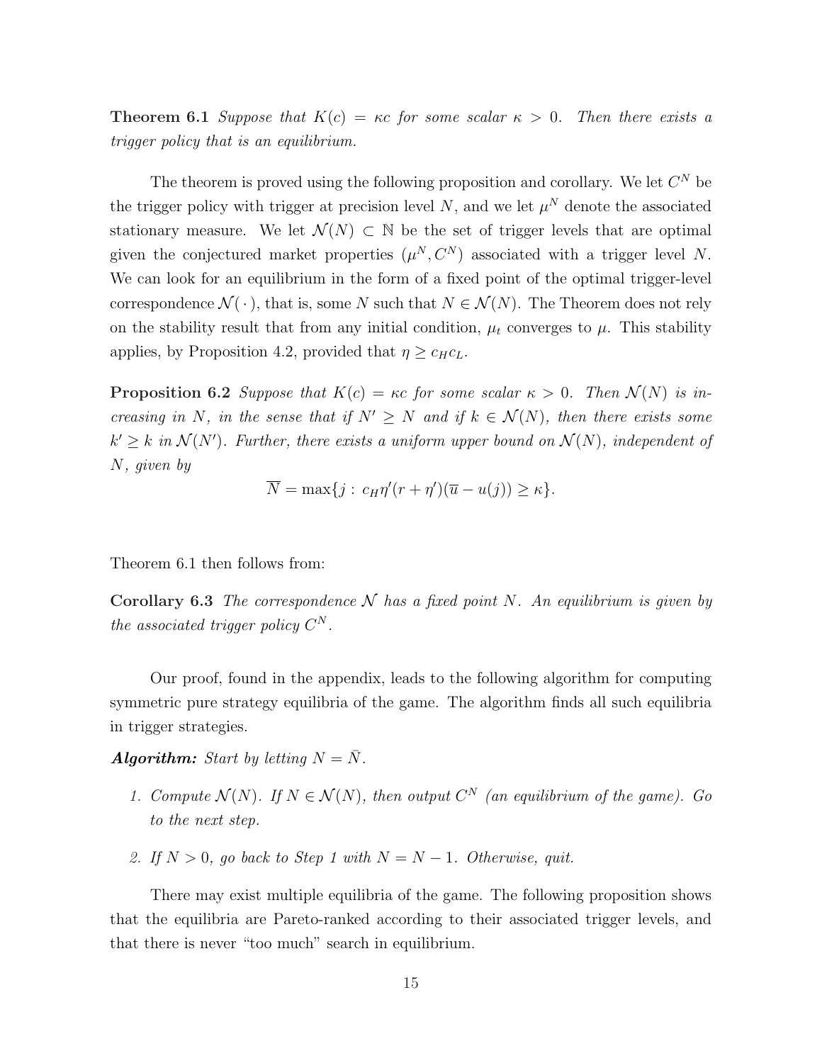**Theorem 6.1** *Suppose that $K(c) = \kappa c$ for some scalar $\kappa > 0$. Then there exists a trigger policy that is an equilibrium.*

The theorem is proved using the following proposition and corollary. We let $C^N$ be the trigger policy with trigger at precision level $N$, and we let $\mu^N$ denote the associated stationary measure. We let $\mathcal{N}(N) \subset \mathbb{N}$ be the set of trigger levels that are optimal given the conjectured market properties $(\mu^N, C^N)$ associated with a trigger level $N$. We can look for an equilibrium in the form of a fixed point of the optimal trigger-level correspondence $\mathcal{N}(\,\cdot\,)$, that is, some $N$ such that $N \in \mathcal{N}(N)$. The Theorem does not rely on the stability result that from any initial condition, $\mu_t$ converges to $\mu$. This stability applies, by Proposition 4.2, provided that $\eta \geq c_H c_L$.

**Proposition 6.2** *Suppose that $K(c) = \kappa c$ for some scalar $\kappa > 0$. Then $\mathcal{N}(N)$ is increasing in $N$, in the sense that if $N' \geq N$ and if $k \in \mathcal{N}(N)$, then there exists some $k' \geq k$ in $\mathcal{N}(N')$. Further, there exists a uniform upper bound on $\mathcal{N}(N)$, independent of $N$, given by*

$$\overline{N} = \max\{j : \, c_H \eta'(r + \eta')(\overline{u} - u(j)) \geq \kappa\}.$$

Theorem 6.1 then follows from:

**Corollary 6.3** *The correspondence $\mathcal{N}$ has a fixed point $N$. An equilibrium is given by the associated trigger policy $C^N$.*

Our proof, found in the appendix, leads to the following algorithm for computing symmetric pure strategy equilibria of the game. The algorithm finds all such equilibria in trigger strategies.

***Algorithm:*** *Start by letting $N = \bar{N}$.*

1. *Compute $\mathcal{N}(N)$. If $N \in \mathcal{N}(N)$, then output $C^N$ (an equilibrium of the game). Go to the next step.*
2. *If $N > 0$, go back to Step 1 with $N = N - 1$. Otherwise, quit.*

There may exist multiple equilibria of the game. The following proposition shows that the equilibria are Pareto-ranked according to their associated trigger levels, and that there is never "too much" search in equilibrium.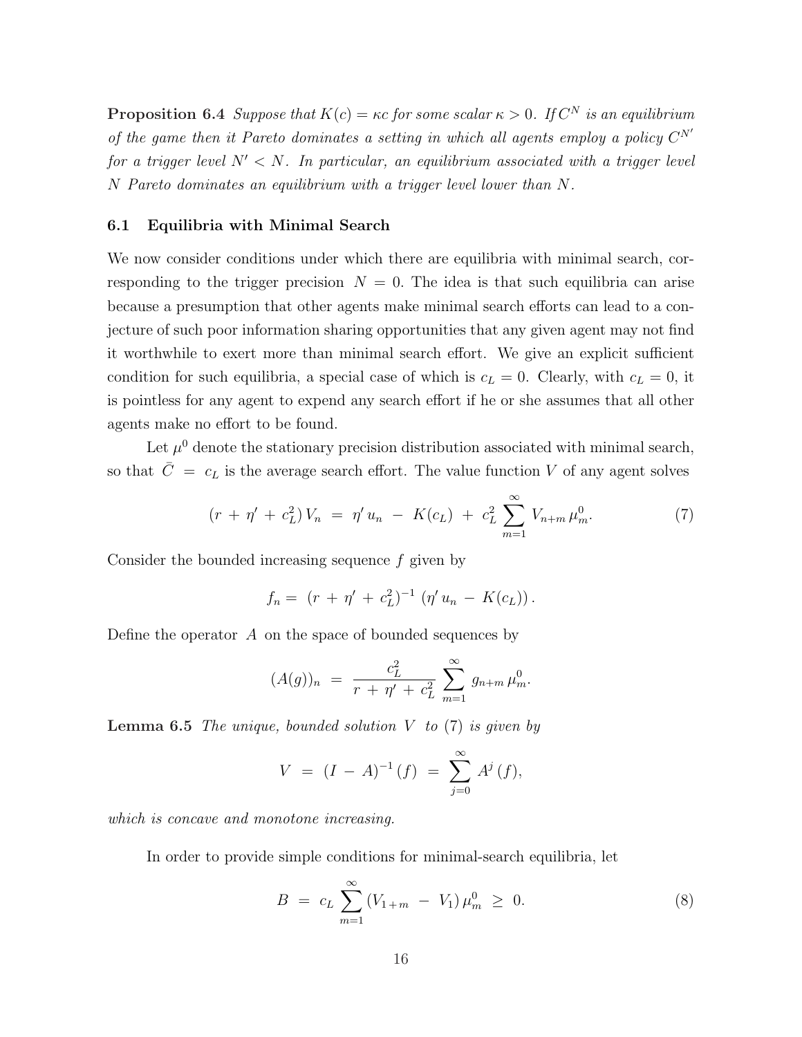**Proposition 6.4** *Suppose that $K(c) = \kappa c$ for some scalar $\kappa > 0$. If $C^N$ is an equilibrium of the game then it Pareto dominates a setting in which all agents employ a policy $C^{N'}$ for a trigger level $N' < N$. In particular, an equilibrium associated with a trigger level $N$ Pareto dominates an equilibrium with a trigger level lower than $N$.*

### 6.1 Equilibria with Minimal Search

We now consider conditions under which there are equilibria with minimal search, corresponding to the trigger precision $N = 0$. The idea is that such equilibria can arise because a presumption that other agents make minimal search efforts can lead to a conjecture of such poor information sharing opportunities that any given agent may not find it worthwhile to exert more than minimal search effort. We give an explicit sufficient condition for such equilibria, a special case of which is $c_L = 0$. Clearly, with $c_L = 0$, it is pointless for any agent to expend any search effort if he or she assumes that all other agents make no effort to be found.

Let $\mu^0$ denote the stationary precision distribution associated with minimal search, so that $\bar{C} = c_L$ is the average search effort. The value function $V$ of any agent solves

$$(r + \eta' + c_L^2)\, V_n \;=\; \eta'\, u_n \;-\; K(c_L) \;+\; c_L^2 \sum_{m=1}^{\infty} V_{n+m}\, \mu_m^0. \tag{7}$$

Consider the bounded increasing sequence $f$ given by

$$f_n = \; (r + \eta' + c_L^2)^{-1}\, (\eta'\, u_n \,-\, K(c_L)) \,.$$

Define the operator $A$ on the space of bounded sequences by

$$(A(g))_n \;=\; \frac{c_L^2}{r + \eta' + c_L^2} \sum_{m=1}^{\infty} g_{n+m}\, \mu_m^0.$$

**Lemma 6.5** *The unique, bounded solution $V$ to (7) is given by*

$$V \;=\; (I \,-\, A)^{-1}\,(f) \;=\; \sum_{j=0}^{\infty} A^j\,(f),$$

*which is concave and monotone increasing.*

In order to provide simple conditions for minimal-search equilibria, let

$$B \;=\; c_L \sum_{m=1}^{\infty} (V_{1+m} \;-\; V_1)\, \mu_m^0 \;\geq\; 0. \tag{8}$$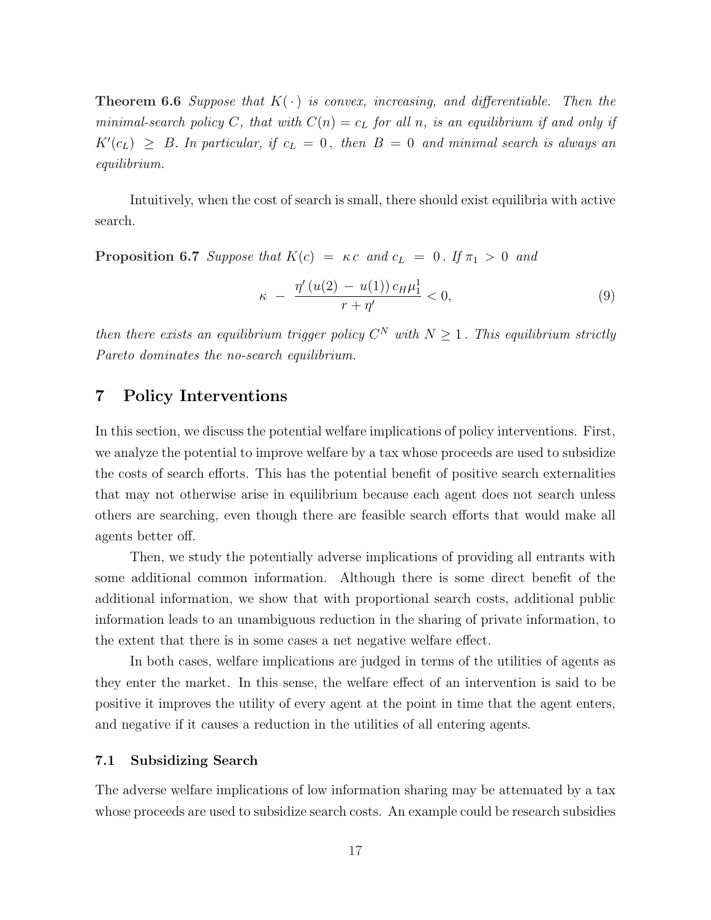**Theorem 6.6** *Suppose that $K(\,\cdot\,)$ is convex, increasing, and differentiable. Then the minimal-search policy $C$, that with $C(n) = c_L$ for all $n$, is an equilibrium if and only if $K'(c_L) \geq B$. In particular, if $c_L = 0$, then $B = 0$ and minimal search is always an equilibrium.*

Intuitively, when the cost of search is small, there should exist equilibria with active search.

**Proposition 6.7** *Suppose that $K(c) = \kappa c$ and $c_L = 0$. If $\pi_1 > 0$ and*

$$\kappa - \frac{\eta' \left(u(2) - u(1)\right) c_H \mu_1^1}{r + \eta'} < 0, \tag{9}$$

*then there exists an equilibrium trigger policy $C^N$ with $N \geq 1$. This equilibrium strictly Pareto dominates the no-search equilibrium.*

# 7 Policy Interventions

In this section, we discuss the potential welfare implications of policy interventions. First, we analyze the potential to improve welfare by a tax whose proceeds are used to subsidize the costs of search efforts. This has the potential benefit of positive search externalities that may not otherwise arise in equilibrium because each agent does not search unless others are searching, even though there are feasible search efforts that would make all agents better off.

Then, we study the potentially adverse implications of providing all entrants with some additional common information. Although there is some direct benefit of the additional information, we show that with proportional search costs, additional public information leads to an unambiguous reduction in the sharing of private information, to the extent that there is in some cases a net negative welfare effect.

In both cases, welfare implications are judged in terms of the utilities of agents as they enter the market. In this sense, the welfare effect of an intervention is said to be positive it improves the utility of every agent at the point in time that the agent enters, and negative if it causes a reduction in the utilities of all entering agents.

## 7.1 Subsidizing Search

The adverse welfare implications of low information sharing may be attenuated by a tax whose proceeds are used to subsidize search costs. An example could be research subsidies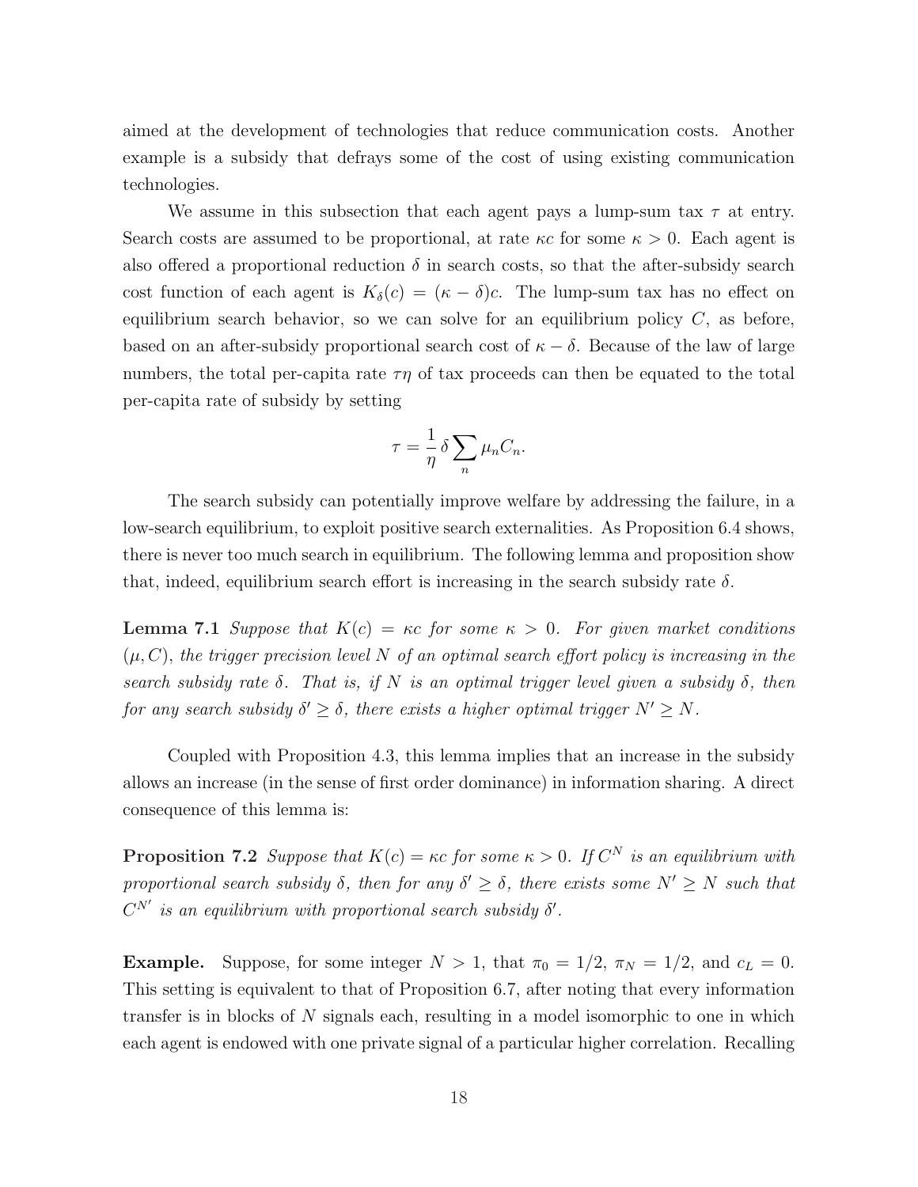aimed at the development of technologies that reduce communication costs. Another example is a subsidy that defrays some of the cost of using existing communication technologies.

We assume in this subsection that each agent pays a lump-sum tax $\tau$ at entry. Search costs are assumed to be proportional, at rate $\kappa c$ for some $\kappa > 0$. Each agent is also offered a proportional reduction $\delta$ in search costs, so that the after-subsidy search cost function of each agent is $K_\delta(c) = (\kappa - \delta)c$. The lump-sum tax has no effect on equilibrium search behavior, so we can solve for an equilibrium policy $C$, as before, based on an after-subsidy proportional search cost of $\kappa - \delta$. Because of the law of large numbers, the total per-capita rate $\tau\eta$ of tax proceeds can then be equated to the total per-capita rate of subsidy by setting

$$\tau = \frac{1}{\eta}\,\delta \sum_n \mu_n C_n.$$

The search subsidy can potentially improve welfare by addressing the failure, in a low-search equilibrium, to exploit positive search externalities. As Proposition 6.4 shows, there is never too much search in equilibrium. The following lemma and proposition show that, indeed, equilibrium search effort is increasing in the search subsidy rate $\delta$.

**Lemma 7.1** *Suppose that $K(c) = \kappa c$ for some $\kappa > 0$. For given market conditions $(\mu, C)$, the trigger precision level $N$ of an optimal search effort policy is increasing in the search subsidy rate $\delta$. That is, if $N$ is an optimal trigger level given a subsidy $\delta$, then for any search subsidy $\delta' \geq \delta$, there exists a higher optimal trigger $N' \geq N$.*

Coupled with Proposition 4.3, this lemma implies that an increase in the subsidy allows an increase (in the sense of first order dominance) in information sharing. A direct consequence of this lemma is:

**Proposition 7.2** *Suppose that $K(c) = \kappa c$ for some $\kappa > 0$. If $C^N$ is an equilibrium with proportional search subsidy $\delta$, then for any $\delta' \geq \delta$, there exists some $N' \geq N$ such that $C^{N'}$ is an equilibrium with proportional search subsidy $\delta'$.*

**Example.** Suppose, for some integer $N > 1$, that $\pi_0 = 1/2$, $\pi_N = 1/2$, and $c_L = 0$. This setting is equivalent to that of Proposition 6.7, after noting that every information transfer is in blocks of $N$ signals each, resulting in a model isomorphic to one in which each agent is endowed with one private signal of a particular higher correlation. Recalling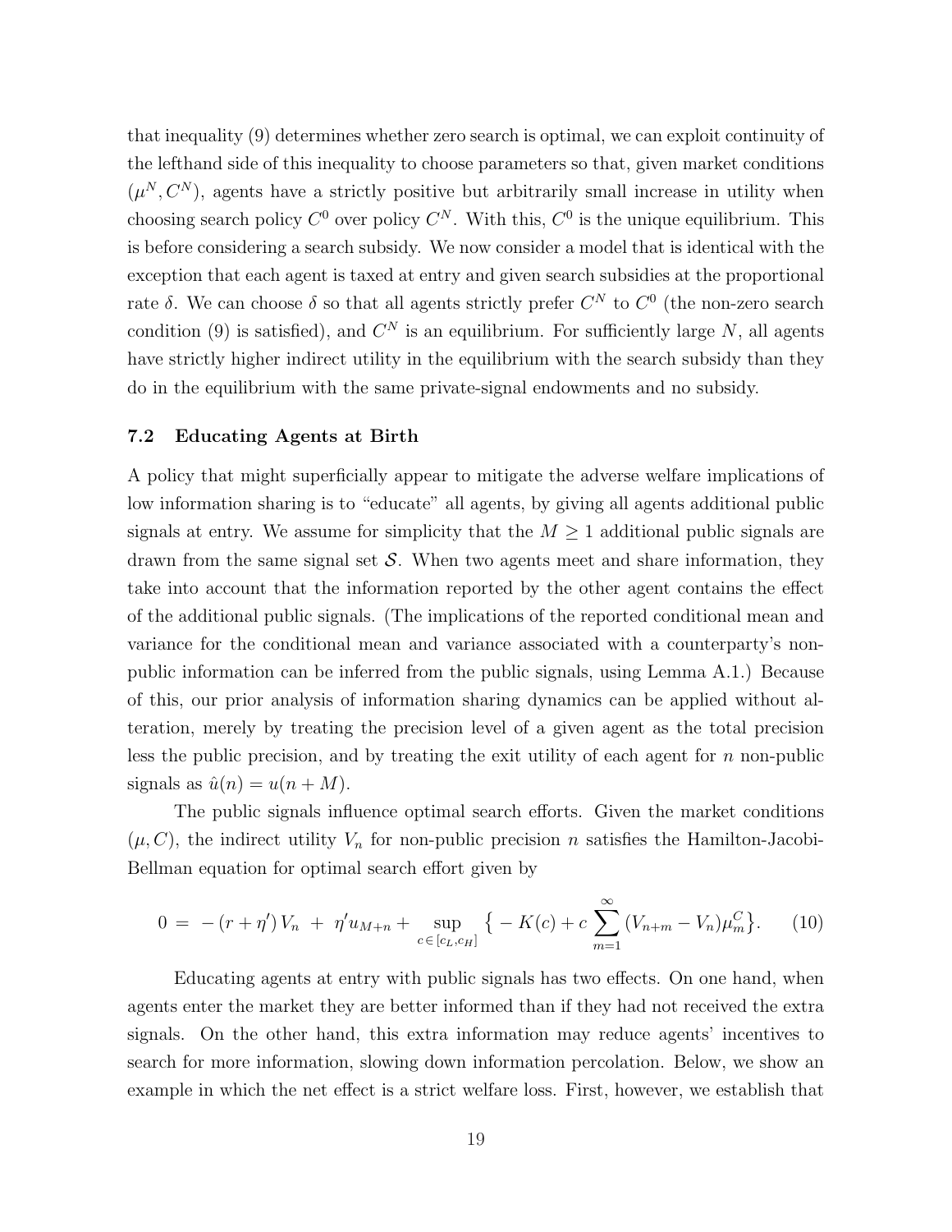that inequality (9) determines whether zero search is optimal, we can exploit continuity of the lefthand side of this inequality to choose parameters so that, given market conditions $(\mu^N, C^N)$, agents have a strictly positive but arbitrarily small increase in utility when choosing search policy $C^0$ over policy $C^N$. With this, $C^0$ is the unique equilibrium. This is before considering a search subsidy. We now consider a model that is identical with the exception that each agent is taxed at entry and given search subsidies at the proportional rate $\delta$. We can choose $\delta$ so that all agents strictly prefer $C^N$ to $C^0$ (the non-zero search condition (9) is satisfied), and $C^N$ is an equilibrium. For sufficiently large $N$, all agents have strictly higher indirect utility in the equilibrium with the search subsidy than they do in the equilibrium with the same private-signal endowments and no subsidy.

### 7.2 Educating Agents at Birth

A policy that might superficially appear to mitigate the adverse welfare implications of low information sharing is to "educate" all agents, by giving all agents additional public signals at entry. We assume for simplicity that the $M \geq 1$ additional public signals are drawn from the same signal set $\mathcal{S}$. When two agents meet and share information, they take into account that the information reported by the other agent contains the effect of the additional public signals. (The implications of the reported conditional mean and variance for the conditional mean and variance associated with a counterparty's non-public information can be inferred from the public signals, using Lemma A.1.) Because of this, our prior analysis of information sharing dynamics can be applied without alteration, merely by treating the precision level of a given agent as the total precision less the public precision, and by treating the exit utility of each agent for $n$ non-public signals as $\hat{u}(n) = u(n + M)$.

The public signals influence optimal search efforts. Given the market conditions $(\mu, C)$, the indirect utility $V_n$ for non-public precision $n$ satisfies the Hamilton-Jacobi-Bellman equation for optimal search effort given by

$$0 = -(r + \eta')V_n + \eta' u_{M+n} + \sup_{c \in [c_L, c_H]} \left\{ -K(c) + c \sum_{m=1}^{\infty} (V_{n+m} - V_n)\mu_m^C \right\}. \tag{10}$$

Educating agents at entry with public signals has two effects. On one hand, when agents enter the market they are better informed than if they had not received the extra signals. On the other hand, this extra information may reduce agents' incentives to search for more information, slowing down information percolation. Below, we show an example in which the net effect is a strict welfare loss. First, however, we establish that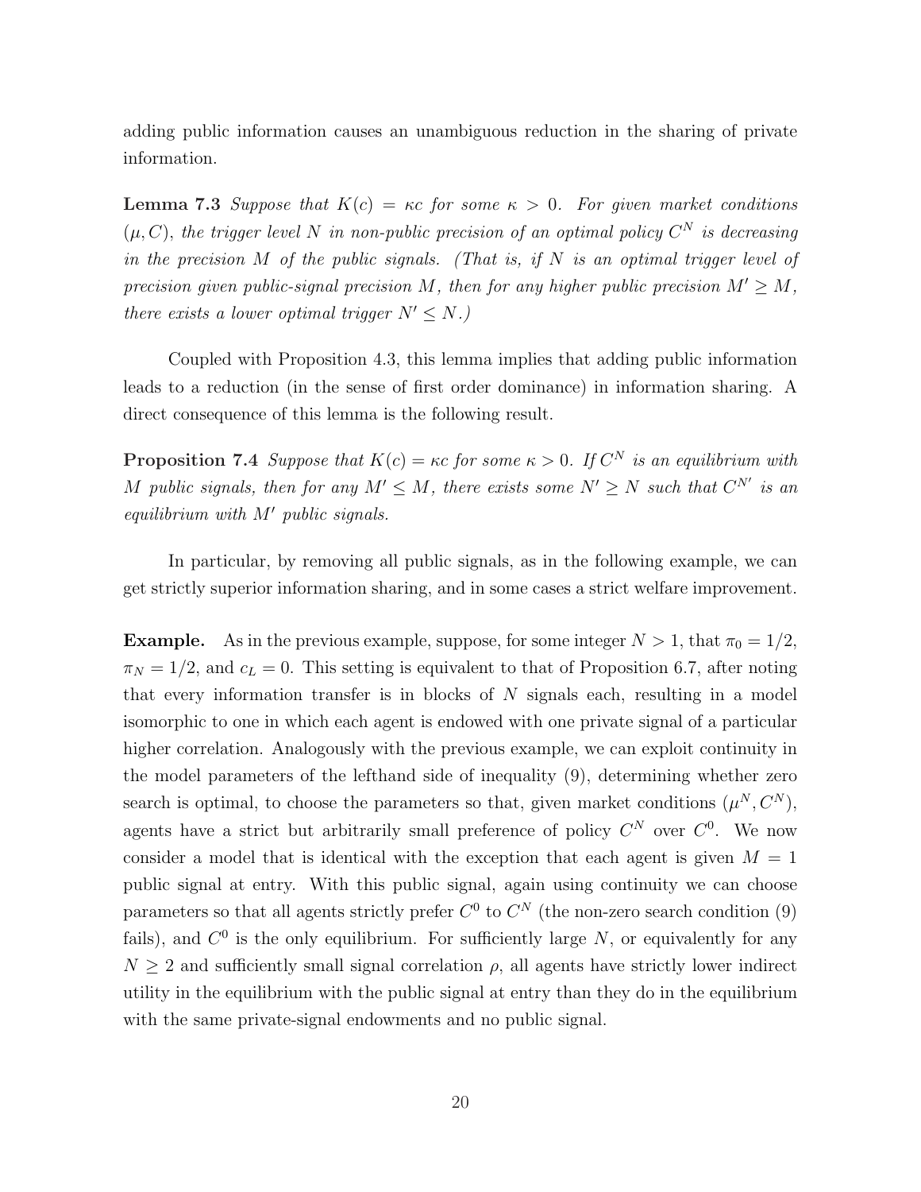adding public information causes an unambiguous reduction in the sharing of private information.

**Lemma 7.3** *Suppose that $K(c) = \kappa c$ for some $\kappa > 0$. For given market conditions $(\mu, C)$, the trigger level $N$ in non-public precision of an optimal policy $C^N$ is decreasing in the precision $M$ of the public signals. (That is, if $N$ is an optimal trigger level of precision given public-signal precision $M$, then for any higher public precision $M' \geq M$, there exists a lower optimal trigger $N' \leq N$.)*

Coupled with Proposition 4.3, this lemma implies that adding public information leads to a reduction (in the sense of first order dominance) in information sharing. A direct consequence of this lemma is the following result.

**Proposition 7.4** *Suppose that $K(c) = \kappa c$ for some $\kappa > 0$. If $C^N$ is an equilibrium with $M$ public signals, then for any $M' \leq M$, there exists some $N' \geq N$ such that $C^{N'}$ is an equilibrium with $M'$ public signals.*

In particular, by removing all public signals, as in the following example, we can get strictly superior information sharing, and in some cases a strict welfare improvement.

**Example.** As in the previous example, suppose, for some integer $N > 1$, that $\pi_0 = 1/2$, $\pi_N = 1/2$, and $c_L = 0$. This setting is equivalent to that of Proposition 6.7, after noting that every information transfer is in blocks of $N$ signals each, resulting in a model isomorphic to one in which each agent is endowed with one private signal of a particular higher correlation. Analogously with the previous example, we can exploit continuity in the model parameters of the lefthand side of inequality (9), determining whether zero search is optimal, to choose the parameters so that, given market conditions $(\mu^N, C^N)$, agents have a strict but arbitrarily small preference of policy $C^N$ over $C^0$. We now consider a model that is identical with the exception that each agent is given $M = 1$ public signal at entry. With this public signal, again using continuity we can choose parameters so that all agents strictly prefer $C^0$ to $C^N$ (the non-zero search condition (9) fails), and $C^0$ is the only equilibrium. For sufficiently large $N$, or equivalently for any $N \geq 2$ and sufficiently small signal correlation $\rho$, all agents have strictly lower indirect utility in the equilibrium with the public signal at entry than they do in the equilibrium with the same private-signal endowments and no public signal.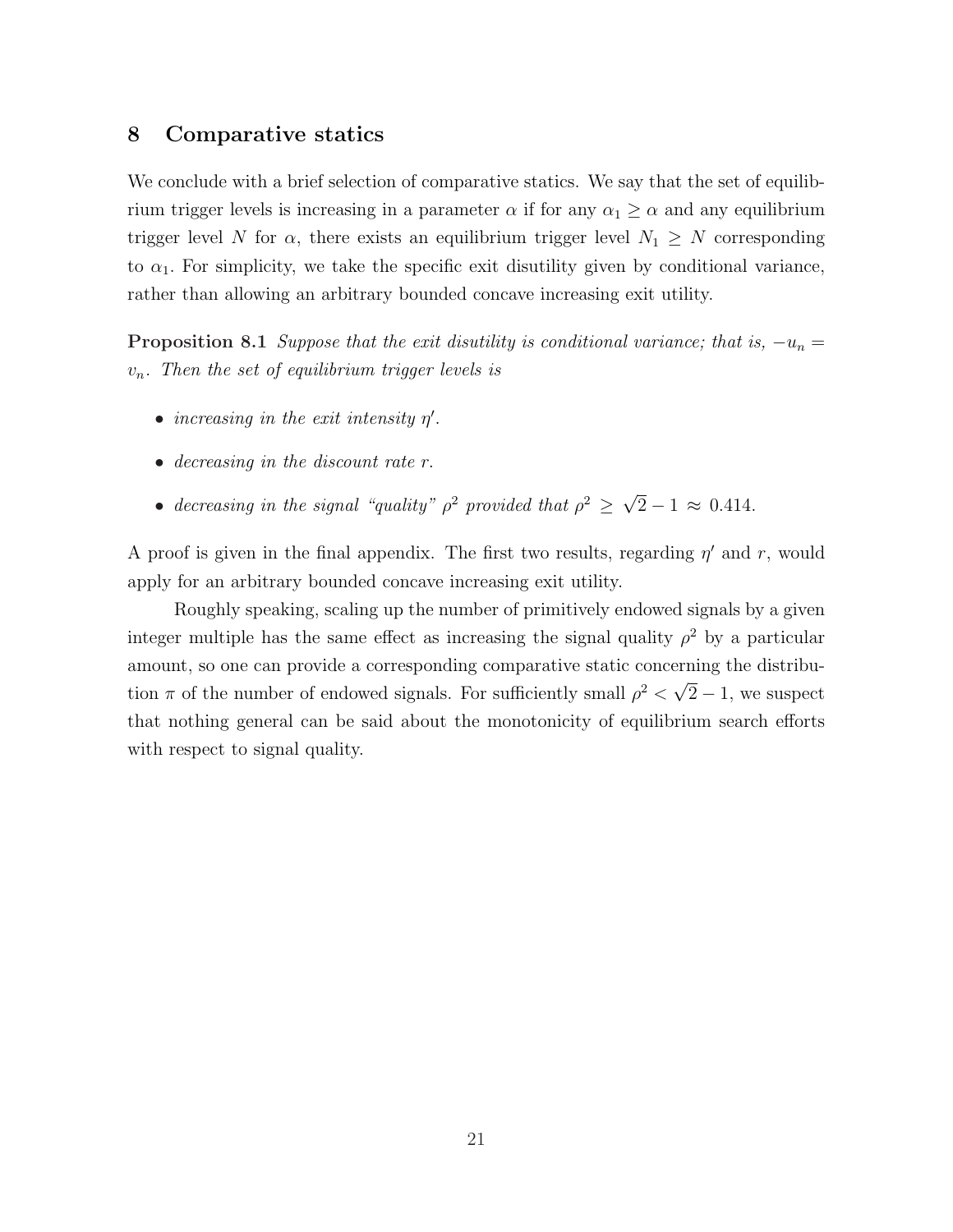## 8 Comparative statics

We conclude with a brief selection of comparative statics. We say that the set of equilibrium trigger levels is increasing in a parameter $\alpha$ if for any $\alpha_1 \geq \alpha$ and any equilibrium trigger level $N$ for $\alpha$, there exists an equilibrium trigger level $N_1 \geq N$ corresponding to $\alpha_1$. For simplicity, we take the specific exit disutility given by conditional variance, rather than allowing an arbitrary bounded concave increasing exit utility.

**Proposition 8.1** *Suppose that the exit disutility is conditional variance; that is, $-u_n = v_n$. Then the set of equilibrium trigger levels is*

- *increasing in the exit intensity $\eta'$.*
- *decreasing in the discount rate $r$.*
- *decreasing in the signal "quality" $\rho^2$ provided that $\rho^2 \geq \sqrt{2} - 1 \approx 0.414$.*

A proof is given in the final appendix. The first two results, regarding $\eta'$ and $r$, would apply for an arbitrary bounded concave increasing exit utility.

Roughly speaking, scaling up the number of primitively endowed signals by a given integer multiple has the same effect as increasing the signal quality $\rho^2$ by a particular amount, so one can provide a corresponding comparative static concerning the distribution $\pi$ of the number of endowed signals. For sufficiently small $\rho^2 < \sqrt{2} - 1$, we suspect that nothing general can be said about the monotonicity of equilibrium search efforts with respect to signal quality.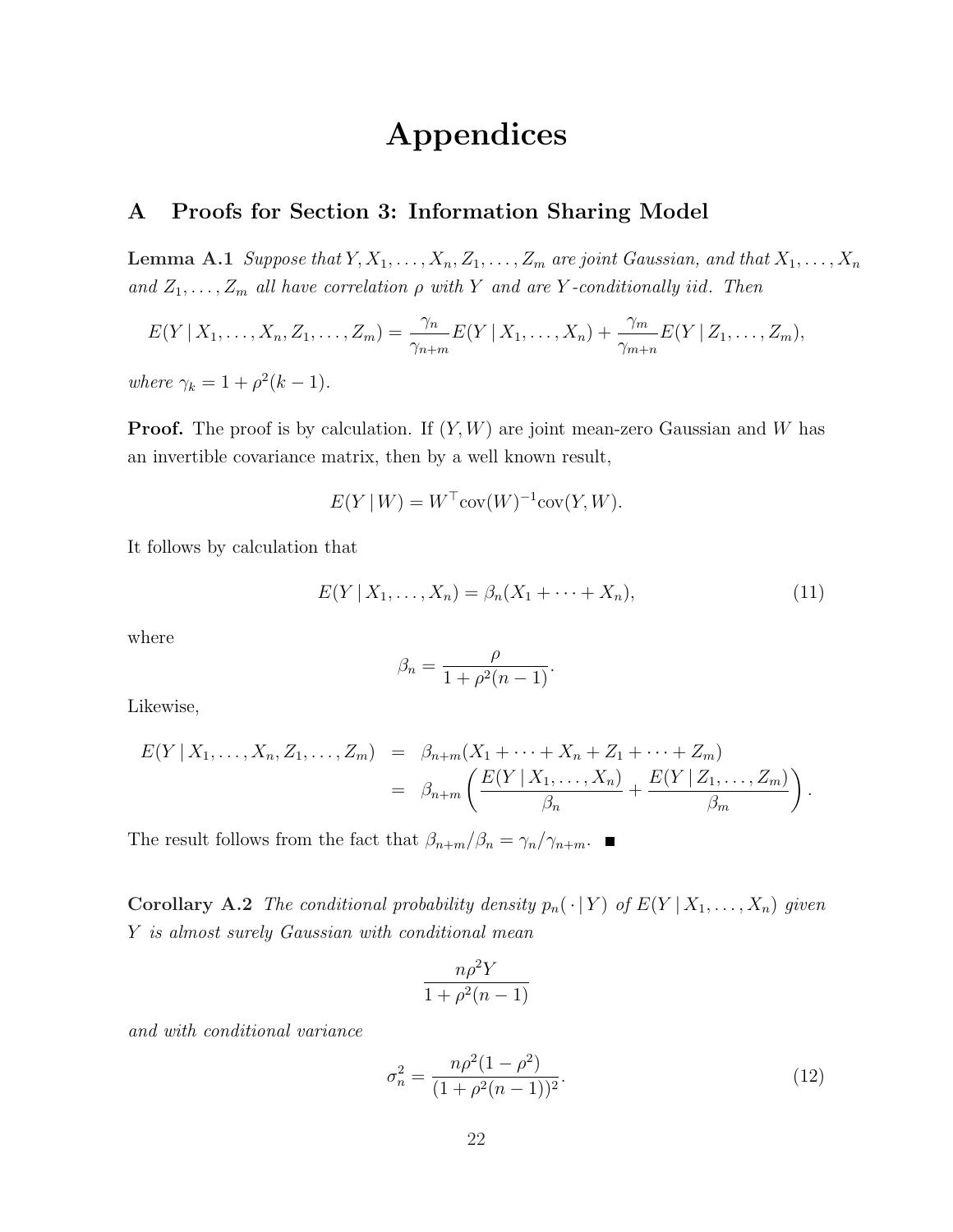# Appendices

## A Proofs for Section 3: Information Sharing Model

**Lemma A.1** *Suppose that $Y, X_1, \ldots, X_n, Z_1, \ldots, Z_m$ are joint Gaussian, and that $X_1, \ldots, X_n$ and $Z_1, \ldots, Z_m$ all have correlation $\rho$ with $Y$ and are $Y$-conditionally iid. Then*

$$E(Y \mid X_1, \ldots, X_n, Z_1, \ldots, Z_m) = \frac{\gamma_n}{\gamma_{n+m}} E(Y \mid X_1, \ldots, X_n) + \frac{\gamma_m}{\gamma_{m+n}} E(Y \mid Z_1, \ldots, Z_m),$$

*where $\gamma_k = 1 + \rho^2(k-1)$.*

**Proof.** The proof is by calculation. If $(Y, W)$ are joint mean-zero Gaussian and $W$ has an invertible covariance matrix, then by a well known result,

$$E(Y \mid W) = W^\top \text{cov}(W)^{-1} \text{cov}(Y, W).$$

It follows by calculation that

$$E(Y \mid X_1, \ldots, X_n) = \beta_n (X_1 + \cdots + X_n), \tag{11}$$

where

$$\beta_n = \frac{\rho}{1 + \rho^2(n-1)}.$$

Likewise,

$$\begin{aligned} E(Y \mid X_1, \ldots, X_n, Z_1, \ldots, Z_m) &= \beta_{n+m}(X_1 + \cdots + X_n + Z_1 + \cdots + Z_m) \\ &= \beta_{n+m} \left( \frac{E(Y \mid X_1, \ldots, X_n)}{\beta_n} + \frac{E(Y \mid Z_1, \ldots, Z_m)}{\beta_m} \right). \end{aligned}$$

The result follows from the fact that $\beta_{n+m}/\beta_n = \gamma_n/\gamma_{n+m}$. ∎

**Corollary A.2** *The conditional probability density $p_n(\,\cdot \mid Y)$ of $E(Y \mid X_1, \ldots, X_n)$ given $Y$ is almost surely Gaussian with conditional mean*

$$\frac{n\rho^2 Y}{1 + \rho^2(n-1)}$$

*and with conditional variance*

$$\sigma_n^2 = \frac{n\rho^2(1-\rho^2)}{(1 + \rho^2(n-1))^2}. \tag{12}$$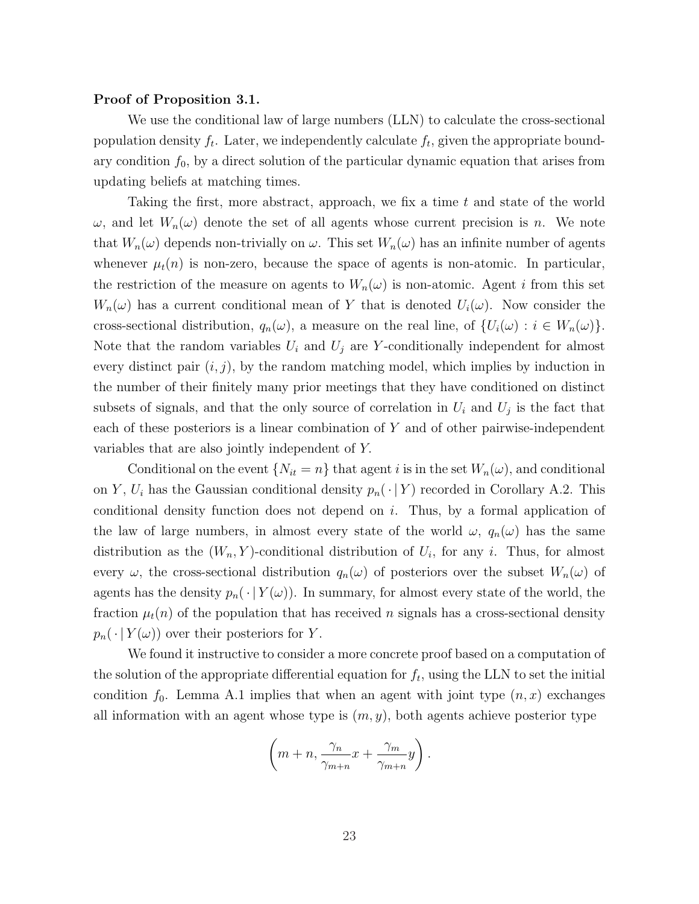**Proof of Proposition 3.1.**

We use the conditional law of large numbers (LLN) to calculate the cross-sectional population density $f_t$. Later, we independently calculate $f_t$, given the appropriate boundary condition $f_0$, by a direct solution of the particular dynamic equation that arises from updating beliefs at matching times.

Taking the first, more abstract, approach, we fix a time $t$ and state of the world $\omega$, and let $W_n(\omega)$ denote the set of all agents whose current precision is $n$. We note that $W_n(\omega)$ depends non-trivially on $\omega$. This set $W_n(\omega)$ has an infinite number of agents whenever $\mu_t(n)$ is non-zero, because the space of agents is non-atomic. In particular, the restriction of the measure on agents to $W_n(\omega)$ is non-atomic. Agent $i$ from this set $W_n(\omega)$ has a current conditional mean of $Y$ that is denoted $U_i(\omega)$. Now consider the cross-sectional distribution, $q_n(\omega)$, a measure on the real line, of $\{U_i(\omega) : i \in W_n(\omega)\}$. Note that the random variables $U_i$ and $U_j$ are $Y$-conditionally independent for almost every distinct pair $(i, j)$, by the random matching model, which implies by induction in the number of their finitely many prior meetings that they have conditioned on distinct subsets of signals, and that the only source of correlation in $U_i$ and $U_j$ is the fact that each of these posteriors is a linear combination of $Y$ and of other pairwise-independent variables that are also jointly independent of $Y$.

Conditional on the event $\{N_{it} = n\}$ that agent $i$ is in the set $W_n(\omega)$, and conditional on $Y$, $U_i$ has the Gaussian conditional density $p_n(\,\cdot\,|\,Y)$ recorded in Corollary A.2. This conditional density function does not depend on $i$. Thus, by a formal application of the law of large numbers, in almost every state of the world $\omega$, $q_n(\omega)$ has the same distribution as the $(W_n, Y)$-conditional distribution of $U_i$, for any $i$. Thus, for almost every $\omega$, the cross-sectional distribution $q_n(\omega)$ of posteriors over the subset $W_n(\omega)$ of agents has the density $p_n(\,\cdot\,|\,Y(\omega))$. In summary, for almost every state of the world, the fraction $\mu_t(n)$ of the population that has received $n$ signals has a cross-sectional density $p_n(\,\cdot\,|\,Y(\omega))$ over their posteriors for $Y$.

We found it instructive to consider a more concrete proof based on a computation of the solution of the appropriate differential equation for $f_t$, using the LLN to set the initial condition $f_0$. Lemma A.1 implies that when an agent with joint type $(n, x)$ exchanges all information with an agent whose type is $(m, y)$, both agents achieve posterior type

$$\left( m + n, \frac{\gamma_n}{\gamma_{m+n}} x + \frac{\gamma_m}{\gamma_{m+n}} y \right).$$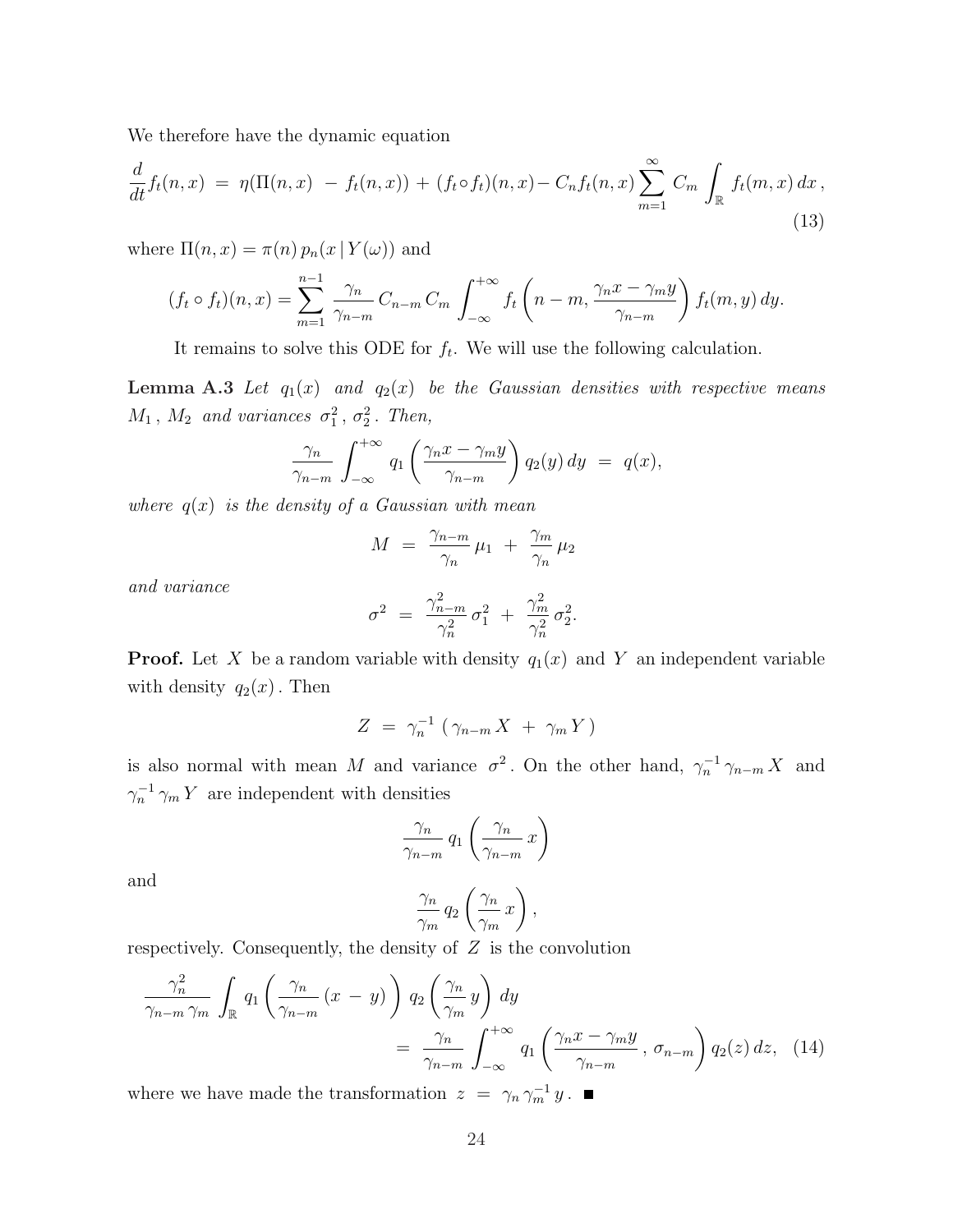We therefore have the dynamic equation

$$\frac{d}{dt} f_t(n,x) \;=\; \eta(\Pi(n,x) \;-\; f_t(n,x)) + (f_t \circ f_t)(n,x) - C_n f_t(n,x) \sum_{m=1}^{\infty} C_m \int_{\mathbb{R}} f_t(m,x)\, dx\,, \tag{13}$$

where $\Pi(n,x) = \pi(n)\, p_n(x \,|\, Y(\omega))$ and

$$(f_t \circ f_t)(n,x) = \sum_{m=1}^{n-1} \frac{\gamma_n}{\gamma_{n-m}}\, C_{n-m}\, C_m \int_{-\infty}^{+\infty} f_t\left(n-m, \frac{\gamma_n x - \gamma_m y}{\gamma_{n-m}}\right) f_t(m,y)\, dy.$$

It remains to solve this ODE for $f_t$. We will use the following calculation.

**Lemma A.3** *Let $q_1(x)$ and $q_2(x)$ be the Gaussian densities with respective means $M_1$, $M_2$ and variances $\sigma_1^2$, $\sigma_2^2$. Then,*

$$\frac{\gamma_n}{\gamma_{n-m}} \int_{-\infty}^{+\infty} q_1\left(\frac{\gamma_n x - \gamma_m y}{\gamma_{n-m}}\right) q_2(y)\, dy \;=\; q(x),$$

*where $q(x)$ is the density of a Gaussian with mean*

$$M \;=\; \frac{\gamma_{n-m}}{\gamma_n}\, \mu_1 \;+\; \frac{\gamma_m}{\gamma_n}\, \mu_2$$

*and variance*

$$\sigma^2 \;=\; \frac{\gamma_{n-m}^2}{\gamma_n^2}\, \sigma_1^2 \;+\; \frac{\gamma_m^2}{\gamma_n^2}\, \sigma_2^2.$$

**Proof.** Let $X$ be a random variable with density $q_1(x)$ and $Y$ an independent variable with density $q_2(x)$. Then

$$Z \;=\; \gamma_n^{-1}\, (\, \gamma_{n-m}\, X \;+\; \gamma_m\, Y\, )$$

is also normal with mean $M$ and variance $\sigma^2$. On the other hand, $\gamma_n^{-1}\, \gamma_{n-m}\, X$ and $\gamma_n^{-1}\, \gamma_m\, Y$ are independent with densities

$$\frac{\gamma_n}{\gamma_{n-m}}\, q_1\left(\frac{\gamma_n}{\gamma_{n-m}}\, x\right)$$

and

$$\frac{\gamma_n}{\gamma_m}\, q_2\left(\frac{\gamma_n}{\gamma_m}\, x\right),$$

respectively. Consequently, the density of $Z$ is the convolution

$$\frac{\gamma_n^2}{\gamma_{n-m}\, \gamma_m} \int_{\mathbb{R}} q_1\left(\frac{\gamma_n}{\gamma_{n-m}}\, (x \;-\; y)\right)\, q_2\left(\frac{\gamma_n}{\gamma_m}\, y\right)\, dy$$

$$=\; \frac{\gamma_n}{\gamma_{n-m}} \int_{-\infty}^{+\infty} q_1\left(\frac{\gamma_n x - \gamma_m y}{\gamma_{n-m}}\;,\; \sigma_{n-m}\right) q_2(z)\, dz, \tag{14}$$

where we have made the transformation $z \;=\; \gamma_n\, \gamma_m^{-1}\, y$. ■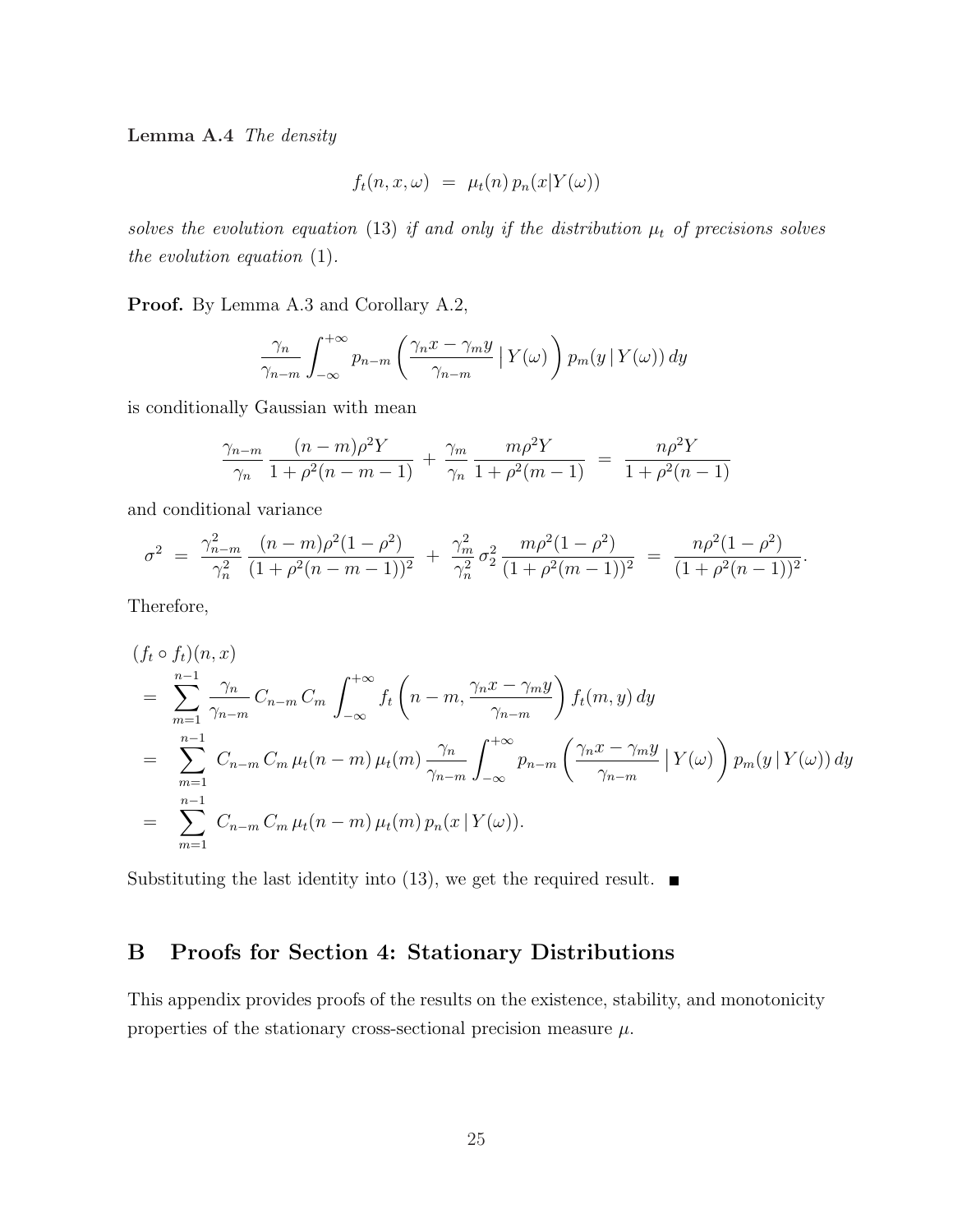**Lemma A.4** *The density*

$$f_t(n, x, \omega) \;=\; \mu_t(n)\, p_n(x|Y(\omega))$$

*solves the evolution equation* (13) *if and only if the distribution* $\mu_t$ *of precisions solves the evolution equation* (1).

**Proof.** By Lemma A.3 and Corollary A.2,

$$\frac{\gamma_n}{\gamma_{n-m}} \int_{-\infty}^{+\infty} p_{n-m}\left(\frac{\gamma_n x - \gamma_m y}{\gamma_{n-m}} \,\big|\, Y(\omega)\right) p_m(y \,|\, Y(\omega))\, dy$$

is conditionally Gaussian with mean

$$\frac{\gamma_{n-m}}{\gamma_n} \frac{(n-m)\rho^2 Y}{1+\rho^2(n-m-1)} \;+\; \frac{\gamma_m}{\gamma_n} \frac{m\rho^2 Y}{1+\rho^2(m-1)} \;=\; \frac{n\rho^2 Y}{1+\rho^2(n-1)}$$

and conditional variance

$$\sigma^2 \;=\; \frac{\gamma_{n-m}^2}{\gamma_n^2} \frac{(n-m)\rho^2(1-\rho^2)}{(1+\rho^2(n-m-1))^2} \;+\; \frac{\gamma_m^2}{\gamma_n^2}\, \sigma_2^2\, \frac{m\rho^2(1-\rho^2)}{(1+\rho^2(m-1))^2} \;=\; \frac{n\rho^2(1-\rho^2)}{(1+\rho^2(n-1))^2}.$$

Therefore,

$$\begin{aligned}
&(f_t \circ f_t)(n, x) \\
&= \sum_{m=1}^{n-1} \frac{\gamma_n}{\gamma_{n-m}}\, C_{n-m}\, C_m \int_{-\infty}^{+\infty} f_t\left(n-m, \frac{\gamma_n x - \gamma_m y}{\gamma_{n-m}}\right) f_t(m, y)\, dy \\
&= \sum_{m=1}^{n-1} C_{n-m}\, C_m\, \mu_t(n-m)\, \mu_t(m)\, \frac{\gamma_n}{\gamma_{n-m}} \int_{-\infty}^{+\infty} p_{n-m}\left(\frac{\gamma_n x - \gamma_m y}{\gamma_{n-m}} \,\big|\, Y(\omega)\right) p_m(y \,|\, Y(\omega))\, dy \\
&= \sum_{m=1}^{n-1} C_{n-m}\, C_m\, \mu_t(n-m)\, \mu_t(m)\, p_n(x \,|\, Y(\omega)).
\end{aligned}$$

Substituting the last identity into (13), we get the required result. ■

## B Proofs for Section 4: Stationary Distributions

This appendix provides proofs of the results on the existence, stability, and monotonicity properties of the stationary cross-sectional precision measure $\mu$.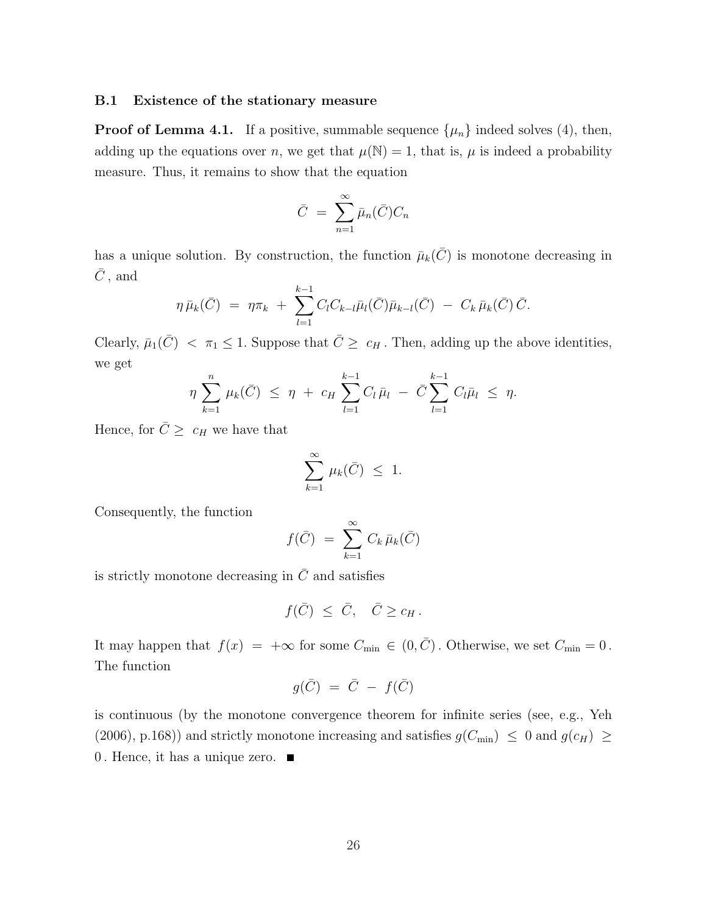### B.1 Existence of the stationary measure

**Proof of Lemma 4.1.** If a positive, summable sequence $\{\mu_n\}$ indeed solves (4), then, adding up the equations over $n$, we get that $\mu(\mathbb{N}) = 1$, that is, $\mu$ is indeed a probability measure. Thus, it remains to show that the equation

$$\bar{C} \; = \; \sum_{n=1}^{\infty} \bar{\mu}_n(\bar{C}) C_n$$

has a unique solution. By construction, the function $\bar{\mu}_k(\bar{C})$ is monotone decreasing in $\bar{C}$, and

$$\eta \, \bar{\mu}_k(\bar{C}) \; = \; \eta \pi_k \; + \; \sum_{l=1}^{k-1} C_l C_{k-l} \bar{\mu}_l(\bar{C}) \bar{\mu}_{k-l}(\bar{C}) \; - \; C_k \, \bar{\mu}_k(\bar{C}) \, \bar{C}.$$

Clearly, $\bar{\mu}_1(\bar{C}) \; < \; \pi_1 \leq 1$. Suppose that $\bar{C} \geq \; c_H$. Then, adding up the above identities, we get

$$\eta \sum_{k=1}^{n} \mu_k(\bar{C}) \; \leq \; \eta \; + \; c_H \sum_{l=1}^{k-1} C_l \, \bar{\mu}_l \; - \; \bar{C} \sum_{l=1}^{k-1} C_l \bar{\mu}_l \; \leq \; \eta.$$

Hence, for $\bar{C} \geq \; c_H$ we have that

$$\sum_{k=1}^{\infty} \mu_k(\bar{C}) \; \leq \; 1.$$

Consequently, the function

$$f(\bar{C}) \; = \; \sum_{k=1}^{\infty} C_k \, \bar{\mu}_k(\bar{C})$$

is strictly monotone decreasing in $\bar{C}$ and satisfies

$$f(\bar{C}) \; \leq \; \bar{C}, \quad \bar{C} \geq c_H \, .$$

It may happen that $f(x) \; = \; +\infty$ for some $C_{\min} \in (0, \bar{C})$. Otherwise, we set $C_{\min} = 0$. The function

$$g(\bar{C}) \; = \; \bar{C} \; - \; f(\bar{C})$$

is continuous (by the monotone convergence theorem for infinite series (see, e.g., Yeh (2006), p.168)) and strictly monotone increasing and satisfies $g(C_{\min}) \; \leq \; 0$ and $g(c_H) \; \geq \; 0$. Hence, it has a unique zero. ∎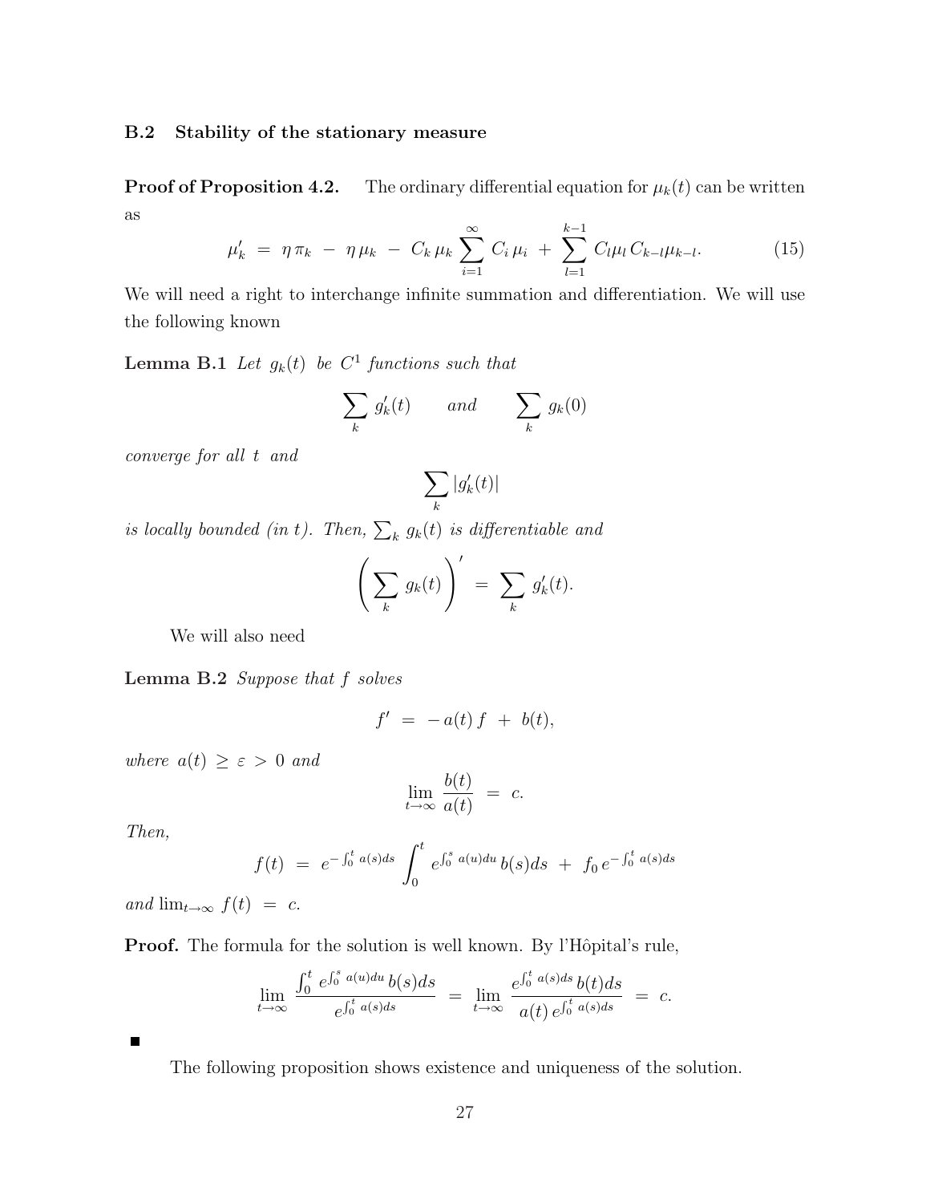### B.2 Stability of the stationary measure

**Proof of Proposition 4.2.** The ordinary differential equation for $\mu_k(t)$ can be written as

$$\mu_k' \;=\; \eta\,\pi_k \;-\; \eta\,\mu_k \;-\; C_k\,\mu_k \sum_{i=1}^{\infty} C_i\,\mu_i \;+\; \sum_{l=1}^{k-1} C_l \mu_l\, C_{k-l}\mu_{k-l}. \tag{15}$$

We will need a right to interchange infinite summation and differentiation. We will use the following known

**Lemma B.1** *Let $g_k(t)$ be $C^1$ functions such that*

$$\sum_k g_k'(t) \qquad \text{and} \qquad \sum_k g_k(0)$$

*converge for all $t$ and*

$$\sum_k |g_k'(t)|$$

*is locally bounded (in $t$). Then, $\sum_k g_k(t)$ is differentiable and*

$$\left(\sum_k g_k(t)\right)' \;=\; \sum_k g_k'(t).$$

We will also need

**Lemma B.2** *Suppose that $f$ solves*

$$f' \;=\; -\,a(t)\,f \;+\; b(t),$$

*where $a(t) \geq \varepsilon > 0$ and*

$$\lim_{t\to\infty} \frac{b(t)}{a(t)} \;=\; c.$$

*Then,*

$$f(t) \;=\; e^{-\int_0^t a(s)ds} \int_0^t e^{\int_0^s a(u)du}\, b(s)ds \;+\; f_0\, e^{-\int_0^t a(s)ds}$$

*and $\lim_{t\to\infty} f(t) \;=\; c$.*

**Proof.** The formula for the solution is well known. By l'Hôpital's rule,

$$\lim_{t\to\infty} \frac{\int_0^t e^{\int_0^s a(u)du}\, b(s)ds}{e^{\int_0^t a(s)ds}} \;=\; \lim_{t\to\infty} \frac{e^{\int_0^t a(s)ds}\, b(t)ds}{a(t)\, e^{\int_0^t a(s)ds}} \;=\; c.$$

■

The following proposition shows existence and uniqueness of the solution.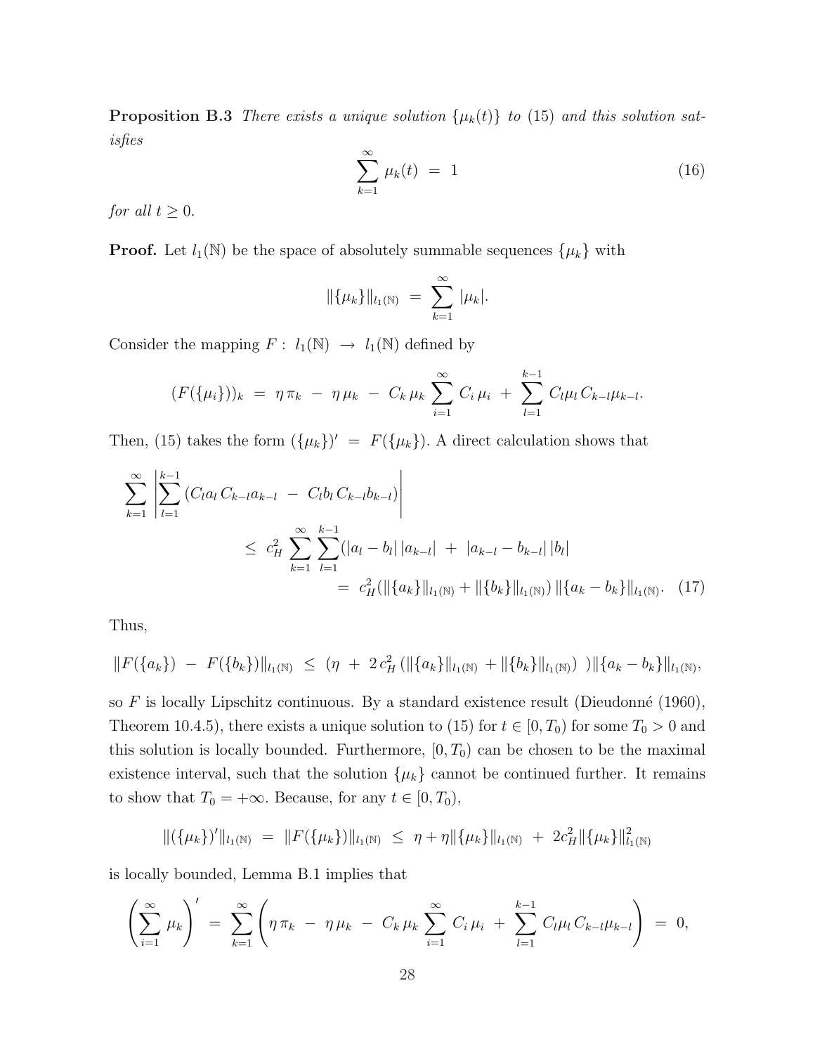**Proposition B.3** *There exists a unique solution $\{\mu_k(t)\}$ to (15) and this solution satisfies*

$$\sum_{k=1}^{\infty} \mu_k(t) \;=\; 1 \tag{16}$$

*for all $t \geq 0$.*

**Proof.** Let $l_1(\mathbb{N})$ be the space of absolutely summable sequences $\{\mu_k\}$ with

$$\|\{\mu_k\}\|_{l_1(\mathbb{N})} \;=\; \sum_{k=1}^{\infty} |\mu_k|.$$

Consider the mapping $F:\; l_1(\mathbb{N}) \;\to\; l_1(\mathbb{N})$ defined by

$$(F(\{\mu_i\}))_k \;=\; \eta\,\pi_k \;-\; \eta\,\mu_k \;-\; C_k\,\mu_k \sum_{i=1}^{\infty} C_i\,\mu_i \;+\; \sum_{l=1}^{k-1} C_l\mu_l\,C_{k-l}\mu_{k-l}.$$

Then, (15) takes the form $(\{\mu_k\})' \;=\; F(\{\mu_k\})$. A direct calculation shows that

$$\begin{aligned}
\sum_{k=1}^{\infty}\left|\sum_{l=1}^{k-1}\left(C_l a_l\,C_{k-l}a_{k-l} \;-\; C_l b_l\,C_{k-l}b_{k-l}\right)\right| & \\
&\leq\; c_H^2 \sum_{k=1}^{\infty}\sum_{l=1}^{k-1}(|a_l - b_l|\,|a_{k-l}| \;+\; |a_{k-l}-b_{k-l}|\,|b_l| \\
&=\; c_H^2(\|\{a_k\}\|_{l_1(\mathbb{N})} + \|\{b_k\}\|_{l_1(\mathbb{N})})\,\|\{a_k - b_k\}\|_{l_1(\mathbb{N})}.
\end{aligned} \tag{17}$$

Thus,

$$\|F(\{a_k\}) \;-\; F(\{b_k\})\|_{l_1(\mathbb{N})} \;\leq\; (\eta \;+\; 2\,c_H^2\,(\|\{a_k\}\|_{l_1(\mathbb{N})} + \|\{b_k\}\|_{l_1(\mathbb{N})})\;)\|\{a_k - b_k\}\|_{l_1(\mathbb{N})},$$

so $F$ is locally Lipschitz continuous. By a standard existence result (Dieudonné (1960), Theorem 10.4.5), there exists a unique solution to (15) for $t \in [0, T_0)$ for some $T_0 > 0$ and this solution is locally bounded. Furthermore, $[0, T_0)$ can be chosen to be the maximal existence interval, such that the solution $\{\mu_k\}$ cannot be continued further. It remains to show that $T_0 = +\infty$. Because, for any $t \in [0, T_0)$,

$$\|(\{\mu_k\})'\|_{l_1(\mathbb{N})} \;=\; \|F(\{\mu_k\})\|_{l_1(\mathbb{N})} \;\leq\; \eta + \eta\|\{\mu_k\}\|_{l_1(\mathbb{N})} \;+\; 2c_H^2\|\{\mu_k\}\|_{l_1(\mathbb{N})}^2$$

is locally bounded, Lemma B.1 implies that

$$\left(\sum_{i=1}^{\infty}\mu_k\right)' \;=\; \sum_{k=1}^{\infty}\left(\eta\,\pi_k \;-\; \eta\,\mu_k \;-\; C_k\,\mu_k\sum_{i=1}^{\infty}C_i\,\mu_i \;+\; \sum_{l=1}^{k-1}C_l\mu_l\,C_{k-l}\mu_{k-l}\right) \;=\; 0,$$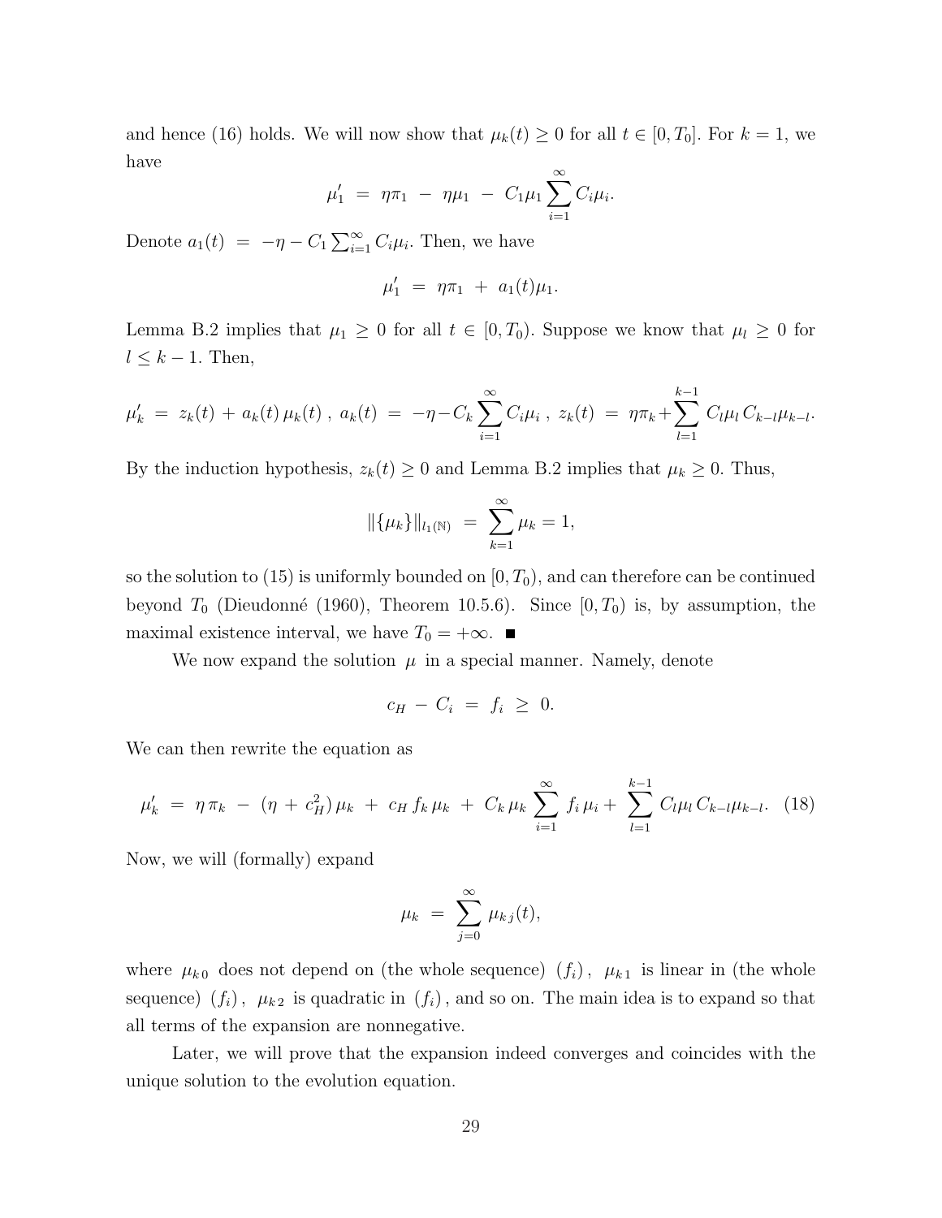and hence (16) holds. We will now show that $\mu_k(t) \geq 0$ for all $t \in [0, T_0]$. For $k = 1$, we have

$$\mu_1' \;=\; \eta \pi_1 \;-\; \eta \mu_1 \;-\; C_1 \mu_1 \sum_{i=1}^{\infty} C_i \mu_i.$$

Denote $a_1(t) \;=\; -\eta - C_1 \sum_{i=1}^{\infty} C_i \mu_i$. Then, we have

$$\mu_1' \;=\; \eta \pi_1 \;+\; a_1(t) \mu_1.$$

Lemma B.2 implies that $\mu_1 \geq 0$ for all $t \in [0, T_0)$. Suppose we know that $\mu_l \geq 0$ for $l \leq k - 1$. Then,

$$\mu_k' \;=\; z_k(t) \,+\, a_k(t)\, \mu_k(t)\;,\; a_k(t) \;=\; -\eta - C_k \sum_{i=1}^{\infty} C_i \mu_i \;,\; z_k(t) \;=\; \eta \pi_k + \sum_{l=1}^{k-1} C_l \mu_l \, C_{k-l} \mu_{k-l}.$$

By the induction hypothesis, $z_k(t) \geq 0$ and Lemma B.2 implies that $\mu_k \geq 0$. Thus,

$$\|\{\mu_k\}\|_{l_1(\mathbb{N})} \;=\; \sum_{k=1}^{\infty} \mu_k = 1,$$

so the solution to (15) is uniformly bounded on $[0, T_0)$, and can therefore can be continued beyond $T_0$ (Dieudonné (1960), Theorem 10.5.6). Since $[0, T_0)$ is, by assumption, the maximal existence interval, we have $T_0 = +\infty$. ■

We now expand the solution $\mu$ in a special manner. Namely, denote

$$c_H \;-\; C_i \;=\; f_i \;\geq\; 0.$$

We can then rewrite the equation as

$$\mu_k' \;=\; \eta\, \pi_k \;-\; (\eta \,+\, c_H^2)\, \mu_k \;+\; c_H\, f_k\, \mu_k \;+\; C_k\, \mu_k \sum_{i=1}^{\infty} f_i\, \mu_i + \sum_{l=1}^{k-1} C_l \mu_l\, C_{k-l} \mu_{k-l}. \quad (18)$$

Now, we will (formally) expand

$$\mu_k \;=\; \sum_{j=0}^{\infty} \mu_{k\,j}(t),$$

where $\mu_{k\,0}$ does not depend on (the whole sequence) $(f_i)$, $\mu_{k\,1}$ is linear in (the whole sequence) $(f_i)$, $\mu_{k\,2}$ is quadratic in $(f_i)$, and so on. The main idea is to expand so that all terms of the expansion are nonnegative.

Later, we will prove that the expansion indeed converges and coincides with the unique solution to the evolution equation.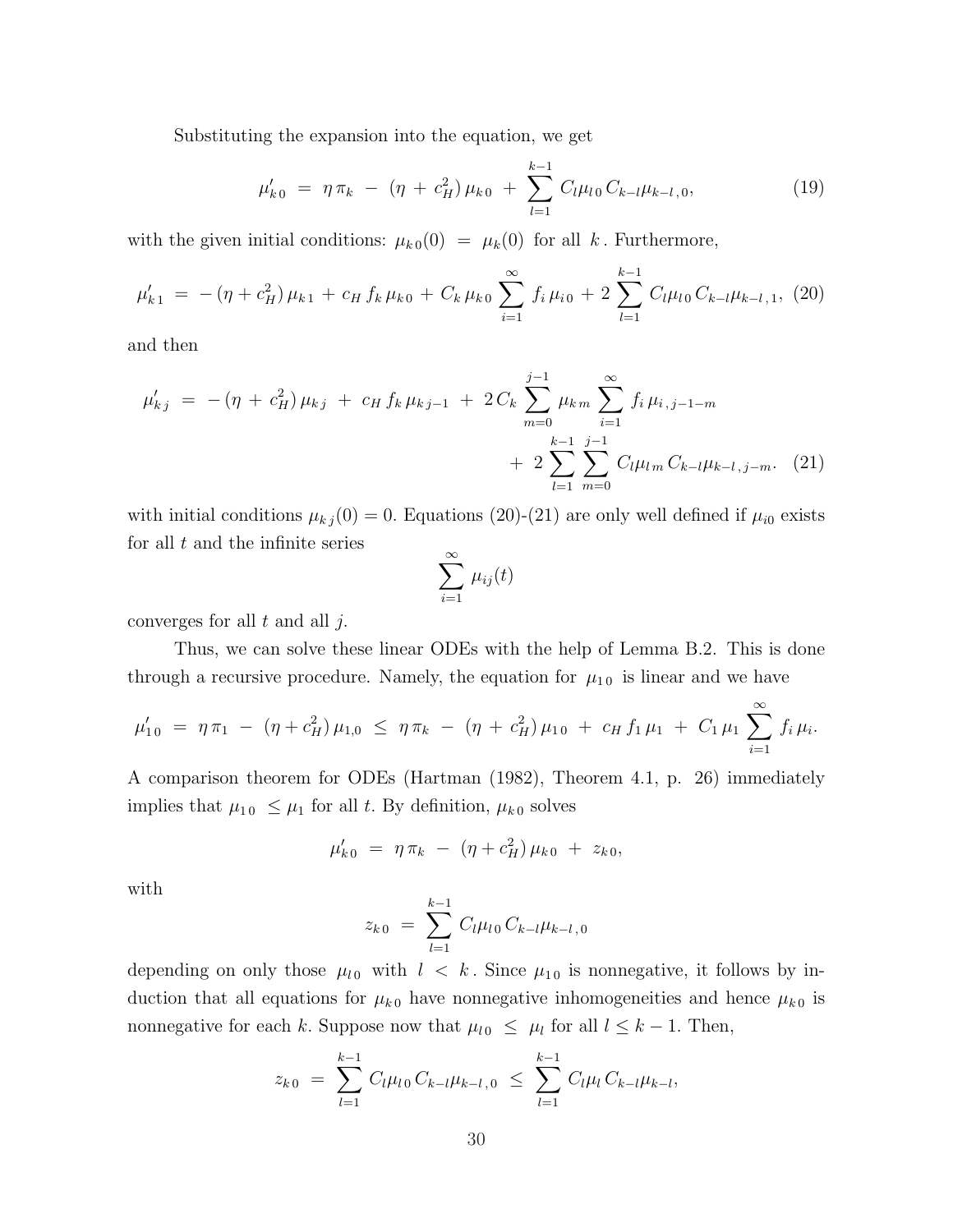Substituting the expansion into the equation, we get

$$\mu_{k\,0}' \;=\; \eta\,\pi_k \;-\; (\eta \,+\, c_H^2)\,\mu_{k\,0} \;+\; \sum_{l=1}^{k-1} C_l \mu_{l\,0}\, C_{k-l}\mu_{k-l\,,\,0}, \tag{19}$$

with the given initial conditions: $\mu_{k\,0}(0) \;=\; \mu_k(0)$ for all $k$. Furthermore,

$$\mu_{k\,1}' \;=\; -\,(\eta + c_H^2)\,\mu_{k\,1} \,+\, c_H\, f_k\,\mu_{k\,0} \,+\, C_k\,\mu_{k\,0}\,\sum_{i=1}^{\infty} f_i\,\mu_{i\,0} \,+\, 2\,\sum_{l=1}^{k-1} C_l\mu_{l\,0}\, C_{k-l}\mu_{k-l\,,\,1}, \tag{20}$$

and then

$$\begin{aligned}\mu_{k\,j}' \;=\; -\,(\eta \,+\, c_H^2)\,\mu_{k\,j} \;+\; c_H\, f_k\,\mu_{k\,j-1} \;+\; 2\,C_k \sum_{m=0}^{j-1} \mu_{k\,m} \sum_{i=1}^{\infty} f_i\,\mu_{i\,,\,j-1-m} \\ +\; 2\sum_{l=1}^{k-1}\sum_{m=0}^{j-1} C_l\mu_{l\,m}\, C_{k-l}\mu_{k-l\,,\,j-m}.\end{aligned} \tag{21}$$

with initial conditions $\mu_{k\,j}(0) = 0$. Equations (20)-(21) are only well defined if $\mu_{i0}$ exists for all $t$ and the infinite series

$$\sum_{i=1}^{\infty} \mu_{ij}(t)$$

converges for all $t$ and all $j$.

Thus, we can solve these linear ODEs with the help of Lemma B.2. This is done through a recursive procedure. Namely, the equation for $\mu_{1\,0}$ is linear and we have

$$\mu_{1\,0}' \;=\; \eta\,\pi_1 \;-\; (\eta + c_H^2)\,\mu_{1,0} \;\le\; \eta\,\pi_k \;-\; (\eta \,+\, c_H^2)\,\mu_{1\,0} \;+\; c_H\, f_1\,\mu_1 \;+\; C_1\,\mu_1\,\sum_{i=1}^{\infty} f_i\,\mu_i.$$

A comparison theorem for ODEs (Hartman (1982), Theorem 4.1, p. 26) immediately implies that $\mu_{1\,0} \;\le \mu_1$ for all $t$. By definition, $\mu_{k\,0}$ solves

$$\mu_{k\,0}' \;=\; \eta\,\pi_k \;-\; (\eta + c_H^2)\,\mu_{k\,0} \;+\; z_{k\,0},$$

with

$$z_{k\,0} \;=\; \sum_{l=1}^{k-1} C_l\mu_{l\,0}\, C_{k-l}\mu_{k-l\,,\,0}$$

depending on only those $\mu_{l\,0}$ with $l \;<\; k$. Since $\mu_{1\,0}$ is nonnegative, it follows by induction that all equations for $\mu_{k\,0}$ have nonnegative inhomogeneities and hence $\mu_{k\,0}$ is nonnegative for each $k$. Suppose now that $\mu_{l\,0} \;\le\; \mu_l$ for all $l \le k-1$. Then,

$$z_{k\,0} \;=\; \sum_{l=1}^{k-1} C_l\mu_{l\,0}\, C_{k-l}\mu_{k-l\,,\,0} \;\le\; \sum_{l=1}^{k-1} C_l\mu_l\, C_{k-l}\mu_{k-l},$$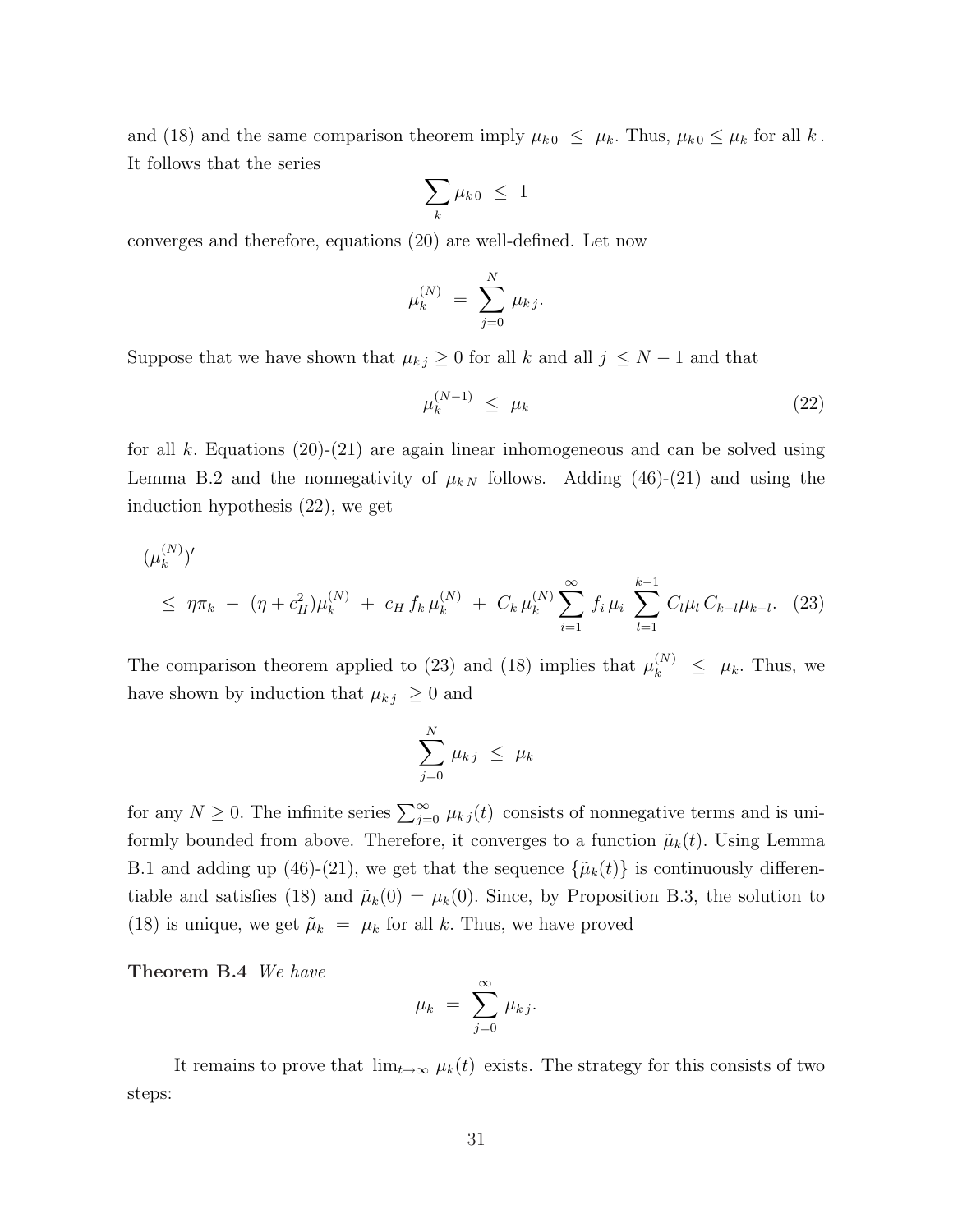and (18) and the same comparison theorem imply $\mu_{k\,0} \;\le\; \mu_k$. Thus, $\mu_{k\,0} \le \mu_k$ for all $k$. It follows that the series

$$\sum_k \mu_{k\,0} \;\le\; 1$$

converges and therefore, equations (20) are well-defined. Let now

$$\mu_k^{(N)} \;=\; \sum_{j=0}^{N} \mu_{k\,j}.$$

Suppose that we have shown that $\mu_{k\,j} \ge 0$ for all $k$ and all $j \le N-1$ and that

$$\mu_k^{(N-1)} \;\le\; \mu_k \tag{22}$$

for all $k$. Equations (20)-(21) are again linear inhomogeneous and can be solved using Lemma B.2 and the nonnegativity of $\mu_{k\,N}$ follows. Adding (46)-(21) and using the induction hypothesis (22), we get

$$\begin{aligned}
&(\mu_k^{(N)})' \\
&\le\; \eta\pi_k \;-\; (\eta + c_H^2)\mu_k^{(N)} \;+\; c_H\, f_k\, \mu_k^{(N)} \;+\; C_k\, \mu_k^{(N)} \sum_{i=1}^{\infty} f_i\, \mu_i \;\sum_{l=1}^{k-1} C_l \mu_l\, C_{k-l} \mu_{k-l}.
\end{aligned} \tag{23}$$

The comparison theorem applied to (23) and (18) implies that $\mu_k^{(N)} \;\le\; \mu_k$. Thus, we have shown by induction that $\mu_{k\,j} \;\ge 0$ and

$$\sum_{j=0}^{N} \mu_{k\,j} \;\le\; \mu_k$$

for any $N \ge 0$. The infinite series $\sum_{j=0}^{\infty} \mu_{k\,j}(t)$ consists of nonnegative terms and is uniformly bounded from above. Therefore, it converges to a function $\tilde{\mu}_k(t)$. Using Lemma B.1 and adding up (46)-(21), we get that the sequence $\{\tilde{\mu}_k(t)\}$ is continuously differentiable and satisfies (18) and $\tilde{\mu}_k(0) = \mu_k(0)$. Since, by Proposition B.3, the solution to (18) is unique, we get $\tilde{\mu}_k \;=\; \mu_k$ for all $k$. Thus, we have proved

**Theorem B.4** *We have*

$$\mu_k \;=\; \sum_{j=0}^{\infty} \mu_{k\,j}.$$

It remains to prove that $\lim_{t\to\infty} \mu_k(t)$ exists. The strategy for this consists of two steps: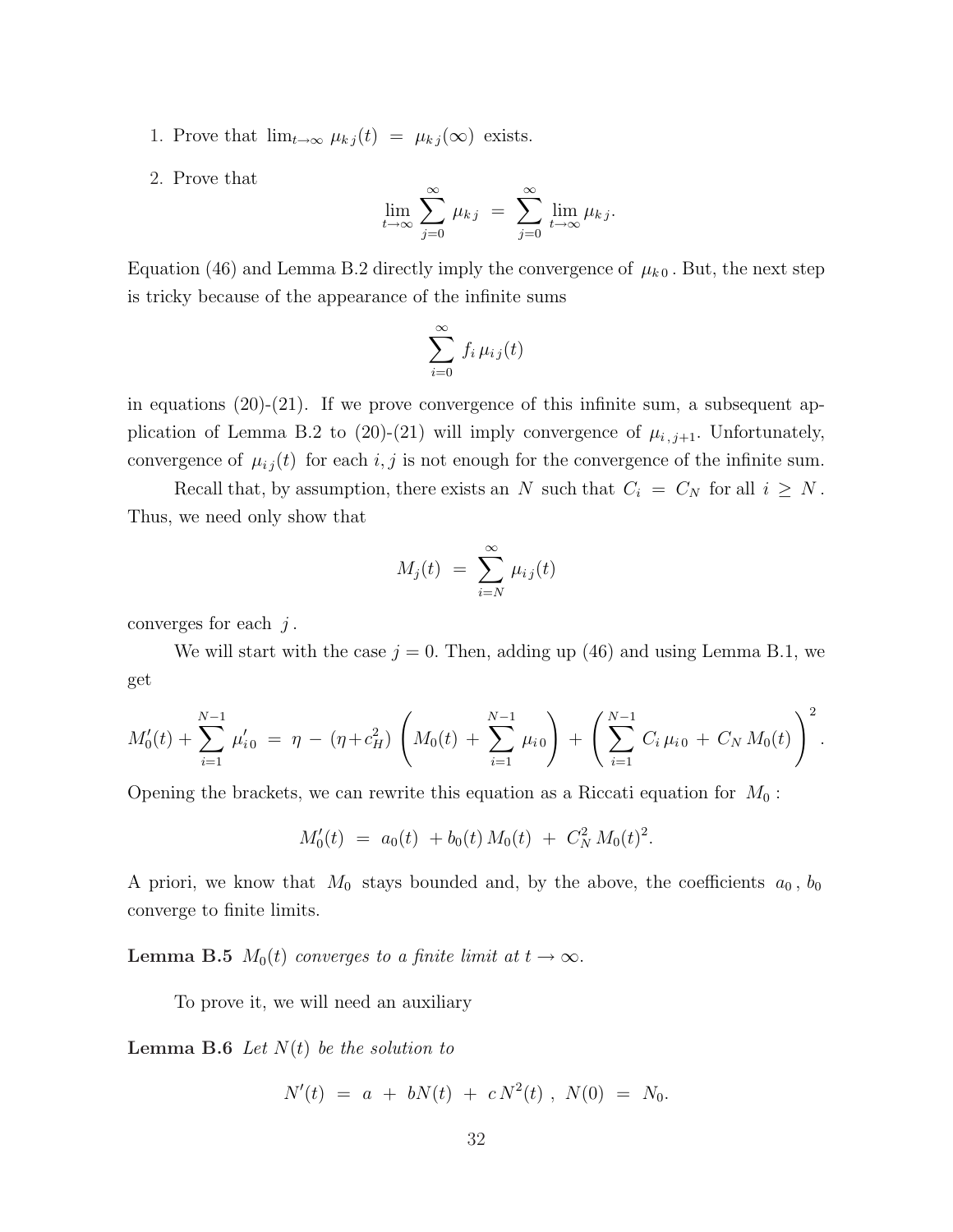1. Prove that $\lim_{t\to\infty} \mu_{kj}(t) = \mu_{kj}(\infty)$ exists.

2. Prove that
$$\lim_{t\to\infty} \sum_{j=0}^{\infty} \mu_{kj} = \sum_{j=0}^{\infty} \lim_{t\to\infty} \mu_{kj}.$$

Equation (46) and Lemma B.2 directly imply the convergence of $\mu_{k0}$. But, the next step is tricky because of the appearance of the infinite sums

$$\sum_{i=0}^{\infty} f_i \, \mu_{ij}(t)$$

in equations (20)-(21). If we prove convergence of this infinite sum, a subsequent application of Lemma B.2 to (20)-(21) will imply convergence of $\mu_{i,j+1}$. Unfortunately, convergence of $\mu_{ij}(t)$ for each $i, j$ is not enough for the convergence of the infinite sum.

Recall that, by assumption, there exists an $N$ such that $C_i = C_N$ for all $i \geq N$. Thus, we need only show that

$$M_j(t) = \sum_{i=N}^{\infty} \mu_{ij}(t)$$

converges for each $j$.

We will start with the case $j = 0$. Then, adding up (46) and using Lemma B.1, we get

$$M_0'(t) + \sum_{i=1}^{N-1} \mu_{i0}' = \eta - (\eta + c_H^2) \left( M_0(t) + \sum_{i=1}^{N-1} \mu_{i0} \right) + \left( \sum_{i=1}^{N-1} C_i \, \mu_{i0} + C_N \, M_0(t) \right)^2.$$

Opening the brackets, we can rewrite this equation as a Riccati equation for $M_0$:

$$M_0'(t) = a_0(t) + b_0(t) \, M_0(t) + C_N^2 \, M_0(t)^2.$$

A priori, we know that $M_0$ stays bounded and, by the above, the coefficients $a_0$, $b_0$ converge to finite limits.

**Lemma B.5** *$M_0(t)$ converges to a finite limit at $t \to \infty$.*

To prove it, we will need an auxiliary

**Lemma B.6** *Let $N(t)$ be the solution to*

$$N'(t) = a + bN(t) + c\, N^2(t), \; N(0) = N_0.$$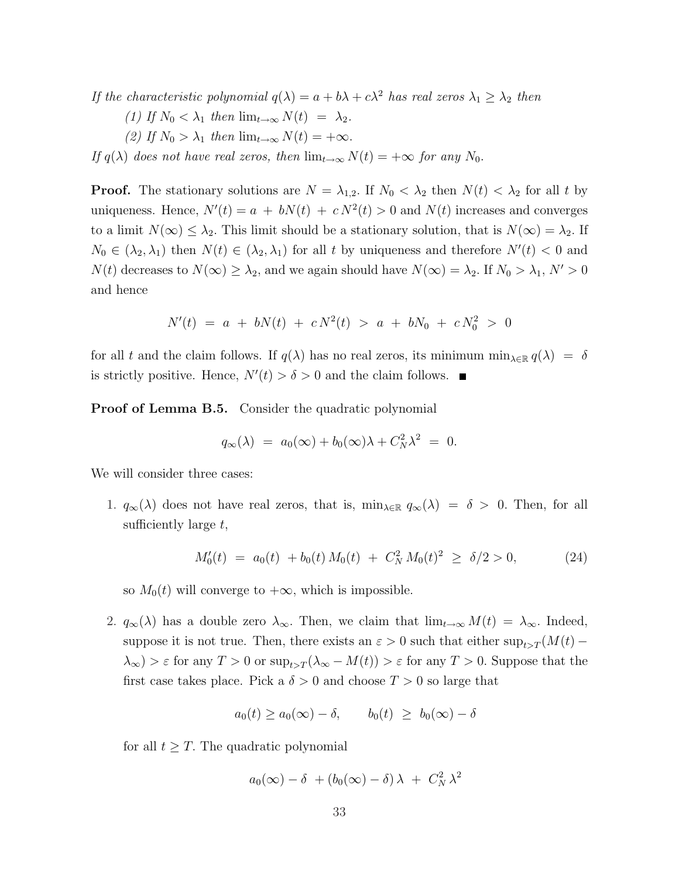*If the characteristic polynomial $q(\lambda) = a + b\lambda + c\lambda^2$ has real zeros $\lambda_1 \geq \lambda_2$ then*

*(1) If $N_0 < \lambda_1$ then $\lim_{t\to\infty} N(t) \;=\; \lambda_2$.*

*(2) If $N_0 > \lambda_1$ then $\lim_{t\to\infty} N(t) = +\infty$.*

*If $q(\lambda)$ does not have real zeros, then $\lim_{t\to\infty} N(t) = +\infty$ for any $N_0$.*

**Proof.** The stationary solutions are $N = \lambda_{1,2}$. If $N_0 < \lambda_2$ then $N(t) < \lambda_2$ for all $t$ by uniqueness. Hence, $N'(t) = a \;+\; bN(t) \;+\; c\,N^2(t) > 0$ and $N(t)$ increases and converges to a limit $N(\infty) \leq \lambda_2$. This limit should be a stationary solution, that is $N(\infty) = \lambda_2$. If $N_0 \in (\lambda_2, \lambda_1)$ then $N(t) \in (\lambda_2, \lambda_1)$ for all $t$ by uniqueness and therefore $N'(t) < 0$ and $N(t)$ decreases to $N(\infty) \geq \lambda_2$, and we again should have $N(\infty) = \lambda_2$. If $N_0 > \lambda_1$, $N' > 0$ and hence

$$N'(t) \;=\; a \;+\; bN(t) \;+\; c\,N^2(t) \;>\; a \;+\; bN_0 \;+\; c\,N_0^2 \;>\; 0$$

for all $t$ and the claim follows. If $q(\lambda)$ has no real zeros, its minimum $\min_{\lambda\in\mathbb{R}} q(\lambda) \;=\; \delta$ is strictly positive. Hence, $N'(t) > \delta > 0$ and the claim follows. ∎

**Proof of Lemma B.5.** Consider the quadratic polynomial

$$q_\infty(\lambda) \;=\; a_0(\infty) + b_0(\infty)\lambda + C_N^2\lambda^2 \;=\; 0.$$

We will consider three cases:

1. $q_\infty(\lambda)$ does not have real zeros, that is, $\min_{\lambda\in\mathbb{R}} q_\infty(\lambda) \;=\; \delta \;>\; 0$. Then, for all sufficiently large $t$,

$$M_0'(t) \;=\; a_0(t) \;+ b_0(t)\,M_0(t) \;+\; C_N^2\,M_0(t)^2 \;\geq\; \delta/2 > 0, \tag{24}$$

so $M_0(t)$ will converge to $+\infty$, which is impossible.

2. $q_\infty(\lambda)$ has a double zero $\lambda_\infty$. Then, we claim that $\lim_{t\to\infty} M(t) \;=\; \lambda_\infty$. Indeed, suppose it is not true. Then, there exists an $\varepsilon > 0$ such that either $\sup_{t>T}(M(t) - \lambda_\infty) > \varepsilon$ for any $T > 0$ or $\sup_{t>T}(\lambda_\infty - M(t)) > \varepsilon$ for any $T > 0$. Suppose that the first case takes place. Pick a $\delta > 0$ and choose $T > 0$ so large that

$$a_0(t) \geq a_0(\infty) - \delta, \qquad b_0(t) \;\geq\; b_0(\infty) - \delta$$

for all $t \geq T$. The quadratic polynomial

$$a_0(\infty) - \delta \;+ (b_0(\infty) - \delta)\,\lambda \;+\; C_N^2\,\lambda^2$$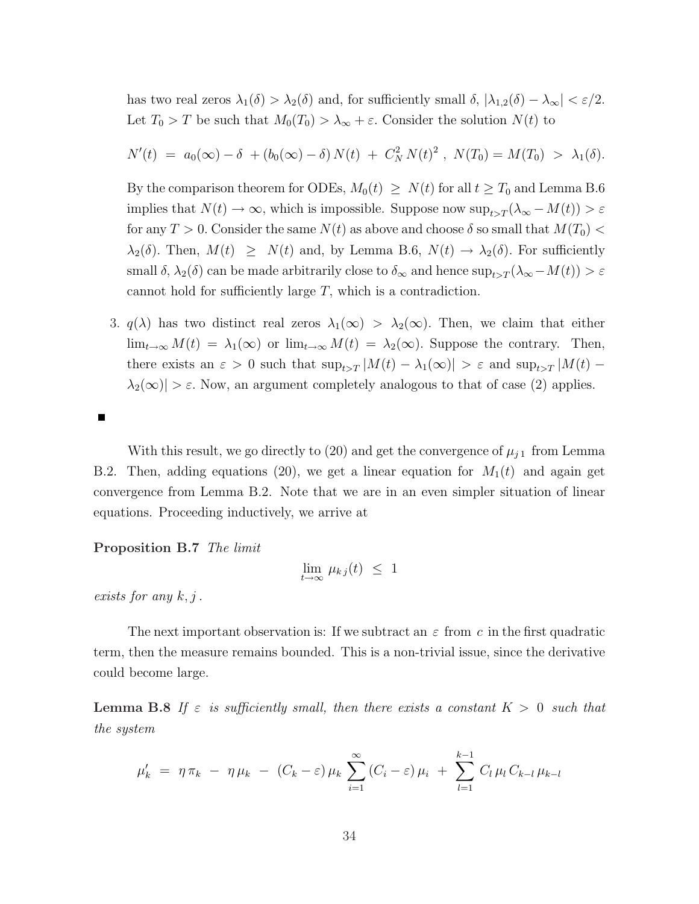has two real zeros $\lambda_1(\delta) > \lambda_2(\delta)$ and, for sufficiently small $\delta$, $|\lambda_{1,2}(\delta) - \lambda_\infty| < \varepsilon/2$. Let $T_0 > T$ be such that $M_0(T_0) > \lambda_\infty + \varepsilon$. Consider the solution $N(t)$ to

$$N'(t) \;=\; a_0(\infty) - \delta \;+ (b_0(\infty) - \delta)\, N(t) \;+\; C_N^2\, N(t)^2 \;,\; N(T_0) = M(T_0) \;>\; \lambda_1(\delta).$$

By the comparison theorem for ODEs, $M_0(t) \;\geq\; N(t)$ for all $t \geq T_0$ and Lemma B.6 implies that $N(t) \to \infty$, which is impossible. Suppose now $\sup_{t>T}(\lambda_\infty - M(t)) > \varepsilon$ for any $T > 0$. Consider the same $N(t)$ as above and choose $\delta$ so small that $M(T_0) < \lambda_2(\delta)$. Then, $M(t) \;\geq\; N(t)$ and, by Lemma B.6, $N(t) \to \lambda_2(\delta)$. For sufficiently small $\delta$, $\lambda_2(\delta)$ can be made arbitrarily close to $\delta_\infty$ and hence $\sup_{t>T}(\lambda_\infty - M(t)) > \varepsilon$ cannot hold for sufficiently large $T$, which is a contradiction.

3. $q(\lambda)$ has two distinct real zeros $\lambda_1(\infty) > \lambda_2(\infty)$. Then, we claim that either $\lim_{t\to\infty} M(t) = \lambda_1(\infty)$ or $\lim_{t\to\infty} M(t) = \lambda_2(\infty)$. Suppose the contrary. Then, there exists an $\varepsilon > 0$ such that $\sup_{t>T} |M(t) - \lambda_1(\infty)| > \varepsilon$ and $\sup_{t>T} |M(t) - \lambda_2(\infty)| > \varepsilon$. Now, an argument completely analogous to that of case (2) applies.

■

With this result, we go directly to (20) and get the convergence of $\mu_{j\,1}$ from Lemma B.2. Then, adding equations (20), we get a linear equation for $M_1(t)$ and again get convergence from Lemma B.2. Note that we are in an even simpler situation of linear equations. Proceeding inductively, we arrive at

**Proposition B.7** *The limit*

$$\lim_{t\to\infty} \mu_{k\,j}(t) \;\leq\; 1$$

*exists for any $k, j$.*

The next important observation is: If we subtract an $\varepsilon$ from $c$ in the first quadratic term, then the measure remains bounded. This is a non-trivial issue, since the derivative could become large.

**Lemma B.8** *If $\varepsilon$ is sufficiently small, then there exists a constant $K > 0$ such that the system*

$$\mu_k' \;=\; \eta\,\pi_k \;-\; \eta\,\mu_k \;-\; (C_k - \varepsilon)\,\mu_k \sum_{i=1}^{\infty} (C_i - \varepsilon)\,\mu_i \;+\; \sum_{l=1}^{k-1} C_l\,\mu_l\,C_{k-l}\,\mu_{k-l}$$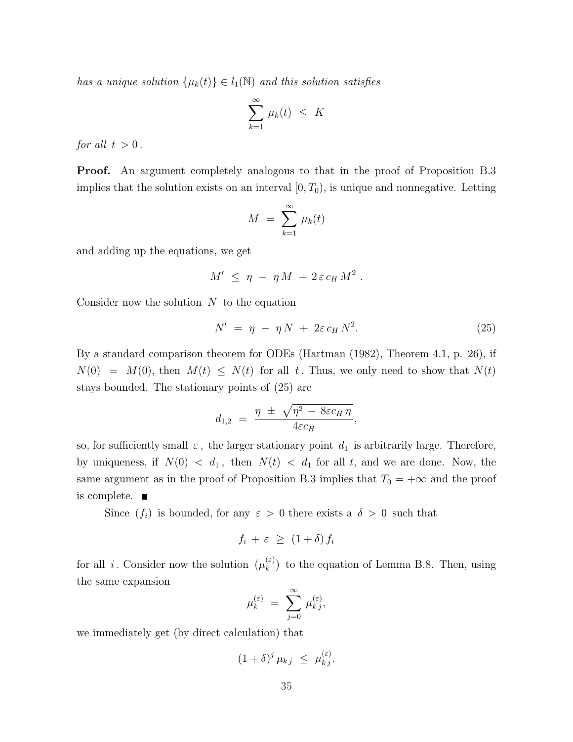*has a unique solution* $\{\mu_k(t)\} \in l_1(\mathbb{N})$ *and this solution satisfies*

$$\sum_{k=1}^{\infty} \mu_k(t) \;\leq\; K$$

*for all* $t > 0$.

**Proof.** An argument completely analogous to that in the proof of Proposition B.3 implies that the solution exists on an interval $[0, T_0)$, is unique and nonnegative. Letting

$$M \;=\; \sum_{k=1}^{\infty} \mu_k(t)$$

and adding up the equations, we get

$$M' \;\leq\; \eta \;-\; \eta\, M \;+\; 2\, \varepsilon\, c_H\, M^2 \;.$$

Consider now the solution $N$ to the equation

$$N' \;=\; \eta \;-\; \eta\, N \;+\; 2\varepsilon\, c_H\, N^2. \tag{25}$$

By a standard comparison theorem for ODEs (Hartman (1982), Theorem 4.1, p. 26), if $N(0) \;=\; M(0)$, then $M(t) \;\leq\; N(t)$ for all $t$. Thus, we only need to show that $N(t)$ stays bounded. The stationary points of (25) are

$$d_{1,2} \;=\; \frac{\eta \;\pm\; \sqrt{\eta^2 \;-\; 8\varepsilon c_H\, \eta}}{4\varepsilon c_H},$$

so, for sufficiently small $\varepsilon$, the larger stationary point $d_1$ is arbitrarily large. Therefore, by uniqueness, if $N(0) \;<\; d_1$, then $N(t) \;<\; d_1$ for all $t$, and we are done. Now, the same argument as in the proof of Proposition B.3 implies that $T_0 = +\infty$ and the proof is complete. ■

Since $(f_i)$ is bounded, for any $\varepsilon > 0$ there exists a $\delta > 0$ such that

$$f_i \;+\; \varepsilon \;\geq\; (1 + \delta)\, f_i$$

for all $i$. Consider now the solution $(\mu_k^{(\varepsilon)})$ to the equation of Lemma B.8. Then, using the same expansion

$$\mu_k^{(\varepsilon)} \;=\; \sum_{j=0}^{\infty} \mu_{k\,j}^{(\varepsilon)},$$

we immediately get (by direct calculation) that

$$(1 + \delta)^j\, \mu_{k\,j} \;\leq\; \mu_{k\,j}^{(\varepsilon)}.$$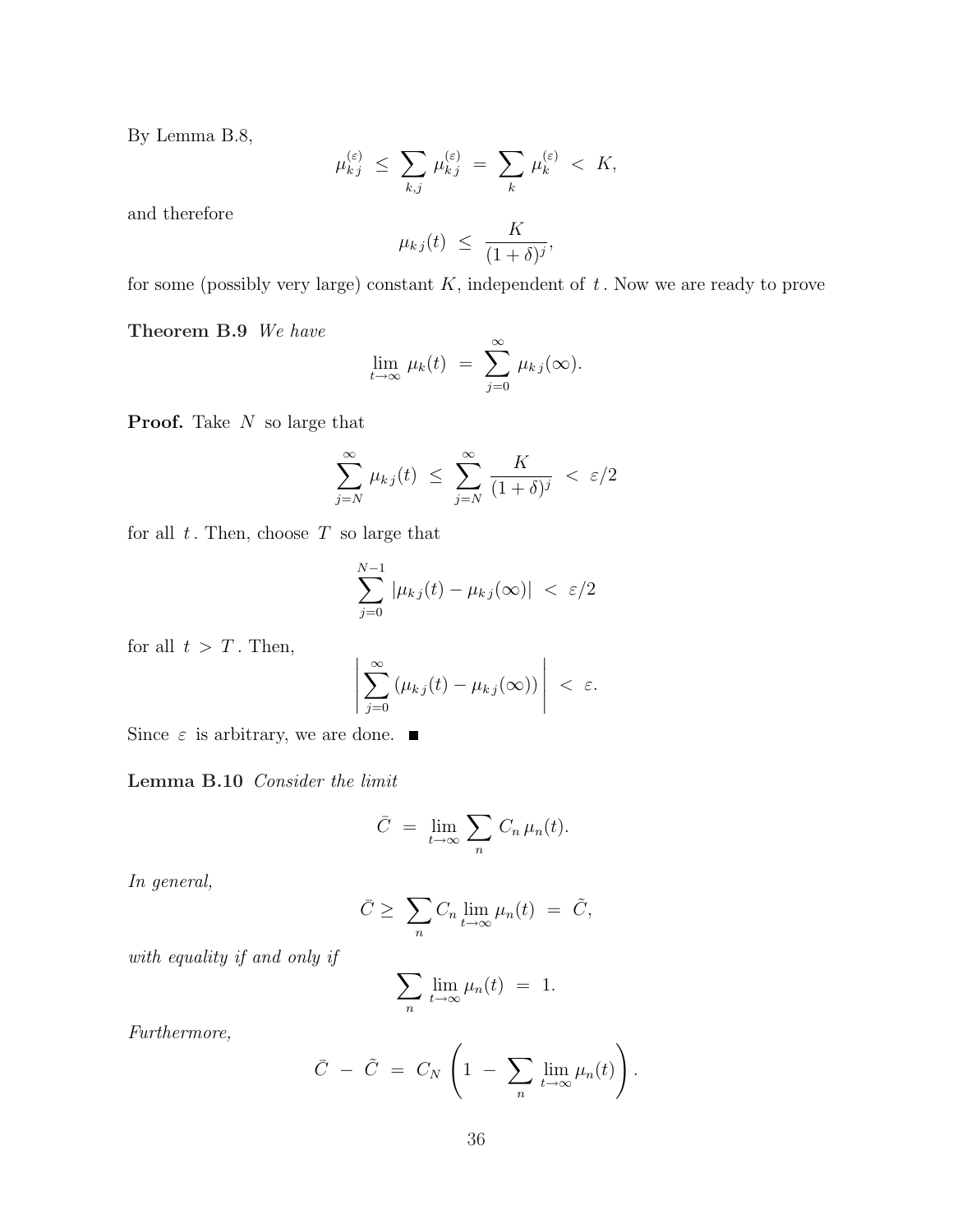By Lemma B.8,

$$\mu_{kj}^{(\varepsilon)} \;\leq\; \sum_{k,j} \mu_{kj}^{(\varepsilon)} \;=\; \sum_{k} \mu_{k}^{(\varepsilon)} \;<\; K,$$

and therefore

$$\mu_{kj}(t) \;\leq\; \frac{K}{(1+\delta)^j},$$

for some (possibly very large) constant $K$, independent of $t$. Now we are ready to prove

**Theorem B.9** *We have*

$$\lim_{t\to\infty} \mu_k(t) \;=\; \sum_{j=0}^{\infty} \mu_{kj}(\infty).$$

**Proof.** Take $N$ so large that

$$\sum_{j=N}^{\infty} \mu_{kj}(t) \;\leq\; \sum_{j=N}^{\infty} \frac{K}{(1+\delta)^j} \;<\; \varepsilon/2$$

for all $t$. Then, choose $T$ so large that

$$\sum_{j=0}^{N-1} |\mu_{kj}(t) - \mu_{kj}(\infty)| \;<\; \varepsilon/2$$

for all $t > T$. Then,

$$\left| \sum_{j=0}^{\infty} \left(\mu_{kj}(t) - \mu_{kj}(\infty)\right) \right| \;<\; \varepsilon.$$

Since $\varepsilon$ is arbitrary, we are done. ■

**Lemma B.10** *Consider the limit*

$$\bar{C} \;=\; \lim_{t\to\infty} \sum_{n} C_n\, \mu_n(t).$$

*In general,*

$$\bar{C} \geq \; \sum_{n} C_n \lim_{t\to\infty} \mu_n(t) \;=\; \tilde{C},$$

*with equality if and only if*

$$\sum_{n} \lim_{t\to\infty} \mu_n(t) \;=\; 1.$$

*Furthermore,*

$$\bar{C} \;-\; \tilde{C} \;=\; C_N \left(1 \;-\; \sum_{n} \lim_{t\to\infty} \mu_n(t)\right).$$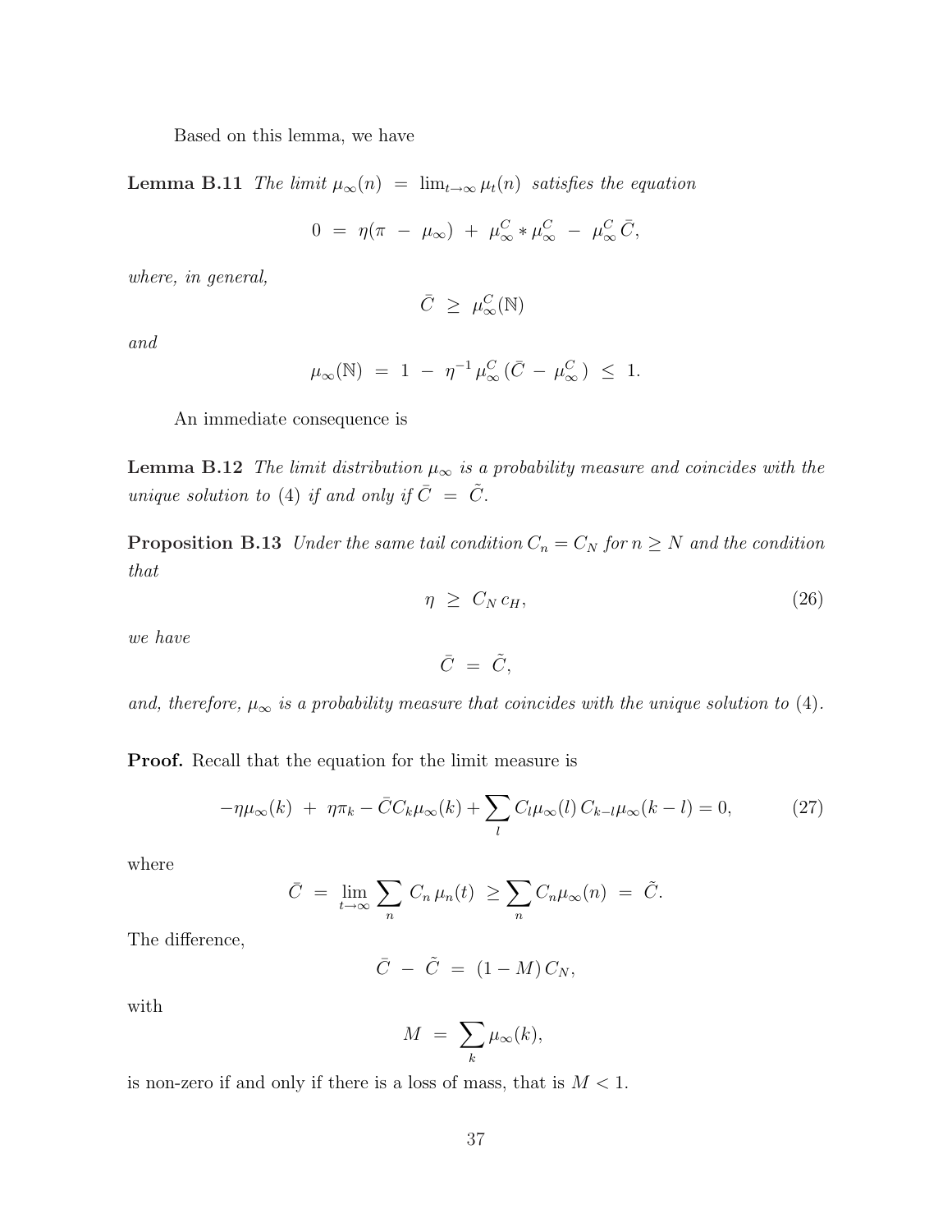Based on this lemma, we have

**Lemma B.11** *The limit* $\mu_\infty(n) \;=\; \lim_{t\to\infty} \mu_t(n)$ *satisfies the equation*

$$0 \;=\; \eta(\pi \;-\; \mu_\infty) \;+\; \mu^C_\infty * \mu^C_\infty \;-\; \mu^C_\infty\,\bar{C},$$

*where, in general,*

$$\bar{C} \;\geq\; \mu^C_\infty(\mathbb{N})$$

*and*

$$\mu_\infty(\mathbb{N}) \;=\; 1 \;-\; \eta^{-1}\,\mu^C_\infty\,(\bar{C} \;-\; \mu^C_\infty\,) \;\leq\; 1.$$

An immediate consequence is

**Lemma B.12** *The limit distribution* $\mu_\infty$ *is a probability measure and coincides with the unique solution to* (4) *if and only if* $\bar{C} \;=\; \tilde{C}$.

**Proposition B.13** *Under the same tail condition* $C_n = C_N$ *for* $n \geq N$ *and the condition that*

$$\eta \;\geq\; C_N\, c_H, \tag{26}$$

*we have*

$$\bar{C} \;=\; \tilde{C},$$

*and, therefore,* $\mu_\infty$ *is a probability measure that coincides with the unique solution to* (4).

**Proof.** Recall that the equation for the limit measure is

$$-\eta\mu_\infty(k) \;+\; \eta\pi_k - \bar{C}C_k\mu_\infty(k) + \sum_l C_l\mu_\infty(l)\, C_{k-l}\mu_\infty(k-l) = 0, \tag{27}$$

where

$$\bar{C} \;=\; \lim_{t\to\infty} \sum_n \, C_n\,\mu_n(t) \;\geq \sum_n C_n\mu_\infty(n) \;=\; \tilde{C}.$$

The difference,

$$\bar{C} \;-\; \tilde{C} \;=\; (1-M)\,C_N,$$

with

$$M \;=\; \sum_k \mu_\infty(k),$$

is non-zero if and only if there is a loss of mass, that is $M < 1$.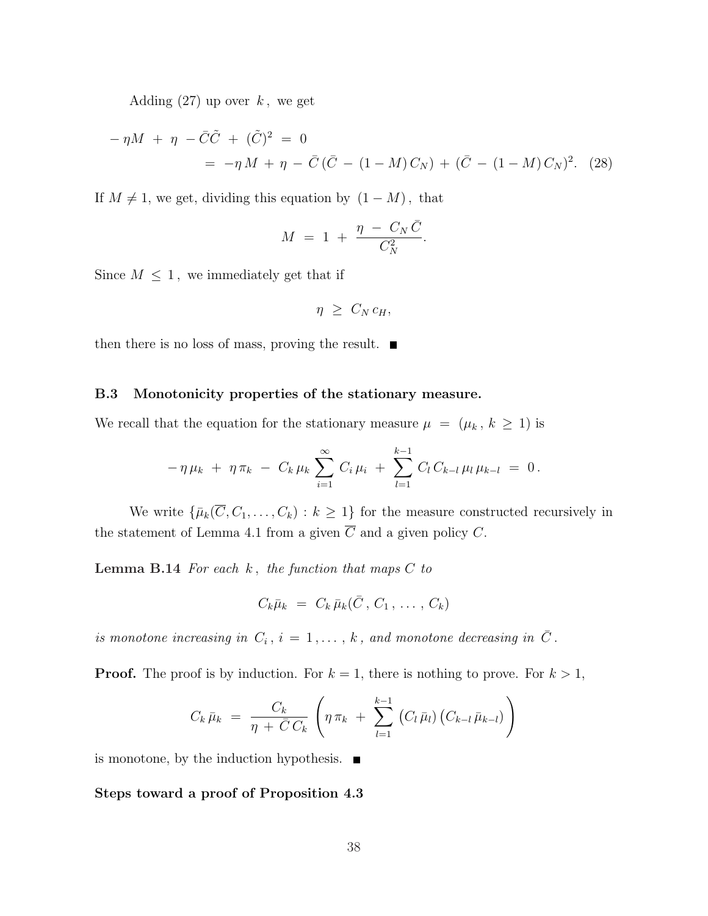Adding (27) up over $k$, we get

$$
\begin{aligned}
-\eta M \;+\; \eta \;-\bar{C}\tilde{C} \;+\; (\tilde{C})^2 \;&=\; 0 \\
&=\; -\eta\, M \;+\; \eta \;-\; \bar{C}\,(\bar{C} \;-\; (1-M)\, C_N) \;+\; (\bar{C} \;-\; (1-M)\, C_N)^2. \quad (28)
\end{aligned}
$$

If $M \neq 1$, we get, dividing this equation by $(1-M)$, that

$$
M \;=\; 1 \;+\; \frac{\eta \;-\; C_N\,\bar{C}}{C_N^2}.
$$

Since $M \leq 1$, we immediately get that if

$$
\eta \;\geq\; C_N\, c_H,
$$

then there is no loss of mass, proving the result. ■

### B.3 Monotonicity properties of the stationary measure.

We recall that the equation for the stationary measure $\mu \;=\; (\mu_k\,,\, k \,\geq\, 1)$ is

$$
-\,\eta\,\mu_k \;+\; \eta\,\pi_k \;-\; C_k\,\mu_k \sum_{i=1}^{\infty} C_i\,\mu_i \;+\; \sum_{l=1}^{k-1} C_l\, C_{k-l}\,\mu_l\,\mu_{k-l} \;=\; 0\,.
$$

We write $\{\bar{\mu}_k(\overline{C}, C_1, \ldots, C_k) : k \geq 1\}$ for the measure constructed recursively in the statement of Lemma 4.1 from a given $\overline{C}$ and a given policy $C$.

**Lemma B.14** *For each $k$, the function that maps $C$ to*

$$
C_k\bar{\mu}_k \;=\; C_k\,\bar{\mu}_k(\bar{C}\,,\, C_1\,,\,\ldots\,,\, C_k)
$$

*is monotone increasing in $C_i\,,\, i \,=\, 1\,,\ldots\,,\, k$, and monotone decreasing in $\bar{C}$.*

**Proof.** The proof is by induction. For $k = 1$, there is nothing to prove. For $k > 1$,

$$
C_k\,\bar{\mu}_k \;=\; \frac{C_k}{\eta \,+\, \bar{C}\, C_k}\left(\eta\,\pi_k \;+\; \sum_{l=1}^{k-1}\,\left(C_l\,\bar{\mu}_l\right)\left(C_{k-l}\,\bar{\mu}_{k-l}\right)\right)
$$

is monotone, by the induction hypothesis. ■

**Steps toward a proof of Proposition 4.3**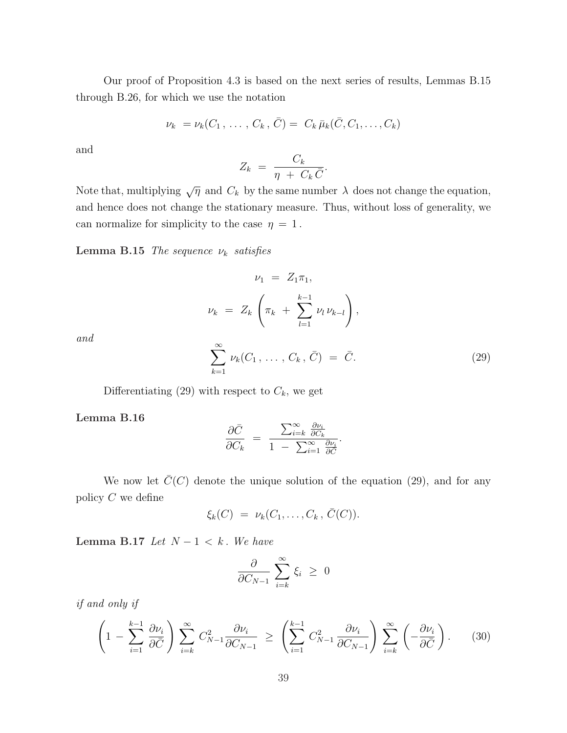Our proof of Proposition 4.3 is based on the next series of results, Lemmas B.15 through B.26, for which we use the notation

$$\nu_k \ = \nu_k(C_1 \, , \, \ldots \, , \, C_k \, , \, \bar{C}) = \ C_k \, \bar{\mu}_k(\bar{C}, C_1, \ldots, C_k)$$

and

$$Z_k \ = \ \frac{C_k}{\eta \ + \ C_k \, \bar{C}}.$$

Note that, multiplying $\sqrt{\eta}$ and $C_k$ by the same number $\lambda$ does not change the equation, and hence does not change the stationary measure. Thus, without loss of generality, we can normalize for simplicity to the case $\eta \, = \, 1$.

**Lemma B.15** *The sequence $\nu_k$ satisfies*

$$\nu_1 \ = \ Z_1 \pi_1,$$

$$\nu_k \ = \ Z_k \left( \pi_k \ + \ \sum_{l=1}^{k-1} \nu_l \, \nu_{k-l} \right),$$

*and*

$$\sum_{k=1}^{\infty} \nu_k(C_1 \, , \, \ldots \, , \, C_k \, , \, \bar{C}) \ = \ \bar{C}. \tag{29}$$

Differentiating (29) with respect to $C_k$, we get

**Lemma B.16**

$$\frac{\partial \bar{C}}{\partial C_k} \ = \ \frac{\sum_{i=k}^{\infty} \frac{\partial \nu_i}{\partial C_k}}{1 \ - \ \sum_{i=1}^{\infty} \frac{\partial \nu_i}{\partial \bar{C}}}.$$

We now let $\bar{C}(C)$ denote the unique solution of the equation (29), and for any policy $C$ we define

$$\xi_k(C) \ = \ \nu_k(C_1, \ldots, C_k \, , \, \bar{C}(C)).$$

**Lemma B.17** *Let $N - 1 \, < \, k$. We have*

$$\frac{\partial}{\partial C_{N-1}} \sum_{i=k}^{\infty} \xi_i \ \geq \ 0$$

*if and only if*

$$\left( 1 \ - \ \sum_{i=1}^{k-1} \frac{\partial \nu_i}{\partial \bar{C}} \right) \sum_{i=k}^{\infty} C_{N-1}^2 \frac{\partial \nu_i}{\partial C_{N-1}} \ \geq \ \left( \sum_{i=1}^{k-1} C_{N-1}^2 \, \frac{\partial \nu_i}{\partial C_{N-1}} \right) \sum_{i=k}^{\infty} \left( - \frac{\partial \nu_i}{\partial \bar{C}} \right). \tag{30}$$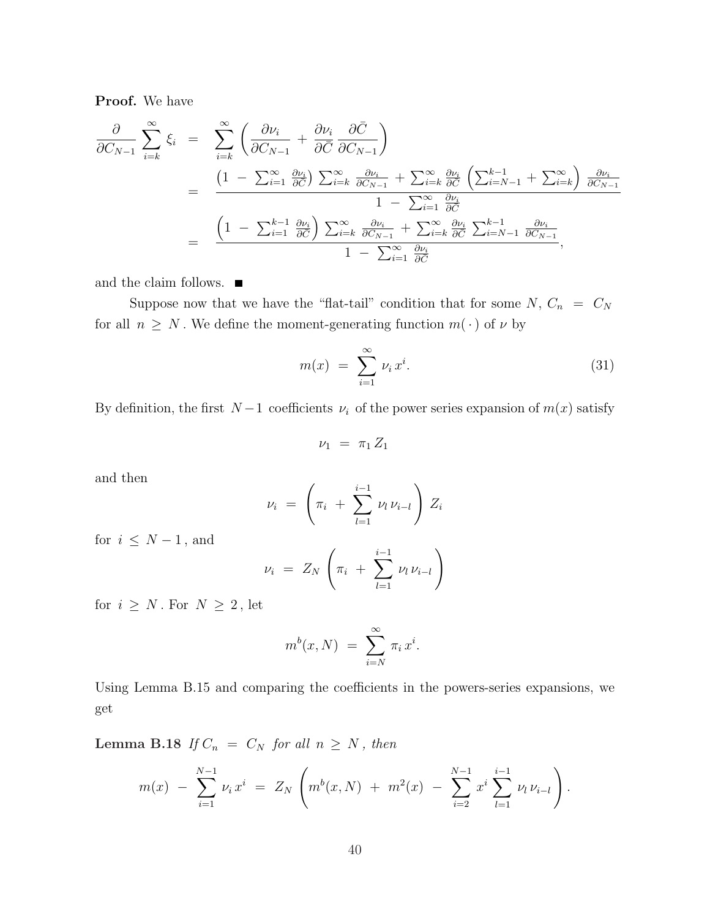**Proof.** We have

$$
\begin{aligned}
\frac{\partial}{\partial C_{N-1}} \sum_{i=k}^{\infty} \xi_i &= \sum_{i=k}^{\infty} \left( \frac{\partial \nu_i}{\partial C_{N-1}} + \frac{\partial \nu_i}{\partial \bar{C}} \frac{\partial \bar{C}}{\partial C_{N-1}} \right) \\
&= \frac{\left(1 - \sum_{i=1}^{\infty} \frac{\partial \nu_i}{\partial \bar{C}}\right) \sum_{i=k}^{\infty} \frac{\partial \nu_i}{\partial C_{N-1}} + \sum_{i=k}^{\infty} \frac{\partial \nu_i}{\partial \bar{C}} \left( \sum_{i=N-1}^{k-1} + \sum_{i=k}^{\infty} \right) \frac{\partial \nu_i}{\partial C_{N-1}}}{1 - \sum_{i=1}^{\infty} \frac{\partial \nu_i}{\partial \bar{C}}} \\
&= \frac{\left(1 - \sum_{i=1}^{k-1} \frac{\partial \nu_i}{\partial \bar{C}}\right) \sum_{i=k}^{\infty} \frac{\partial \nu_i}{\partial C_{N-1}} + \sum_{i=k}^{\infty} \frac{\partial \nu_i}{\partial \bar{C}} \sum_{i=N-1}^{k-1} \frac{\partial \nu_i}{\partial C_{N-1}}}{1 - \sum_{i=1}^{\infty} \frac{\partial \nu_i}{\partial \bar{C}}},
\end{aligned}
$$

and the claim follows. ■

Suppose now that we have the "flat-tail" condition that for some $N$, $C_n = C_N$ for all $n \geq N$. We define the moment-generating function $m(\cdot)$ of $\nu$ by

$$
m(x) = \sum_{i=1}^{\infty} \nu_i \, x^i. \tag{31}
$$

By definition, the first $N-1$ coefficients $\nu_i$ of the power series expansion of $m(x)$ satisfy

$$
\nu_1 = \pi_1 \, Z_1
$$

and then

$$
\nu_i = \left( \pi_i + \sum_{l=1}^{i-1} \nu_l \, \nu_{i-l} \right) Z_i
$$

for $i \leq N-1$, and

$$
\nu_i = Z_N \left( \pi_i + \sum_{l=1}^{i-1} \nu_l \, \nu_{i-l} \right)
$$

for $i \geq N$. For $N \geq 2$, let

$$
m^b(x, N) = \sum_{i=N}^{\infty} \pi_i \, x^i.
$$

Using Lemma B.15 and comparing the coefficients in the powers-series expansions, we get

**Lemma B.18** *If $C_n = C_N$ for all $n \geq N$, then*

$$
m(x) - \sum_{i=1}^{N-1} \nu_i \, x^i = Z_N \left( m^b(x, N) + m^2(x) - \sum_{i=2}^{N-1} x^i \sum_{l=1}^{i-1} \nu_l \, \nu_{i-l} \right).
$$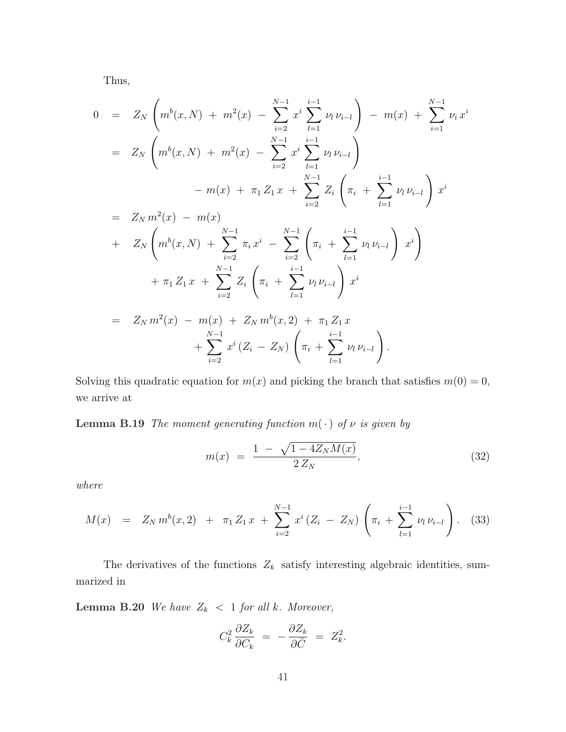Thus,

$$
\begin{aligned}
0 \;&=\; Z_N \left( m^b(x,N) \;+\; m^2(x) \;-\; \sum_{i=2}^{N-1} x^i \sum_{l=1}^{i-1} \nu_l \, \nu_{i-l} \right) \;-\; m(x) \;+\; \sum_{i=1}^{N-1} \nu_i \, x^i \\
&=\; Z_N \left( m^b(x,N) \;+\; m^2(x) \;-\; \sum_{i=2}^{N-1} x^i \sum_{l=1}^{i-1} \nu_l \, \nu_{i-l} \right) \\
&\qquad\qquad -\; m(x) \;+\; \pi_1 \, Z_1 \, x \;+\; \sum_{i=2}^{N-1} Z_i \left( \pi_i \;+\; \sum_{l=1}^{i-1} \nu_l \, \nu_{i-l} \right) x^i \\
&=\; Z_N \, m^2(x) \;-\; m(x) \\
&+\; Z_N \left( m^b(x,N) \;+\; \sum_{i=2}^{N-1} \pi_i \, x^i \;-\; \sum_{i=2}^{N-1} \left( \pi_i \;+\; \sum_{l=1}^{i-1} \nu_l \, \nu_{i-l} \right) \, x^i \right) \\
&\qquad +\; \pi_1 \, Z_1 \, x \;+\; \sum_{i=2}^{N-1} Z_i \left( \pi_i \;+\; \sum_{l=1}^{i-1} \nu_l \, \nu_{i-l} \right) x^i \\
&=\; Z_N \, m^2(x) \;-\; m(x) \;+\; Z_N \, m^b(x,2) \;+\; \pi_1 \, Z_1 \, x \\
&\qquad +\; \sum_{i=2}^{N-1} x^i \, (Z_i \;-\; Z_N) \left( \pi_i \;+\; \sum_{l=1}^{i-1} \nu_l \, \nu_{i-l} \right).
\end{aligned}
$$

Solving this quadratic equation for $m(x)$ and picking the branch that satisfies $m(0) = 0$, we arrive at

**Lemma B.19** *The moment generating function $m(\,\cdot\,)$ of $\nu$ is given by*

$$
m(x) \;=\; \frac{1 \;-\; \sqrt{1 - 4 Z_N M(x)}}{2 \, Z_N}, \tag{32}
$$

*where*

$$
M(x) \;\;=\;\; Z_N \, m^b(x,2) \;\;+\;\; \pi_1 \, Z_1 \, x \;+\; \sum_{i=2}^{N-1} x^i \, (Z_i \;-\; Z_N) \left( \pi_i \;+\; \sum_{l=1}^{i-1} \nu_l \, \nu_{i-l} \right). \tag{33}
$$

The derivatives of the functions $Z_k$ satisfy interesting algebraic identities, summarized in

**Lemma B.20** *We have $Z_k \;<\; 1$ for all $k$. Moreover,*

$$
C_k^2 \, \frac{\partial Z_k}{\partial C_k} \;=\; -\frac{\partial Z_k}{\partial \bar{C}} \;=\; Z_k^2.
$$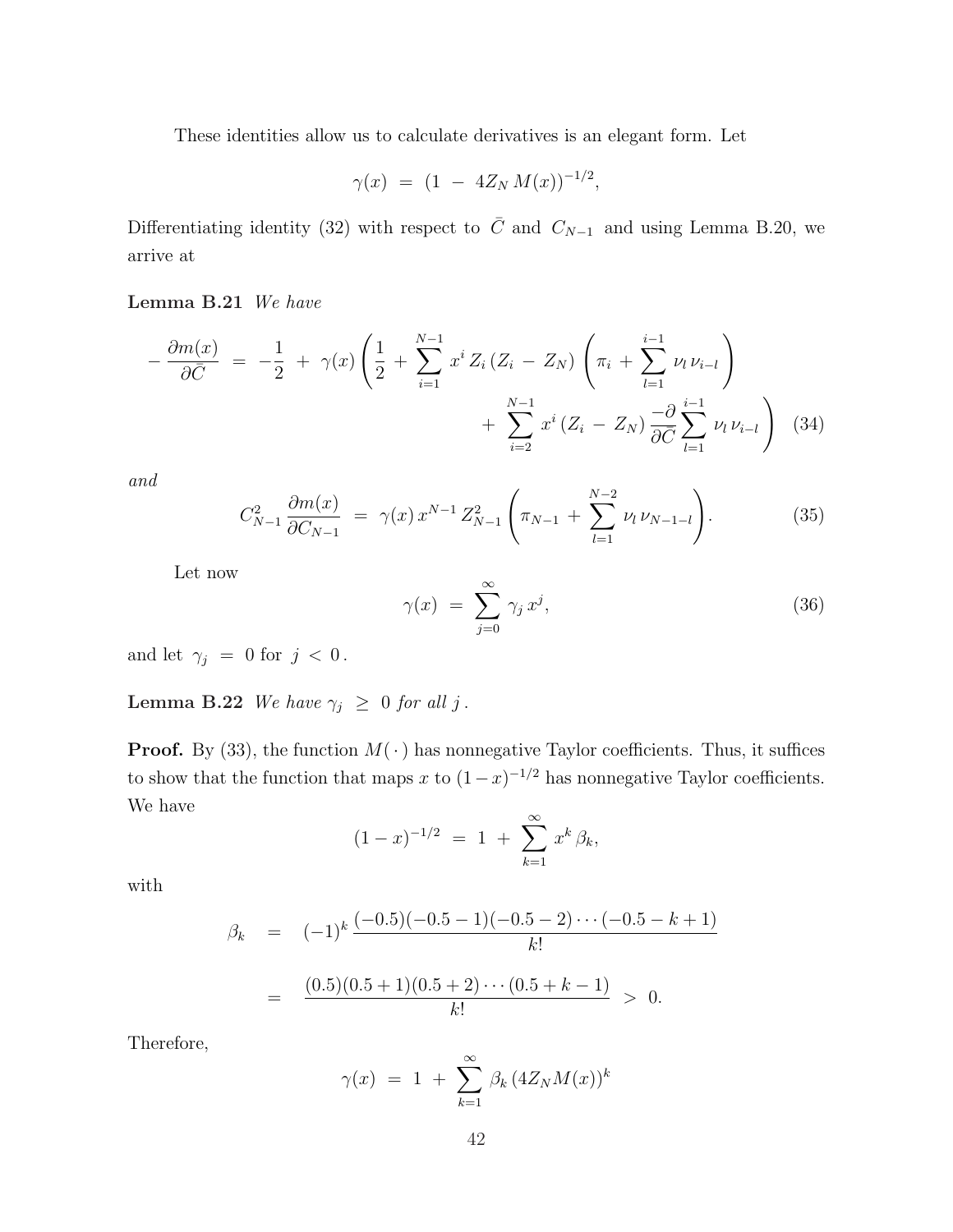These identities allow us to calculate derivatives is an elegant form. Let

$$\gamma(x) \;=\; (1 \;-\; 4 Z_N\, M(x))^{-1/2},$$

Differentiating identity (32) with respect to $\bar{C}$ and $C_{N-1}$ and using Lemma B.20, we arrive at

**Lemma B.21** *We have*

$$-\,\frac{\partial m(x)}{\partial \bar{C}} \;=\; -\frac{1}{2} \;+\; \gamma(x) \left( \frac{1}{2} \;+\; \sum_{i=1}^{N-1} x^i\, Z_i\, (Z_i \;-\; Z_N) \left( \pi_i \;+\; \sum_{l=1}^{i-1} \nu_l\, \nu_{i-l} \right) \right.$$
$$\left. +\; \sum_{i=2}^{N-1} x^i\, (Z_i \;-\; Z_N)\, \frac{-\partial}{\partial \bar{C}} \sum_{l=1}^{i-1} \nu_l\, \nu_{i-l} \right) \quad (34)$$

*and*

$$C_{N-1}^2\, \frac{\partial m(x)}{\partial C_{N-1}} \;=\; \gamma(x)\, x^{N-1}\, Z_{N-1}^2 \left( \pi_{N-1} \;+\; \sum_{l=1}^{N-2} \nu_l\, \nu_{N-1-l} \right). \quad (35)$$

Let now

$$\gamma(x) \;=\; \sum_{j=0}^{\infty} \gamma_j\, x^j, \quad (36)$$

and let $\gamma_j \;=\; 0$ for $j \;<\; 0$.

**Lemma B.22** *We have $\gamma_j \;\geq\; 0$ for all $j$.*

**Proof.** By (33), the function $M(\,\cdot\,)$ has nonnegative Taylor coefficients. Thus, it suffices to show that the function that maps $x$ to $(1-x)^{-1/2}$ has nonnegative Taylor coefficients. We have

$$(1-x)^{-1/2} \;=\; 1 \;+\; \sum_{k=1}^{\infty} x^k\, \beta_k,$$

with

$$\begin{aligned} \beta_k \quad &= \quad (-1)^k\, \frac{(-0.5)(-0.5-1)(-0.5-2)\cdots(-0.5-k+1)}{k!} \\ &= \quad \frac{(0.5)(0.5+1)(0.5+2)\cdots(0.5+k-1)}{k!} \;>\; 0. \end{aligned}$$

Therefore,

$$\gamma(x) \;=\; 1 \;+\; \sum_{k=1}^{\infty} \beta_k\, (4 Z_N M(x))^k$$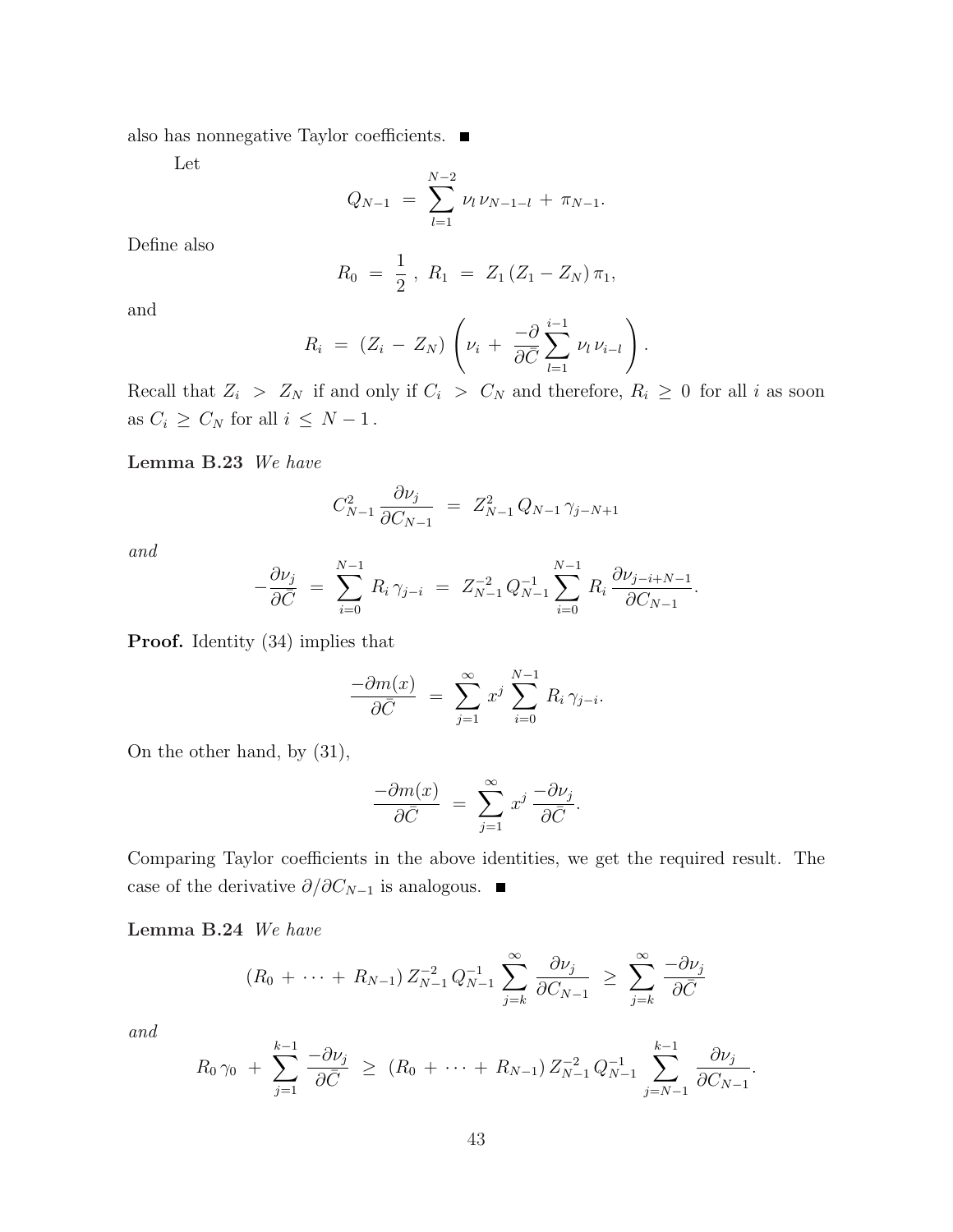also has nonnegative Taylor coefficients. ■

Let

$$Q_{N-1} \;=\; \sum_{l=1}^{N-2} \nu_l \, \nu_{N-1-l} \;+\; \pi_{N-1}.$$

Define also

$$R_0 \;=\; \frac{1}{2}\;,\;\; R_1 \;=\; Z_1 \, (Z_1 - Z_N) \, \pi_1,$$

and

$$R_i \;=\; (Z_i \;-\; Z_N) \left( \nu_i \;+\; \frac{-\partial}{\partial \bar{C}} \sum_{l=1}^{i-1} \nu_l \, \nu_{i-l} \right).$$

Recall that $Z_i \;>\; Z_N$ if and only if $C_i \;>\; C_N$ and therefore, $R_i \;\geq\; 0$ for all $i$ as soon as $C_i \;\geq\; C_N$ for all $i \;\leq\; N-1$.

**Lemma B.23** *We have*

$$C_{N-1}^2 \, \frac{\partial \nu_j}{\partial C_{N-1}} \;\;=\;\; Z_{N-1}^2 \, Q_{N-1} \, \gamma_{j-N+1}$$

*and*

$$-\frac{\partial \nu_j}{\partial \bar{C}} \;=\; \sum_{i=0}^{N-1} R_i \, \gamma_{j-i} \;=\; Z_{N-1}^{-2} \, Q_{N-1}^{-1} \sum_{i=0}^{N-1} R_i \, \frac{\partial \nu_{j-i+N-1}}{\partial C_{N-1}}.$$

**Proof.** Identity (34) implies that

$$\frac{-\partial m(x)}{\partial \bar{C}} \;\;=\;\; \sum_{j=1}^{\infty} x^j \sum_{i=0}^{N-1} R_i \, \gamma_{j-i}.$$

On the other hand, by (31),

$$\frac{-\partial m(x)}{\partial \bar{C}} \;\;=\;\; \sum_{j=1}^{\infty} x^j \, \frac{-\partial \nu_j}{\partial \bar{C}}.$$

Comparing Taylor coefficients in the above identities, we get the required result. The case of the derivative $\partial / \partial C_{N-1}$ is analogous. ■

**Lemma B.24** *We have*

$$(R_0 \;+\; \cdots \;+\; R_{N-1}) \, Z_{N-1}^{-2} \, Q_{N-1}^{-1} \sum_{j=k}^{\infty} \frac{\partial \nu_j}{\partial C_{N-1}} \;\;\geq\;\; \sum_{j=k}^{\infty} \frac{-\partial \nu_j}{\partial \bar{C}}$$

*and*

$$R_0 \, \gamma_0 \;+\; \sum_{j=1}^{k-1} \frac{-\partial \nu_j}{\partial \bar{C}} \;\;\geq\;\; (R_0 \;+\; \cdots \;+\; R_{N-1}) \, Z_{N-1}^{-2} \, Q_{N-1}^{-1} \sum_{j=N-1}^{k-1} \frac{\partial \nu_j}{\partial C_{N-1}}.$$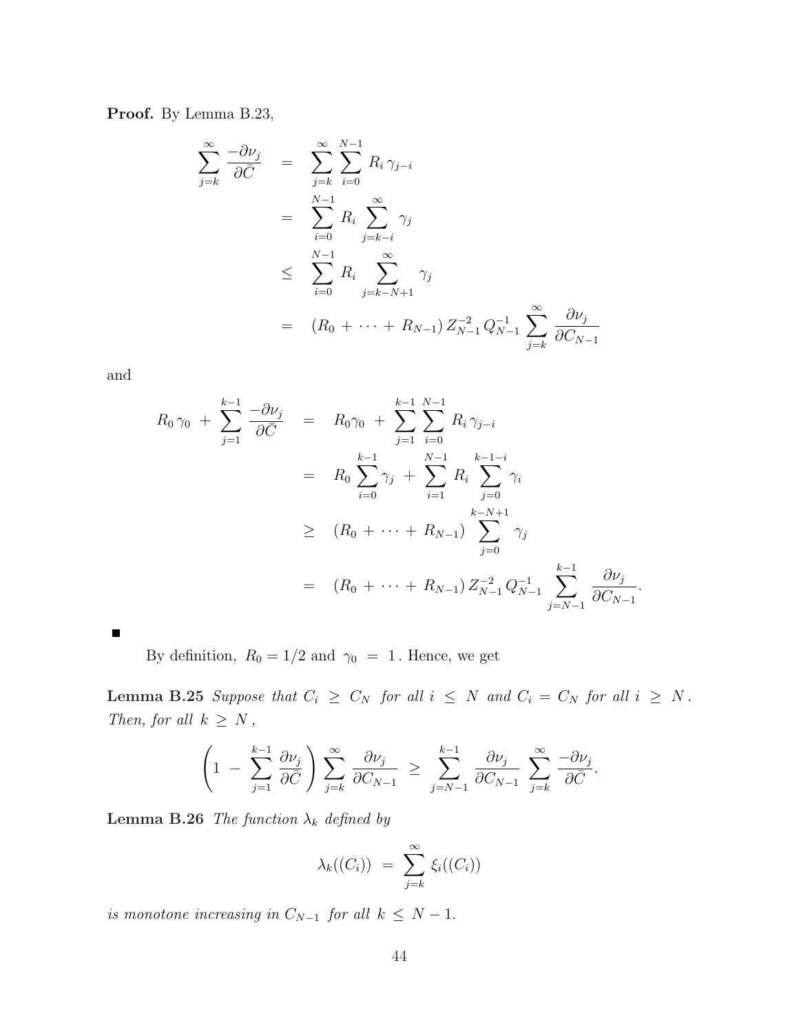**Proof.** By Lemma B.23,

$$
\begin{aligned}
\sum_{j=k}^{\infty} \frac{-\partial \nu_j}{\partial \bar{C}} &= \sum_{j=k}^{\infty} \sum_{i=0}^{N-1} R_i \, \gamma_{j-i} \\
&= \sum_{i=0}^{N-1} R_i \sum_{j=k-i}^{\infty} \gamma_j \\
&\leq \sum_{i=0}^{N-1} R_i \sum_{j=k-N+1}^{\infty} \gamma_j \\
&= (R_0 + \cdots + R_{N-1}) \, Z_{N-1}^{-2} \, Q_{N-1}^{-1} \sum_{j=k}^{\infty} \frac{\partial \nu_j}{\partial C_{N-1}}
\end{aligned}
$$

and

$$
\begin{aligned}
R_0 \, \gamma_0 + \sum_{j=1}^{k-1} \frac{-\partial \nu_j}{\partial \bar{C}} &= R_0 \gamma_0 + \sum_{j=1}^{k-1} \sum_{i=0}^{N-1} R_i \, \gamma_{j-i} \\
&= R_0 \sum_{i=0}^{k-1} \gamma_j + \sum_{i=1}^{N-1} R_i \sum_{j=0}^{k-1-i} \gamma_i \\
&\geq (R_0 + \cdots + R_{N-1}) \sum_{j=0}^{k-N+1} \gamma_j \\
&= (R_0 + \cdots + R_{N-1}) \, Z_{N-1}^{-2} \, Q_{N-1}^{-1} \sum_{j=N-1}^{k-1} \frac{\partial \nu_j}{\partial C_{N-1}}.
\end{aligned}
$$

■

By definition, $R_0 = 1/2$ and $\gamma_0 = 1$. Hence, we get

**Lemma B.25** *Suppose that $C_i \geq C_N$ for all $i \leq N$ and $C_i = C_N$ for all $i \geq N$. Then, for all $k \geq N$,*

$$
\left( 1 - \sum_{j=1}^{k-1} \frac{\partial \nu_j}{\partial \bar{C}} \right) \sum_{j=k}^{\infty} \frac{\partial \nu_j}{\partial C_{N-1}} \geq \sum_{j=N-1}^{k-1} \frac{\partial \nu_j}{\partial C_{N-1}} \sum_{j=k}^{\infty} \frac{-\partial \nu_j}{\partial \bar{C}}.
$$

**Lemma B.26** *The function $\lambda_k$ defined by*

$$
\lambda_k((C_i)) = \sum_{j=k}^{\infty} \xi_i((C_i))
$$

*is monotone increasing in $C_{N-1}$ for all $k \leq N-1$.*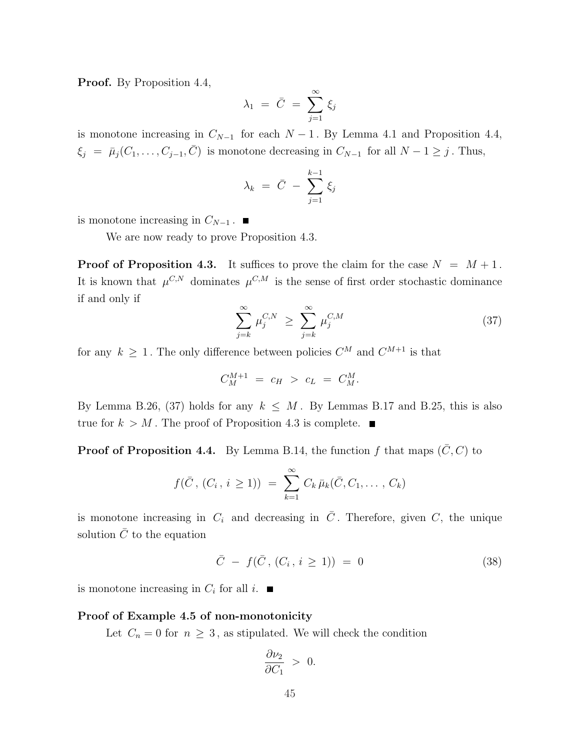**Proof.** By Proposition 4.4,

$$\lambda_1 \;=\; \bar{C} \;=\; \sum_{j=1}^{\infty} \xi_j$$

is monotone increasing in $C_{N-1}$ for each $N-1$. By Lemma 4.1 and Proposition 4.4, $\xi_j \;=\; \bar{\mu}_j(C_1, \ldots, C_{j-1}, \bar{C})$ is monotone decreasing in $C_{N-1}$ for all $N-1 \geq j$. Thus,

$$\lambda_k \;=\; \bar{C} \;-\; \sum_{j=1}^{k-1} \xi_j$$

is monotone increasing in $C_{N-1}$. ■

We are now ready to prove Proposition 4.3.

**Proof of Proposition 4.3.** It suffices to prove the claim for the case $N \;=\; M+1$. It is known that $\mu^{C,N}$ dominates $\mu^{C,M}$ is the sense of first order stochastic dominance if and only if

$$\sum_{j=k}^{\infty} \mu_j^{C,N} \;\geq\; \sum_{j=k}^{\infty} \mu_j^{C,M} \tag{37}$$

for any $k \geq 1$. The only difference between policies $C^M$ and $C^{M+1}$ is that

$$C_M^{M+1} \;=\; c_H \;>\; c_L \;=\; C_M^M.$$

By Lemma B.26, (37) holds for any $k \leq M$. By Lemmas B.17 and B.25, this is also true for $k > M$. The proof of Proposition 4.3 is complete. ■

**Proof of Proposition 4.4.** By Lemma B.14, the function $f$ that maps $(\bar{C}, C)$ to

$$f(\bar{C}\,,\,(C_i\,,\,i\,\geq 1)) \;=\; \sum_{k=1}^{\infty} C_k\,\bar{\mu}_k(\bar{C}, C_1, \ldots\,, C_k)$$

is monotone increasing in $C_i$ and decreasing in $\bar{C}$. Therefore, given $C$, the unique solution $\bar{C}$ to the equation

$$\bar{C} \;-\; f(\bar{C}\,,\,(C_i\,,\,i\,\geq\,1)) \;=\; 0 \tag{38}$$

is monotone increasing in $C_i$ for all $i$. ■

**Proof of Example 4.5 of non-monotonicity**

Let $C_n = 0$ for $n \geq 3$, as stipulated. We will check the condition

$$\frac{\partial \nu_2}{\partial C_1} \;>\; 0.$$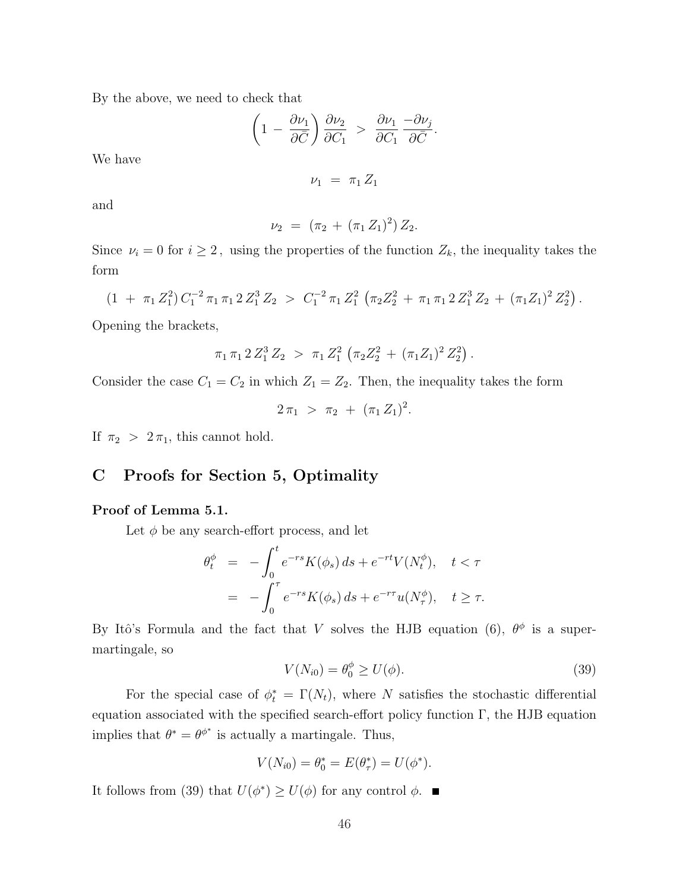By the above, we need to check that

$$\left(1 \,-\, \frac{\partial \nu_1}{\partial \bar{C}}\right) \frac{\partial \nu_2}{\partial C_1} \;>\; \frac{\partial \nu_1}{\partial C_1} \, \frac{-\partial \nu_j}{\partial \bar{C}}.$$

We have

$$\nu_1 \;=\; \pi_1 \, Z_1$$

and

$$\nu_2 \;=\; (\pi_2 \,+\, (\pi_1 \, Z_1)^2) \, Z_2.$$

Since $\nu_i = 0$ for $i \geq 2$, using the properties of the function $Z_k$, the inequality takes the form

$$(1 \;+\; \pi_1 \, Z_1^2) \, C_1^{-2} \, \pi_1 \, \pi_1 \, 2 \, Z_1^3 \, Z_2 \;>\; C_1^{-2} \, \pi_1 \, Z_1^2 \, \left(\pi_2 Z_2^2 \,+\, \pi_1 \, \pi_1 \, 2 \, Z_1^3 \, Z_2 \,+\, (\pi_1 Z_1)^2 \, Z_2^2\right).$$

Opening the brackets,

$$\pi_1 \, \pi_1 \, 2 \, Z_1^3 \, Z_2 \;>\; \pi_1 \, Z_1^2 \, \left(\pi_2 Z_2^2 \,+\, (\pi_1 Z_1)^2 \, Z_2^2\right).$$

Consider the case $C_1 = C_2$ in which $Z_1 = Z_2$. Then, the inequality takes the form

$$2 \, \pi_1 \;>\; \pi_2 \;+\; (\pi_1 \, Z_1)^2.$$

If $\pi_2 \;>\; 2 \, \pi_1$, this cannot hold.

## C Proofs for Section 5, Optimality

**Proof of Lemma 5.1.**

Let $\phi$ be any search-effort process, and let

$$\begin{aligned} \theta_t^\phi &= -\int_0^t e^{-rs} K(\phi_s) \, ds + e^{-rt} V(N_t^\phi), \quad t < \tau \\ &= -\int_0^\tau e^{-rs} K(\phi_s) \, ds + e^{-r\tau} u(N_\tau^\phi), \quad t \geq \tau. \end{aligned}$$

By Itô's Formula and the fact that $V$ solves the HJB equation (6), $\theta^\phi$ is a supermartingale, so

$$V(N_{i0}) = \theta_0^\phi \geq U(\phi). \tag{39}$$

For the special case of $\phi_t^* = \Gamma(N_t)$, where $N$ satisfies the stochastic differential equation associated with the specified search-effort policy function $\Gamma$, the HJB equation implies that $\theta^* = \theta^{\phi^*}$ is actually a martingale. Thus,

$$V(N_{i0}) = \theta_0^* = E(\theta_\tau^*) = U(\phi^*).$$

It follows from (39) that $U(\phi^*) \geq U(\phi)$ for any control $\phi$. ■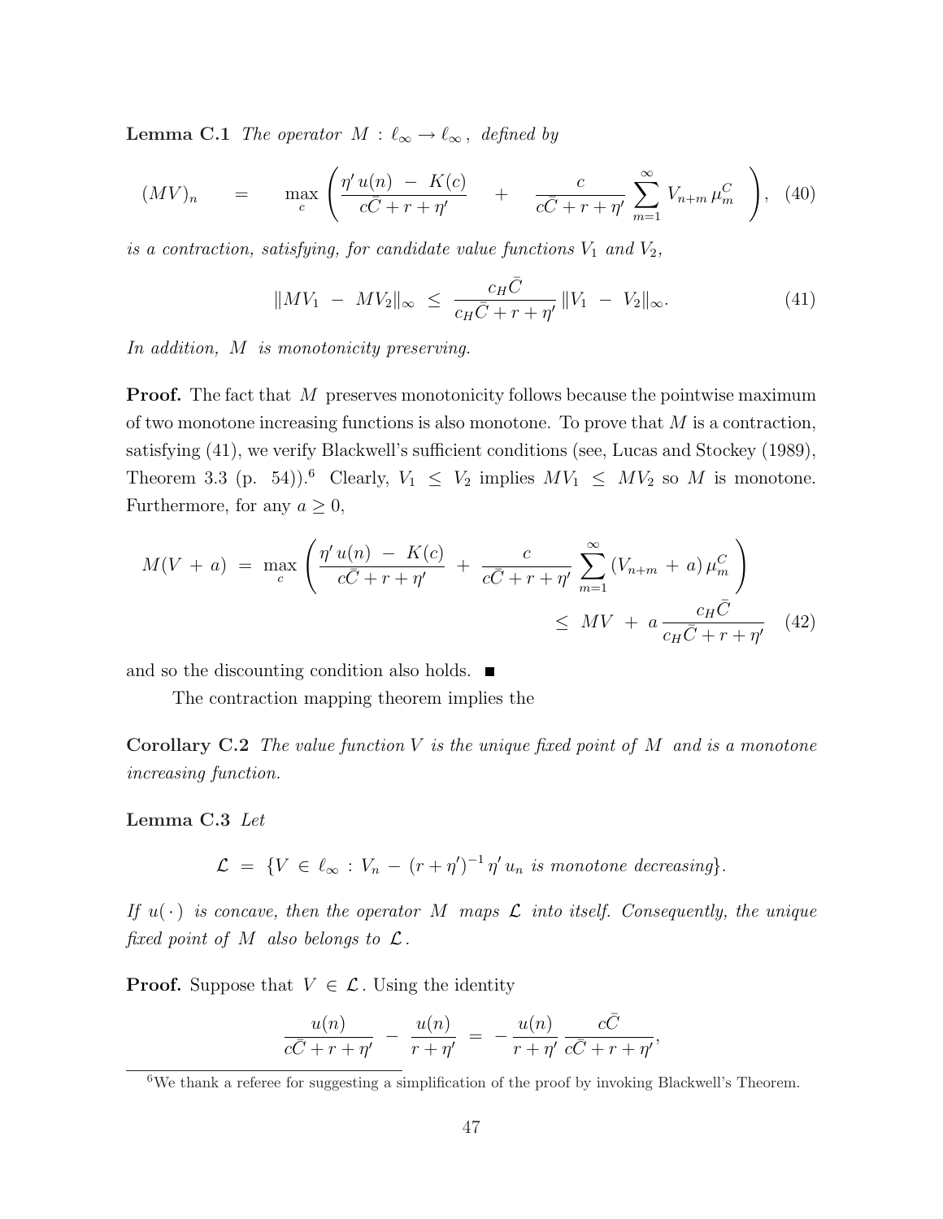**Lemma C.1** *The operator $M : \ell_\infty \to \ell_\infty$, defined by*

$$(MV)_n \quad = \quad \max_c \left( \frac{\eta' \, u(n) \; - \; K(c)}{c\bar{C} + r + \eta'} \quad + \quad \frac{c}{c\bar{C} + r + \eta'} \sum_{m=1}^{\infty} V_{n+m} \, \mu_m^C \right), \quad (40)$$

*is a contraction, satisfying, for candidate value functions $V_1$ and $V_2$,*

$$\|MV_1 \; - \; MV_2\|_\infty \; \leq \; \frac{c_H \bar{C}}{c_H \bar{C} + r + \eta'} \, \|V_1 \; - \; V_2\|_\infty. \quad (41)$$

*In addition, $M$ is monotonicity preserving.*

**Proof.** The fact that $M$ preserves monotonicity follows because the pointwise maximum of two monotone increasing functions is also monotone. To prove that $M$ is a contraction, satisfying (41), we verify Blackwell's sufficient conditions (see, Lucas and Stockey (1989), Theorem 3.3 (p. 54)).[6] Clearly, $V_1 \leq V_2$ implies $MV_1 \leq MV_2$ so $M$ is monotone. Furthermore, for any $a \geq 0$,

$$M(V \, + \, a) \; = \; \max_c \left( \frac{\eta' \, u(n) \; - \; K(c)}{c\bar{C} + r + \eta'} \; + \; \frac{c}{c\bar{C} + r + \eta'} \sum_{m=1}^{\infty} (V_{n+m} \, + \, a) \, \mu_m^C \right)$$
$$\leq \; MV \; + \; a \, \frac{c_H \bar{C}}{c_H \bar{C} + r + \eta'} \quad (42)$$

and so the discounting condition also holds. ■

The contraction mapping theorem implies the

**Corollary C.2** *The value function $V$ is the unique fixed point of $M$ and is a monotone increasing function.*

**Lemma C.3** *Let*

$$\mathcal{L} \; = \; \{V \, \in \, \ell_\infty \, : V_n \, - \, (r + \eta')^{-1} \, \eta' \, u_n \text{ is monotone decreasing}\}.$$

*If $u(\cdot)$ is concave, then the operator $M$ maps $\mathcal{L}$ into itself. Consequently, the unique fixed point of $M$ also belongs to $\mathcal{L}$.*

**Proof.** Suppose that $V \in \mathcal{L}$. Using the identity

$$\frac{u(n)}{c\bar{C} + r + \eta'} \; - \; \frac{u(n)}{r + \eta'} \; = \; - \, \frac{u(n)}{r + \eta'} \, \frac{c\bar{C}}{c\bar{C} + r + \eta'},$$

[6] We thank a referee for suggesting a simplification of the proof by invoking Blackwell's Theorem.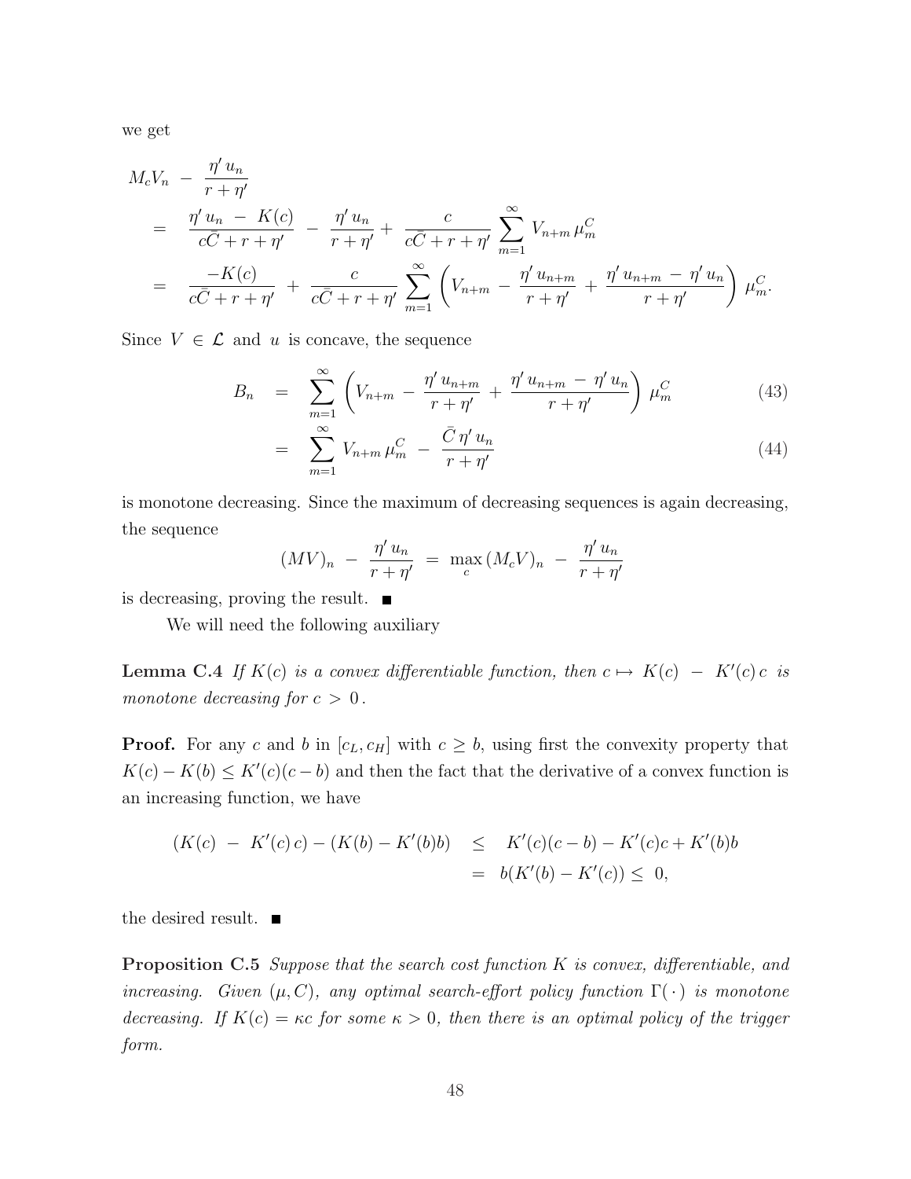we get

$$
\begin{aligned}
M_c V_n \;-\; \frac{\eta'\,u_n}{r+\eta'} & \\
= \;\; & \frac{\eta'\,u_n \;-\; K(c)}{c\bar{C}+r+\eta'} \;-\; \frac{\eta'\,u_n}{r+\eta'} + \;\frac{c}{c\bar{C}+r+\eta'}\sum_{m=1}^{\infty} V_{n+m}\,\mu_m^C \\
= \;\; & \frac{-K(c)}{c\bar{C}+r+\eta'} \;+\; \frac{c}{c\bar{C}+r+\eta'}\sum_{m=1}^{\infty}\left(V_{n+m} - \frac{\eta'\,u_{n+m}}{r+\eta'} + \frac{\eta'\,u_{n+m} - \eta'\,u_n}{r+\eta'}\right)\mu_m^C.
\end{aligned}
$$

Since $V \in \mathcal{L}$ and $u$ is concave, the sequence

$$
\begin{aligned}
B_n \;&=\; \sum_{m=1}^{\infty}\left(V_{n+m} - \frac{\eta'\,u_{n+m}}{r+\eta'} + \frac{\eta'\,u_{n+m} - \eta'\,u_n}{r+\eta'}\right)\mu_m^C \qquad (43)\\
&=\; \sum_{m=1}^{\infty} V_{n+m}\,\mu_m^C \;-\; \frac{\bar{C}\,\eta'\,u_n}{r+\eta'} \qquad (44)
\end{aligned}
$$

is monotone decreasing. Since the maximum of decreasing sequences is again decreasing, the sequence

$$
(MV)_n \;-\; \frac{\eta'\,u_n}{r+\eta'} \;=\; \max_c\,(M_cV)_n \;-\; \frac{\eta'\,u_n}{r+\eta'}
$$

is decreasing, proving the result. ■

We will need the following auxiliary

**Lemma C.4** *If $K(c)$ is a convex differentiable function, then $c \mapsto K(c) \;-\; K'(c)\,c$ is monotone decreasing for $c > 0$.*

**Proof.** For any $c$ and $b$ in $[c_L, c_H]$ with $c \geq b$, using first the convexity property that $K(c) - K(b) \leq K'(c)(c-b)$ and then the fact that the derivative of a convex function is an increasing function, we have

$$
\begin{aligned}
(K(c) \;-\; K'(c)\,c) - (K(b) - K'(b)b) \;&\leq\; K'(c)(c-b) - K'(c)c + K'(b)b \\
&=\; b(K'(b) - K'(c)) \leq\; 0,
\end{aligned}
$$

the desired result. ■

**Proposition C.5** *Suppose that the search cost function $K$ is convex, differentiable, and increasing. Given $(\mu, C)$, any optimal search-effort policy function $\Gamma(\,\cdot\,)$ is monotone decreasing. If $K(c) = \kappa c$ for some $\kappa > 0$, then there is an optimal policy of the trigger form.*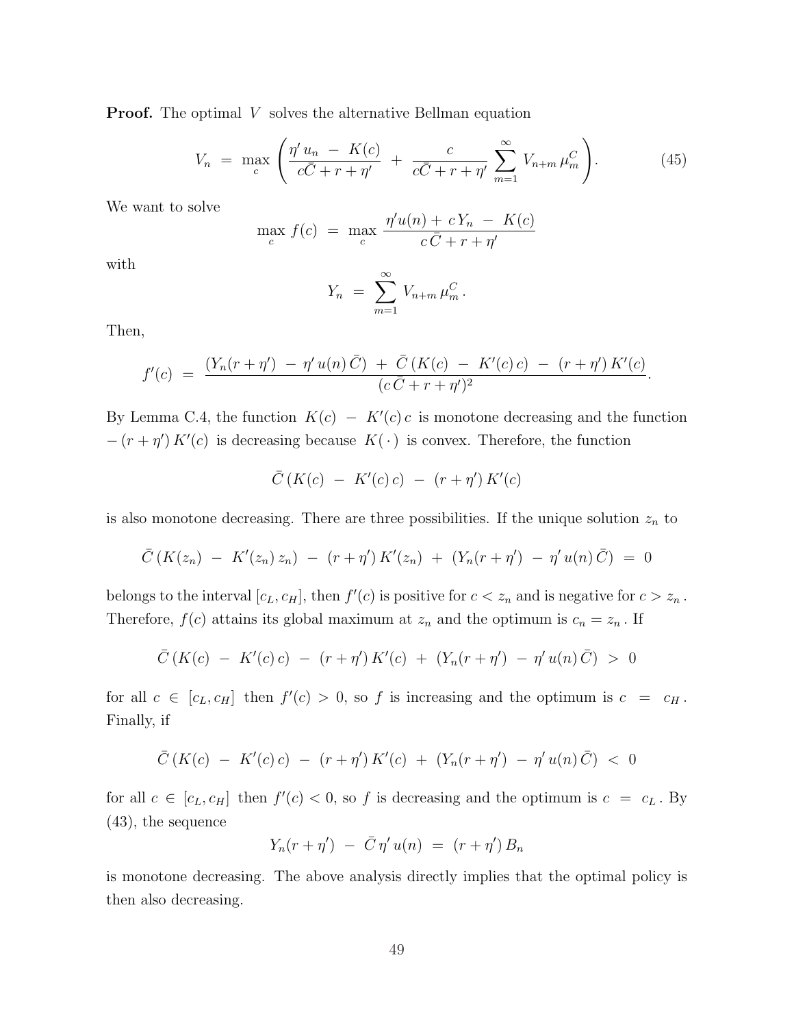**Proof.** The optimal $V$ solves the alternative Bellman equation

$$V_n \;=\; \max_c \left( \frac{\eta' u_n \;-\; K(c)}{c\bar{C} + r + \eta'} \;+\; \frac{c}{c\bar{C} + r + \eta'} \sum_{m=1}^{\infty} V_{n+m}\, \mu_m^C \right). \tag{45}$$

We want to solve

$$\max_c \, f(c) \;=\; \max_c \, \frac{\eta' u(n) + \, c\, Y_n \;-\; K(c)}{c\,\bar{C} + r + \eta'}$$

with

$$Y_n \;=\; \sum_{m=1}^{\infty} V_{n+m}\, \mu_m^C\,.$$

Then,

$$f'(c) \;=\; \frac{(Y_n(r+\eta') \;-\; \eta'\, u(n)\, \bar{C}) \;+\; \bar{C}\,(K(c) \;-\; K'(c)\, c) \;-\; (r+\eta')\, K'(c)}{(c\,\bar{C} + r + \eta')^2}.$$

By Lemma C.4, the function $K(c) \;-\; K'(c)\, c$ is monotone decreasing and the function $-\,(r+\eta')\, K'(c)$ is decreasing because $K(\,\cdot\,)$ is convex. Therefore, the function

$$\bar{C}\,(K(c) \;-\; K'(c)\, c) \;-\; (r+\eta')\, K'(c)$$

is also monotone decreasing. There are three possibilities. If the unique solution $z_n$ to

$$\bar{C}\,(K(z_n) \;-\; K'(z_n)\, z_n) \;-\; (r+\eta')\, K'(z_n) \;+\; (Y_n(r+\eta') \;-\; \eta'\, u(n)\, \bar{C}) \;=\; 0$$

belongs to the interval $[c_L, c_H]$, then $f'(c)$ is positive for $c < z_n$ and is negative for $c > z_n$. Therefore, $f(c)$ attains its global maximum at $z_n$ and the optimum is $c_n = z_n$. If

$$\bar{C}\,(K(c) \;-\; K'(c)\, c) \;-\; (r+\eta')\, K'(c) \;+\; (Y_n(r+\eta') \;-\; \eta'\, u(n)\, \bar{C}) \;>\; 0$$

for all $c \in [c_L, c_H]$ then $f'(c) > 0$, so $f$ is increasing and the optimum is $c \;=\; c_H$. Finally, if

$$\bar{C}\,(K(c) \;-\; K'(c)\, c) \;-\; (r+\eta')\, K'(c) \;+\; (Y_n(r+\eta') \;-\; \eta'\, u(n)\, \bar{C}) \;<\; 0$$

for all $c \in [c_L, c_H]$ then $f'(c) < 0$, so $f$ is decreasing and the optimum is $c \;=\; c_L$. By (43), the sequence

$$Y_n(r+\eta') \;-\; \bar{C}\, \eta'\, u(n) \;=\; (r+\eta')\, B_n$$

is monotone decreasing. The above analysis directly implies that the optimal policy is then also decreasing.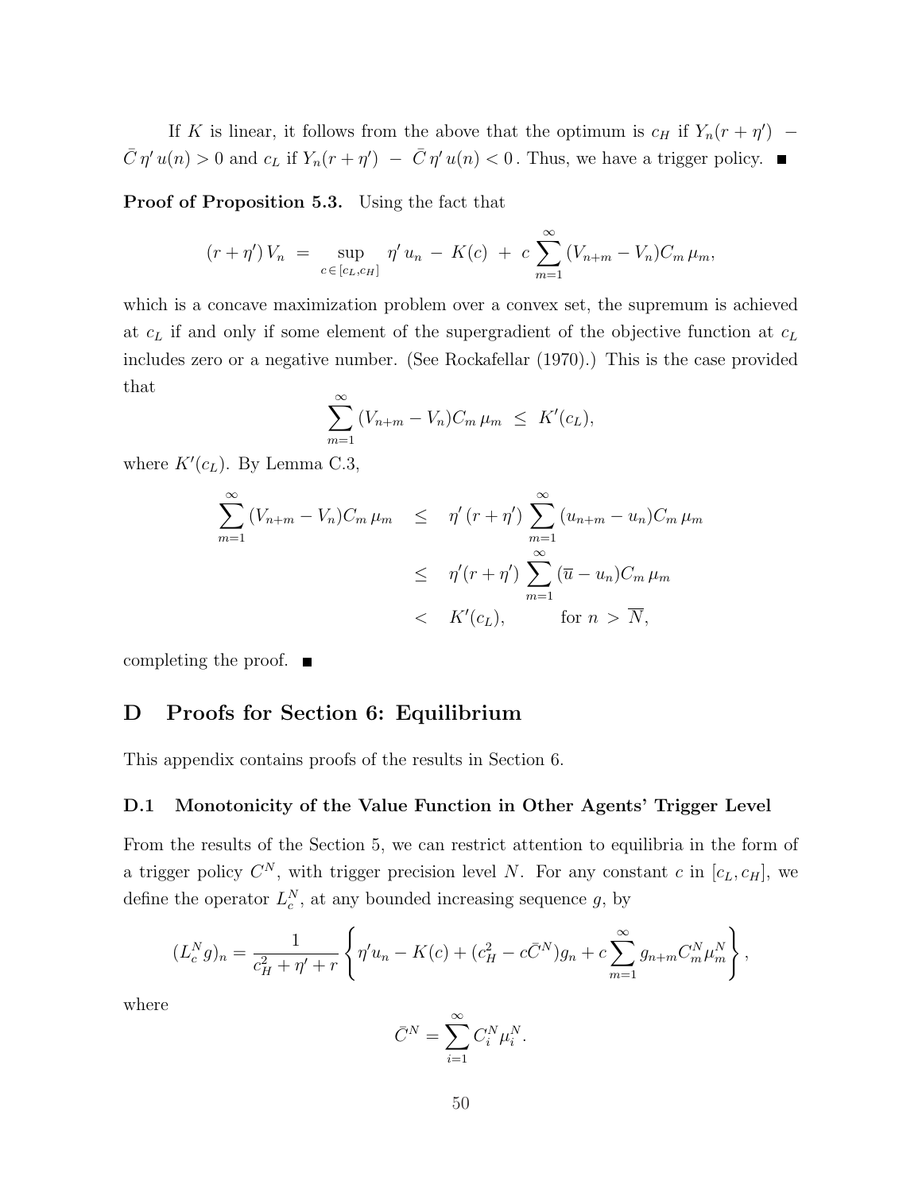If $K$ is linear, it follows from the above that the optimum is $c_H$ if $Y_n(r + \eta') - \bar{C}\,\eta'\,u(n) > 0$ and $c_L$ if $Y_n(r + \eta') - \bar{C}\,\eta'\,u(n) < 0$. Thus, we have a trigger policy. ∎

**Proof of Proposition 5.3.** Using the fact that

$$(r + \eta')\,V_n \;=\; \sup_{c\,\in\,[c_L, c_H]} \;\eta'\,u_n \;-\; K(c) \;+\; c\sum_{m=1}^{\infty}(V_{n+m} - V_n)C_m\,\mu_m,$$

which is a concave maximization problem over a convex set, the supremum is achieved at $c_L$ if and only if some element of the supergradient of the objective function at $c_L$ includes zero or a negative number. (See Rockafellar (1970).) This is the case provided that

$$\sum_{m=1}^{\infty}(V_{n+m} - V_n)C_m\,\mu_m \;\leq\; K'(c_L),$$

where $K'(c_L)$. By Lemma C.3,

$$\begin{aligned}
\sum_{m=1}^{\infty}(V_{n+m} - V_n)C_m\,\mu_m \quad &\leq \quad \eta'\,(r+\eta')\sum_{m=1}^{\infty}(u_{n+m} - u_n)C_m\,\mu_m \\
&\leq \quad \eta'(r+\eta')\sum_{m=1}^{\infty}(\overline{u} - u_n)C_m\,\mu_m \\
&< \quad K'(c_L), \qquad\quad \text{for } n \;>\; \overline{N},
\end{aligned}$$

completing the proof. ∎

# D Proofs for Section 6: Equilibrium

This appendix contains proofs of the results in Section 6.

## D.1 Monotonicity of the Value Function in Other Agents' Trigger Level

From the results of the Section 5, we can restrict attention to equilibria in the form of a trigger policy $C^N$, with trigger precision level $N$. For any constant $c$ in $[c_L, c_H]$, we define the operator $L_c^N$, at any bounded increasing sequence $g$, by

$$(L_c^N g)_n = \frac{1}{c_H^2 + \eta' + r}\left\{\eta' u_n - K(c) + (c_H^2 - c\bar{C}^N)g_n + c\sum_{m=1}^{\infty} g_{n+m}C_m^N\mu_m^N\right\},$$

where

$$\bar{C}^N = \sum_{i=1}^{\infty} C_i^N\mu_i^N.$$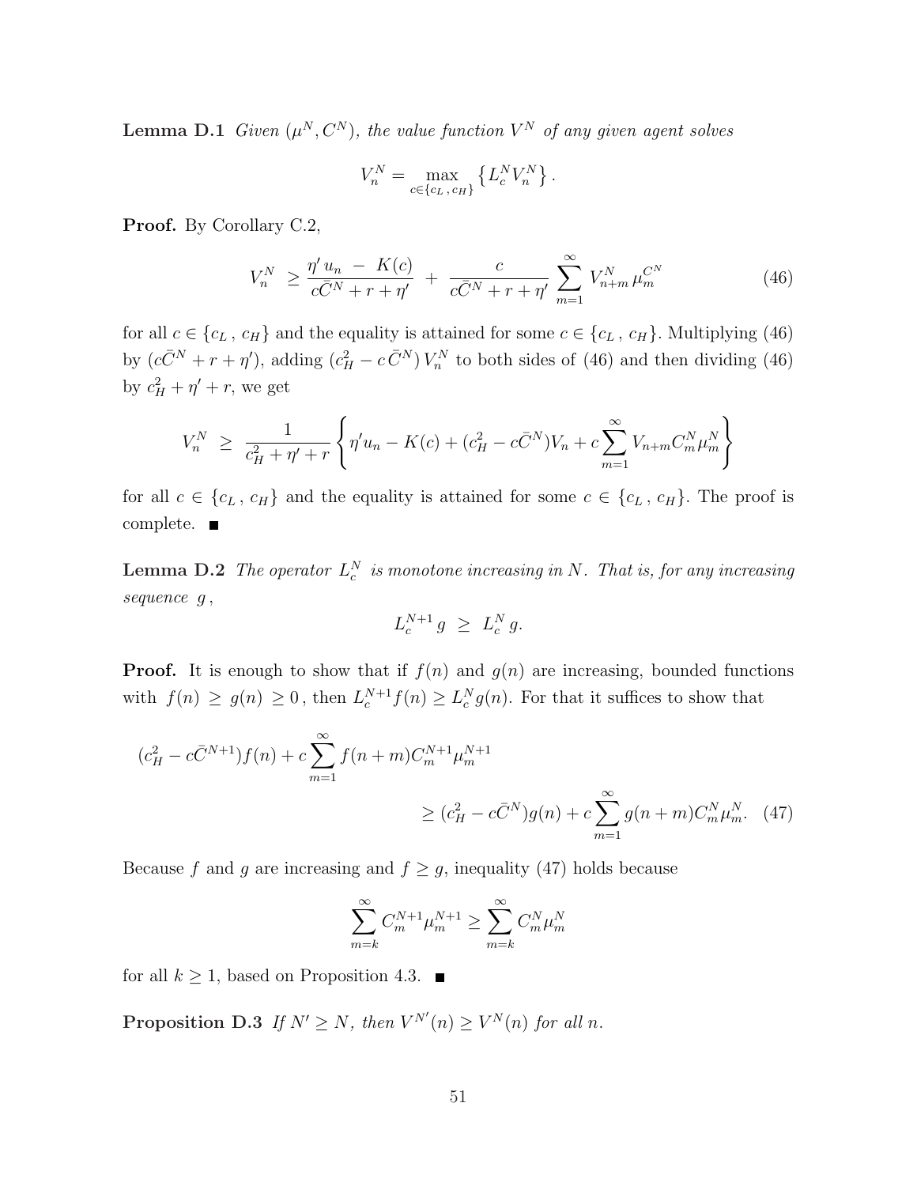**Lemma D.1** *Given $(\mu^N, C^N)$, the value function $V^N$ of any given agent solves*

$$V_n^N = \max_{c \in \{c_L\,,\,c_H\}} \left\{ L_c^N V_n^N \right\}.$$

**Proof.** By Corollary C.2,

$$V_n^N \;\geq \frac{\eta'\, u_n \;-\; K(c)}{c\bar{C}^N + r + \eta'} \;+\; \frac{c}{c\bar{C}^N + r + \eta'} \sum_{m=1}^{\infty} V_{n+m}^N\, \mu_m^{C^N} \tag{46}$$

for all $c \in \{c_L\,,\,c_H\}$ and the equality is attained for some $c \in \{c_L\,,\,c_H\}$. Multiplying (46) by $(c\bar{C}^N + r + \eta')$, adding $(c_H^2 - c\,\bar{C}^N)\,V_n^N$ to both sides of (46) and then dividing (46) by $c_H^2 + \eta' + r$, we get

$$V_n^N \;\geq\; \frac{1}{c_H^2 + \eta' + r}\left\{ \eta' u_n - K(c) + (c_H^2 - c\bar{C}^N)V_n + c\sum_{m=1}^{\infty} V_{n+m} C_m^N \mu_m^N \right\}$$

for all $c \in \{c_L\,,\,c_H\}$ and the equality is attained for some $c \in \{c_L\,,\,c_H\}$. The proof is complete. ■

**Lemma D.2** *The operator $L_c^N$ is monotone increasing in $N$. That is, for any increasing sequence $g$,*

$$L_c^{N+1}\, g \;\geq\; L_c^N\, g.$$

**Proof.** It is enough to show that if $f(n)$ and $g(n)$ are increasing, bounded functions with $f(n) \geq g(n) \geq 0$, then $L_c^{N+1} f(n) \geq L_c^N g(n)$. For that it suffices to show that

$$(c_H^2 - c\bar{C}^{N+1})f(n) + c\sum_{m=1}^{\infty} f(n+m) C_m^{N+1}\mu_m^{N+1} \\ \geq (c_H^2 - c\bar{C}^N)g(n) + c\sum_{m=1}^{\infty} g(n+m) C_m^N \mu_m^N. \tag{47}$$

Because $f$ and $g$ are increasing and $f \geq g$, inequality (47) holds because

$$\sum_{m=k}^{\infty} C_m^{N+1}\mu_m^{N+1} \geq \sum_{m=k}^{\infty} C_m^N \mu_m^N$$

for all $k \geq 1$, based on Proposition 4.3. ■

**Proposition D.3** *If $N' \geq N$, then $V^{N'}(n) \geq V^N(n)$ for all $n$.*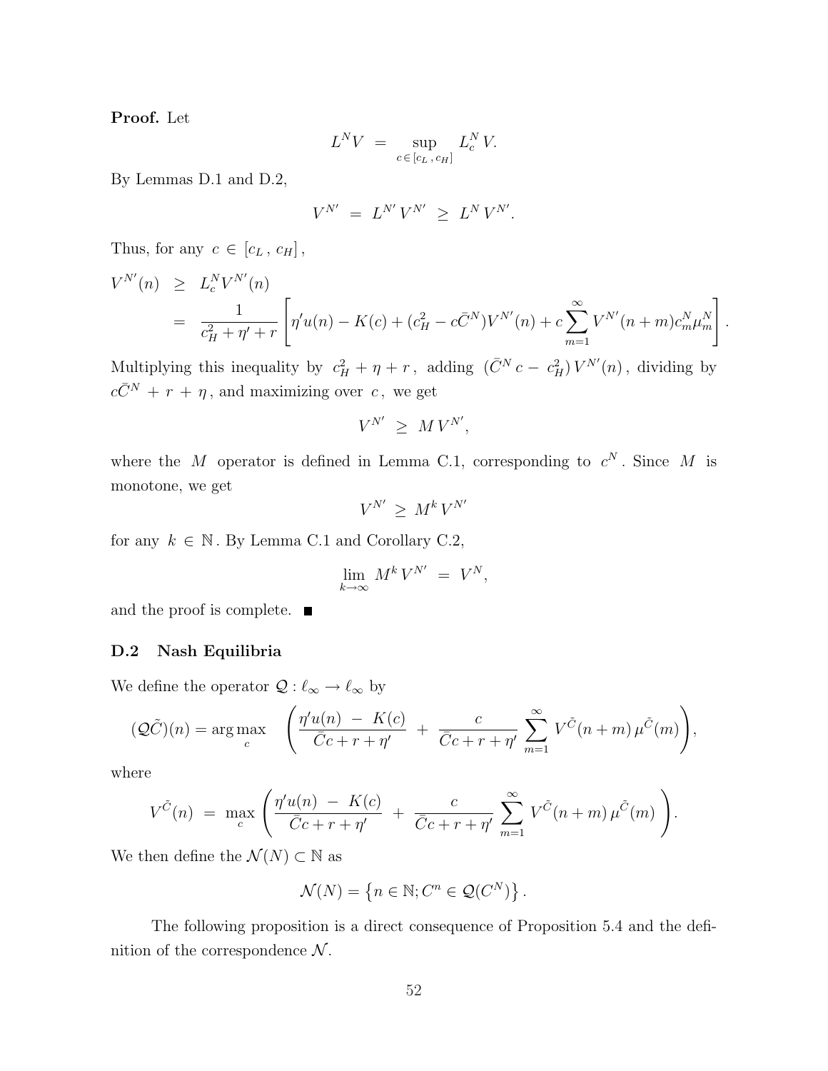**Proof.** Let

$$L^N V \; = \; \sup_{c \, \in \, [c_L \, , \, c_H]} L_c^N \, V.$$

By Lemmas D.1 and D.2,

$$V^{N'} \; = \; L^{N'} V^{N'} \; \geq \; L^N V^{N'}.$$

Thus, for any $c \, \in \, [c_L \, , \, c_H]$,

$$\begin{aligned} V^{N'}(n) \;\; &\geq \;\; L_c^N V^{N'}(n) \\ &= \;\; \frac{1}{c_H^2 + \eta' + r} \left[ \eta' u(n) - K(c) + (c_H^2 - c\bar{C}^N) V^{N'}(n) + c \sum_{m=1}^{\infty} V^{N'}(n+m) c_m^N \mu_m^N \right]. \end{aligned}$$

Multiplying this inequality by $c_H^2 + \eta + r$, adding $(\bar{C}^N \, c - \, c_H^2) \, V^{N'}(n)$, dividing by $c\bar{C}^N \, + \, r \, + \, \eta$, and maximizing over $c$, we get

$$V^{N'} \; \geq \; M \, V^{N'},$$

where the $M$ operator is defined in Lemma C.1, corresponding to $c^N$. Since $M$ is monotone, we get

$$V^{N'} \; \geq \; M^k \, V^{N'}$$

for any $k \, \in \, \mathbb{N}$. By Lemma C.1 and Corollary C.2,

$$\lim_{k \to \infty} M^k \, V^{N'} \; = \; V^N,$$

and the proof is complete. ■

### D.2 Nash Equilibria

We define the operator $\mathcal{Q} : \ell_\infty \to \ell_\infty$ by

$$(\mathcal{Q}\tilde{C})(n) = \arg\max_c \quad \left( \frac{\eta' u(n) \; - \; K(c)}{\bar{C}c + r + \eta'} \; + \; \frac{c}{\bar{C}c + r + \eta'} \sum_{m=1}^{\infty} V^{\tilde{C}}(n+m) \, \mu^{\tilde{C}}(m) \right),$$

where

$$V^{\tilde{C}}(n) \; = \; \max_c \left( \frac{\eta' u(n) \; - \; K(c)}{\bar{C}c + r + \eta'} \; + \; \frac{c}{\bar{C}c + r + \eta'} \sum_{m=1}^{\infty} V^{\tilde{C}}(n+m) \, \mu^{\tilde{C}}(m) \right).$$

We then define the $\mathcal{N}(N) \subset \mathbb{N}$ as

$$\mathcal{N}(N) = \left\{ n \in \mathbb{N}; C^n \in \mathcal{Q}(C^N) \right\}.$$

The following proposition is a direct consequence of Proposition 5.4 and the definition of the correspondence $\mathcal{N}$.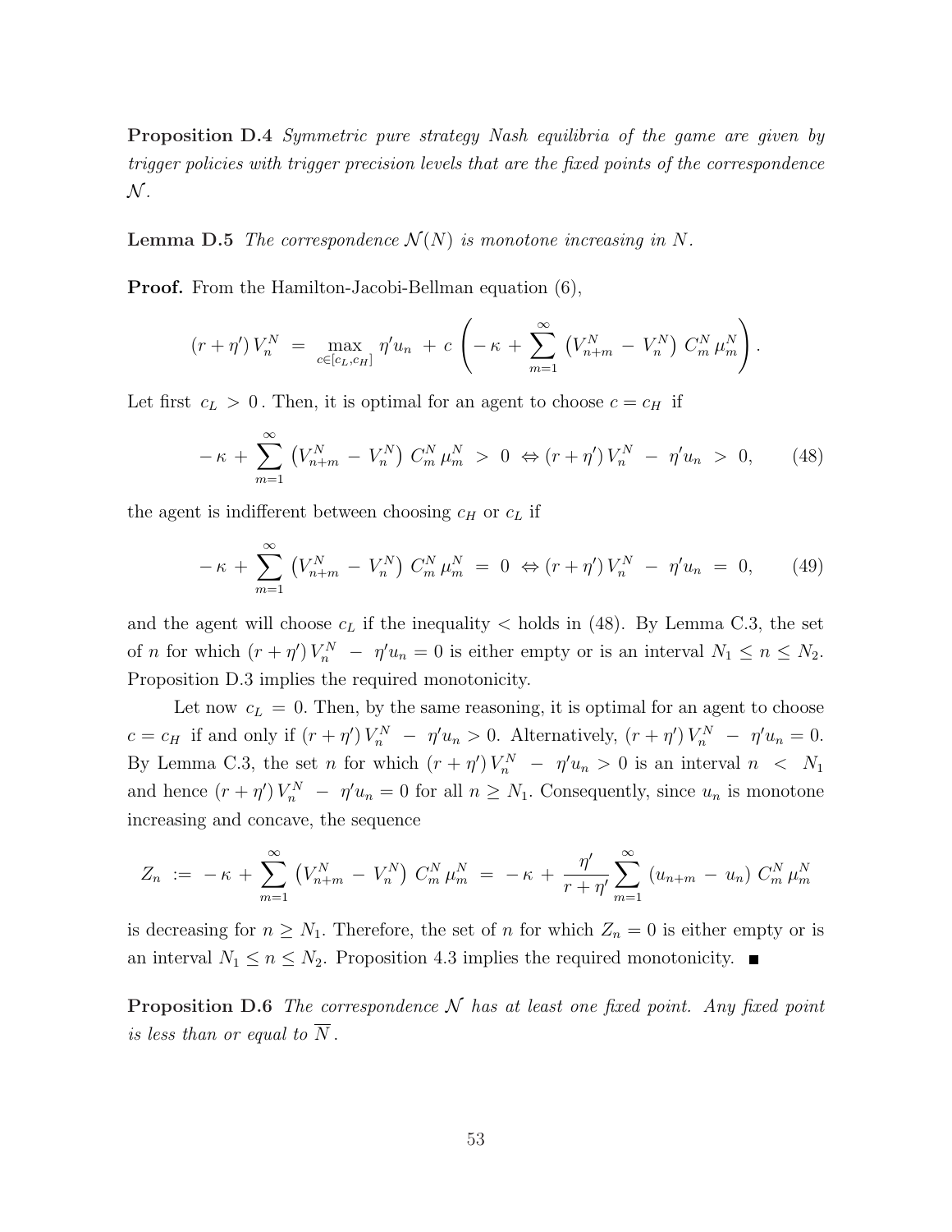**Proposition D.4** *Symmetric pure strategy Nash equilibria of the game are given by trigger policies with trigger precision levels that are the fixed points of the correspondence $\mathcal{N}$.*

**Lemma D.5** *The correspondence $\mathcal{N}(N)$ is monotone increasing in $N$.*

**Proof.** From the Hamilton-Jacobi-Bellman equation (6),

$$(r + \eta')\, V_n^N \;=\; \max_{c \in [c_L, c_H]} \eta' u_n \;+\; c\, \left( -\kappa \,+\, \sum_{m=1}^{\infty} \left( V_{n+m}^N \,-\, V_n^N \right) \, C_m^N \, \mu_m^N \right).$$

Let first $c_L \,>\, 0$. Then, it is optimal for an agent to choose $c = c_H$ if

$$-\kappa \,+\, \sum_{m=1}^{\infty} \left( V_{n+m}^N \,-\, V_n^N \right) \, C_m^N \, \mu_m^N \;>\; 0 \;\Leftrightarrow (r + \eta')\, V_n^N \;-\; \eta' u_n \;>\; 0, \tag{48}$$

the agent is indifferent between choosing $c_H$ or $c_L$ if

$$-\kappa \,+\, \sum_{m=1}^{\infty} \left( V_{n+m}^N \,-\, V_n^N \right) \, C_m^N \, \mu_m^N \;=\; 0 \;\Leftrightarrow (r + \eta')\, V_n^N \;-\; \eta' u_n \;=\; 0, \tag{49}$$

and the agent will choose $c_L$ if the inequality $<$ holds in (48). By Lemma C.3, the set of $n$ for which $(r + \eta')\, V_n^N \;-\; \eta' u_n = 0$ is either empty or is an interval $N_1 \leq n \leq N_2$. Proposition D.3 implies the required monotonicity.

Let now $c_L \,=\, 0$. Then, by the same reasoning, it is optimal for an agent to choose $c = c_H$ if and only if $(r + \eta')\, V_n^N \;-\; \eta' u_n > 0$. Alternatively, $(r + \eta')\, V_n^N \;-\; \eta' u_n = 0$. By Lemma C.3, the set $n$ for which $(r + \eta')\, V_n^N \;-\; \eta' u_n > 0$ is an interval $n \;<\; N_1$ and hence $(r + \eta')\, V_n^N \;-\; \eta' u_n = 0$ for all $n \geq N_1$. Consequently, since $u_n$ is monotone increasing and concave, the sequence

$$Z_n \;:=\; -\kappa \,+\, \sum_{m=1}^{\infty} \left( V_{n+m}^N \,-\, V_n^N \right) \, C_m^N \, \mu_m^N \;=\; -\kappa \,+\, \frac{\eta'}{r + \eta'} \sum_{m=1}^{\infty} \left( u_{n+m} \,-\, u_n \right) \, C_m^N \, \mu_m^N$$

is decreasing for $n \geq N_1$. Therefore, the set of $n$ for which $Z_n = 0$ is either empty or is an interval $N_1 \leq n \leq N_2$. Proposition 4.3 implies the required monotonicity. ■

**Proposition D.6** *The correspondence $\mathcal{N}$ has at least one fixed point. Any fixed point is less than or equal to $\overline{N}$.*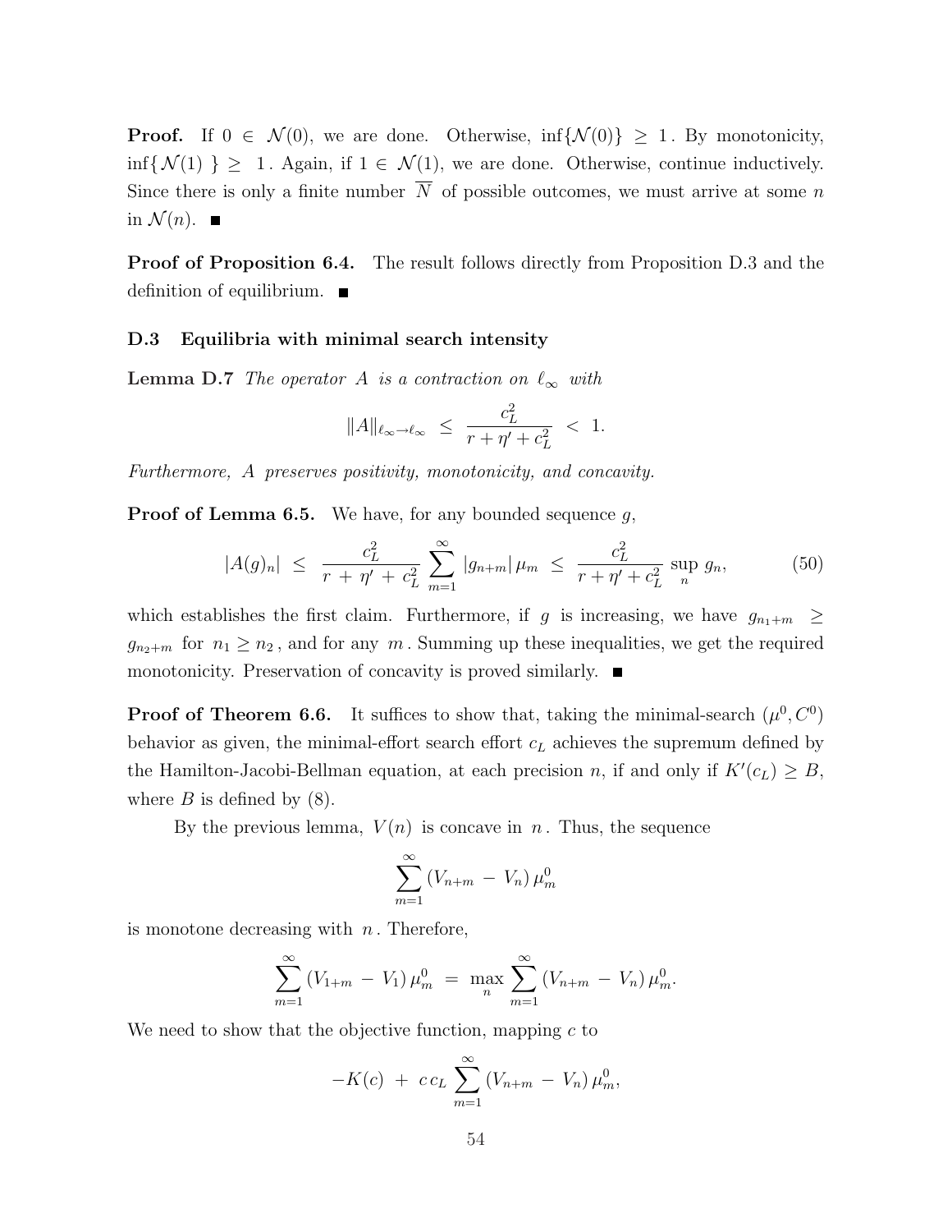**Proof.** If $0 \in \mathcal{N}(0)$, we are done. Otherwise, $\inf\{\mathcal{N}(0)\} \geq 1$. By monotonicity, $\inf\{\mathcal{N}(1)\} \geq 1$. Again, if $1 \in \mathcal{N}(1)$, we are done. Otherwise, continue inductively. Since there is only a finite number $\overline{N}$ of possible outcomes, we must arrive at some $n$ in $\mathcal{N}(n)$. ■

**Proof of Proposition 6.4.** The result follows directly from Proposition D.3 and the definition of equilibrium. ■

### D.3 Equilibria with minimal search intensity

**Lemma D.7** *The operator $A$ is a contraction on $\ell_\infty$ with*

$$\|A\|_{\ell_\infty \to \ell_\infty} \leq \frac{c_L^2}{r + \eta' + c_L^2} < 1.$$

*Furthermore, $A$ preserves positivity, monotonicity, and concavity.*

**Proof of Lemma 6.5.** We have, for any bounded sequence $g$,

$$|A(g)_n| \leq \frac{c_L^2}{r + \eta' + c_L^2} \sum_{m=1}^{\infty} |g_{n+m}| \, \mu_m \leq \frac{c_L^2}{r + \eta' + c_L^2} \sup_n g_n, \tag{50}$$

which establishes the first claim. Furthermore, if $g$ is increasing, we have $g_{n_1+m} \geq g_{n_2+m}$ for $n_1 \geq n_2$, and for any $m$. Summing up these inequalities, we get the required monotonicity. Preservation of concavity is proved similarly. ■

**Proof of Theorem 6.6.** It suffices to show that, taking the minimal-search $(\mu^0, C^0)$ behavior as given, the minimal-effort search effort $c_L$ achieves the supremum defined by the Hamilton-Jacobi-Bellman equation, at each precision $n$, if and only if $K'(c_L) \geq B$, where $B$ is defined by (8).

By the previous lemma, $V(n)$ is concave in $n$. Thus, the sequence

$$\sum_{m=1}^{\infty} (V_{n+m} - V_n) \, \mu_m^0$$

is monotone decreasing with $n$. Therefore,

$$\sum_{m=1}^{\infty} (V_{1+m} - V_1) \, \mu_m^0 = \max_n \sum_{m=1}^{\infty} (V_{n+m} - V_n) \, \mu_m^0.$$

We need to show that the objective function, mapping $c$ to

$$-K(c) + c \, c_L \sum_{m=1}^{\infty} (V_{n+m} - V_n) \, \mu_m^0,$$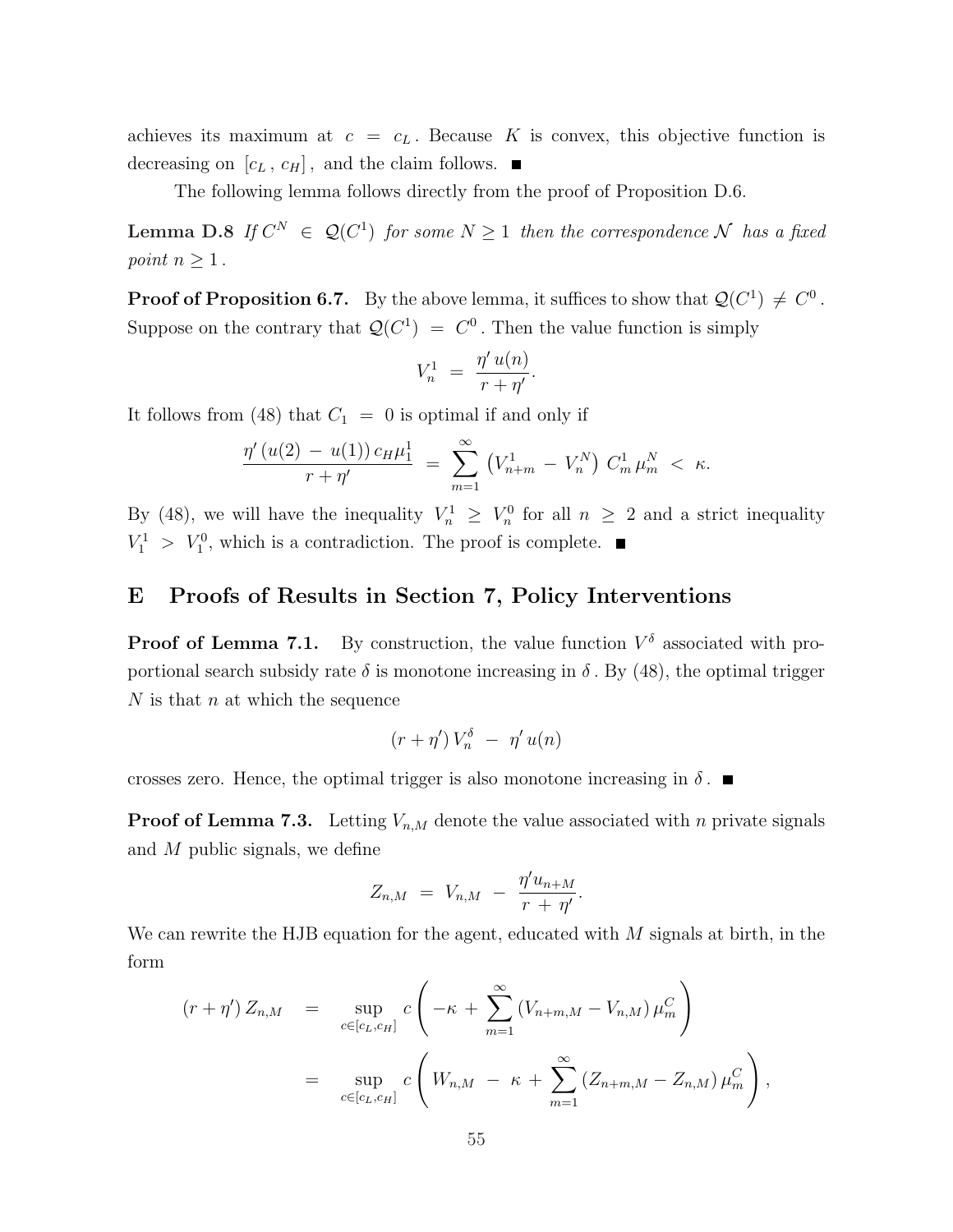achieves its maximum at $c = c_L$. Because $K$ is convex, this objective function is decreasing on $[c_L, c_H]$, and the claim follows. ■

The following lemma follows directly from the proof of Proposition D.6.

**Lemma D.8** *If $C^N \in \mathcal{Q}(C^1)$ for some $N \geq 1$ then the correspondence $\mathcal{N}$ has a fixed point $n \geq 1$.*

**Proof of Proposition 6.7.** By the above lemma, it suffices to show that $\mathcal{Q}(C^1) \neq C^0$. Suppose on the contrary that $\mathcal{Q}(C^1) = C^0$. Then the value function is simply

$$V_n^1 = \frac{\eta' u(n)}{r + \eta'}.$$

It follows from (48) that $C_1 = 0$ is optimal if and only if

$$\frac{\eta' (u(2) - u(1)) c_H \mu_1^1}{r + \eta'} = \sum_{m=1}^{\infty} \left(V_{n+m}^1 - V_n^N\right) C_m^1 \mu_m^N < \kappa.$$

By (48), we will have the inequality $V_n^1 \geq V_n^0$ for all $n \geq 2$ and a strict inequality $V_1^1 > V_1^0$, which is a contradiction. The proof is complete. ■

# E Proofs of Results in Section 7, Policy Interventions

**Proof of Lemma 7.1.** By construction, the value function $V^\delta$ associated with proportional search subsidy rate $\delta$ is monotone increasing in $\delta$. By (48), the optimal trigger $N$ is that $n$ at which the sequence

$$(r + \eta') V_n^\delta - \eta' u(n)$$

crosses zero. Hence, the optimal trigger is also monotone increasing in $\delta$. ■

**Proof of Lemma 7.3.** Letting $V_{n,M}$ denote the value associated with $n$ private signals and $M$ public signals, we define

$$Z_{n,M} = V_{n,M} - \frac{\eta' u_{n+M}}{r + \eta'}.$$

We can rewrite the HJB equation for the agent, educated with $M$ signals at birth, in the form

$$\begin{aligned}
(r + \eta') Z_{n,M} &= \sup_{c \in [c_L, c_H]} c \left( -\kappa + \sum_{m=1}^{\infty} (V_{n+m,M} - V_{n,M}) \mu_m^C \right) \\
&= \sup_{c \in [c_L, c_H]} c \left( W_{n,M} - \kappa + \sum_{m=1}^{\infty} (Z_{n+m,M} - Z_{n,M}) \mu_m^C \right),
\end{aligned}$$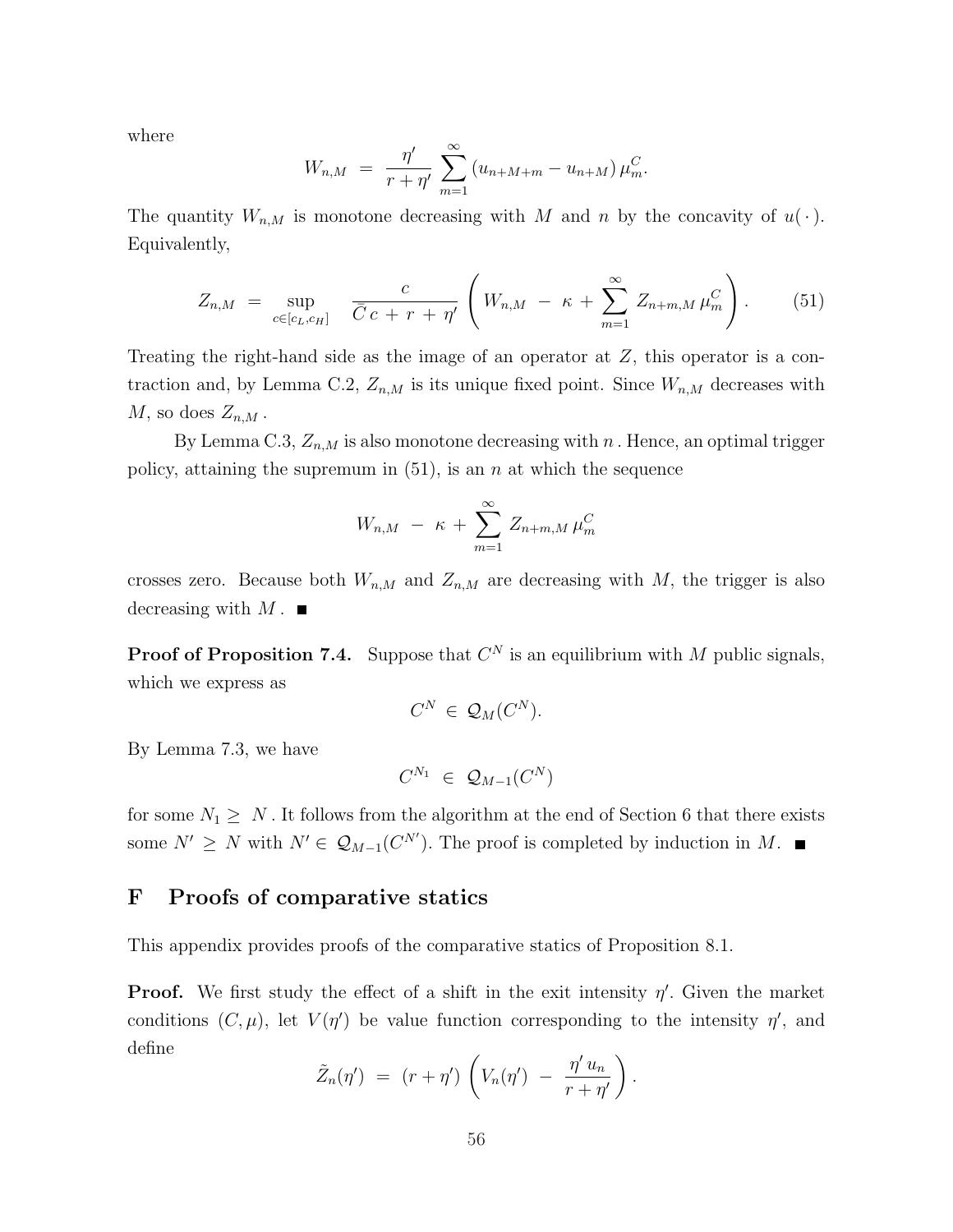where

$$W_{n,M} \;=\; \frac{\eta'}{r+\eta'} \sum_{m=1}^{\infty} (u_{n+M+m} - u_{n+M})\, \mu_m^C.$$

The quantity $W_{n,M}$ is monotone decreasing with $M$ and $n$ by the concavity of $u(\,\cdot\,)$. Equivalently,

$$Z_{n,M} \;=\; \sup_{c \in [c_L, c_H]} \quad \frac{c}{\bar{C}\,c \;+\; r \;+\; \eta'} \left( W_{n,M} \;-\; \kappa \;+\; \sum_{m=1}^{\infty} Z_{n+m,M}\, \mu_m^C \right). \tag{51}$$

Treating the right-hand side as the image of an operator at $Z$, this operator is a contraction and, by Lemma C.2, $Z_{n,M}$ is its unique fixed point. Since $W_{n,M}$ decreases with $M$, so does $Z_{n,M}$.

By Lemma C.3, $Z_{n,M}$ is also monotone decreasing with $n$. Hence, an optimal trigger policy, attaining the supremum in (51), is an $n$ at which the sequence

$$W_{n,M} \;-\; \kappa \;+\; \sum_{m=1}^{\infty} Z_{n+m,M}\, \mu_m^C$$

crosses zero. Because both $W_{n,M}$ and $Z_{n,M}$ are decreasing with $M$, the trigger is also decreasing with $M$. ■

**Proof of Proposition 7.4.** Suppose that $C^N$ is an equilibrium with $M$ public signals, which we express as

$$C^N \;\in\; \mathcal{Q}_M(C^N).$$

By Lemma 7.3, we have

$$C^{N_1} \;\in\; \mathcal{Q}_{M-1}(C^N)$$

for some $N_1 \geq N$. It follows from the algorithm at the end of Section 6 that there exists some $N' \geq N$ with $N' \in \mathcal{Q}_{M-1}(C^{N'})$. The proof is completed by induction in $M$. ■

# F Proofs of comparative statics

This appendix provides proofs of the comparative statics of Proposition 8.1.

**Proof.** We first study the effect of a shift in the exit intensity $\eta'$. Given the market conditions $(C, \mu)$, let $V(\eta')$ be value function corresponding to the intensity $\eta'$, and define

$$\tilde{Z}_n(\eta') \;=\; (r+\eta') \left( V_n(\eta') \;-\; \frac{\eta'\, u_n}{r+\eta'} \right).$$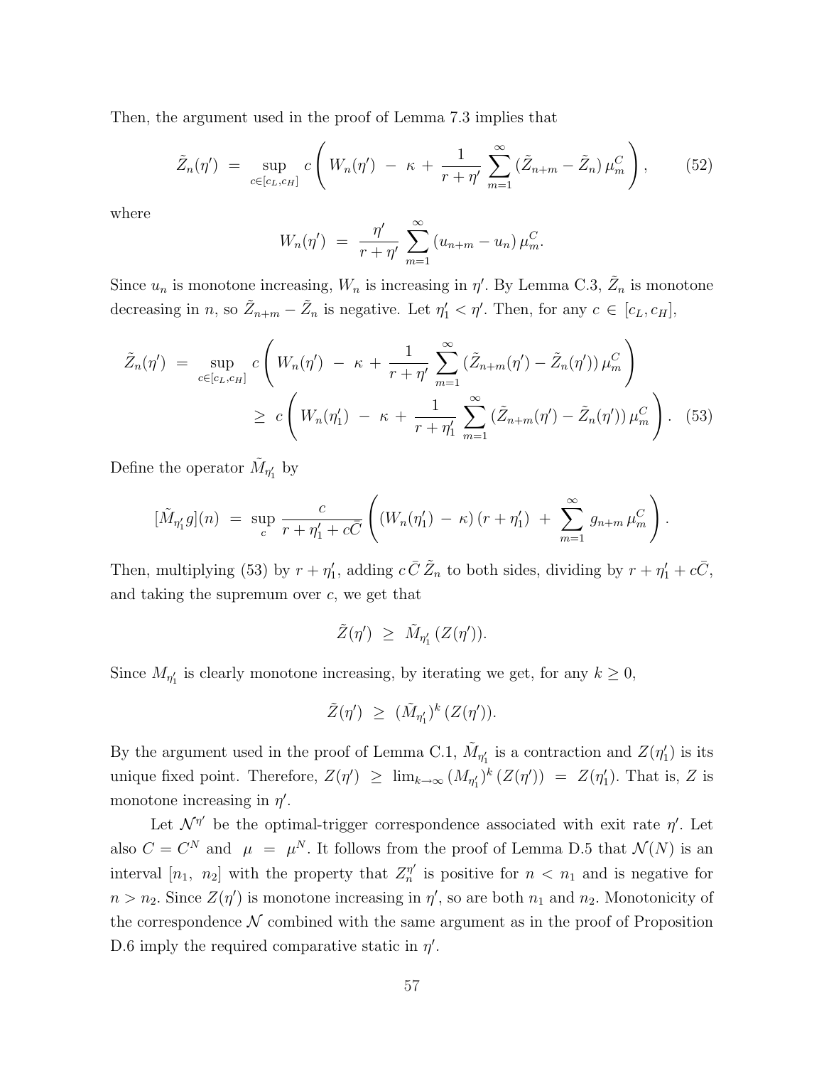Then, the argument used in the proof of Lemma 7.3 implies that

$$\tilde{Z}_n(\eta') \;=\; \sup_{c\in[c_L,c_H]} c\left( W_n(\eta') \;-\; \kappa \;+\; \frac{1}{r+\eta'} \sum_{m=1}^{\infty} (\tilde{Z}_{n+m} - \tilde{Z}_n)\, \mu_m^C \right), \tag{52}$$

where

$$W_n(\eta') \;=\; \frac{\eta'}{r+\eta'} \sum_{m=1}^{\infty} (u_{n+m} - u_n)\, \mu_m^C.$$

Since $u_n$ is monotone increasing, $W_n$ is increasing in $\eta'$. By Lemma C.3, $\tilde{Z}_n$ is monotone decreasing in $n$, so $\tilde{Z}_{n+m} - \tilde{Z}_n$ is negative. Let $\eta_1' < \eta'$. Then, for any $c \in [c_L, c_H]$,

$$\begin{aligned}
\tilde{Z}_n(\eta') \;&=\; \sup_{c\in[c_L,c_H]} c\left( W_n(\eta') \;-\; \kappa \;+\; \frac{1}{r+\eta'} \sum_{m=1}^{\infty} (\tilde{Z}_{n+m}(\eta') - \tilde{Z}_n(\eta'))\, \mu_m^C \right) \\
&\geq\; c\left( W_n(\eta_1') \;-\; \kappa \;+\; \frac{1}{r+\eta_1'} \sum_{m=1}^{\infty} (\tilde{Z}_{n+m}(\eta') - \tilde{Z}_n(\eta'))\, \mu_m^C \right).
\end{aligned} \tag{53}$$

Define the operator $\tilde{M}_{\eta_1'}$ by

$$[\tilde{M}_{\eta_1'} g](n) \;=\; \sup_{c} \frac{c}{r+\eta_1' + c\bar{C}} \left( (W_n(\eta_1') \;-\; \kappa)\,(r+\eta_1') \;+\; \sum_{m=1}^{\infty} g_{n+m}\, \mu_m^C \right).$$

Then, multiplying (53) by $r + \eta_1'$, adding $c\,\bar{C}\,\tilde{Z}_n$ to both sides, dividing by $r + \eta_1' + c\bar{C}$, and taking the supremum over $c$, we get that

$$\tilde{Z}(\eta') \;\geq\; \tilde{M}_{\eta_1'}\,(Z(\eta')).$$

Since $M_{\eta_1'}$ is clearly monotone increasing, by iterating we get, for any $k \geq 0$,

$$\tilde{Z}(\eta') \;\geq\; (\tilde{M}_{\eta_1'})^k\,(Z(\eta')).$$

By the argument used in the proof of Lemma C.1, $\tilde{M}_{\eta_1'}$ is a contraction and $Z(\eta_1')$ is its unique fixed point. Therefore, $Z(\eta') \;\geq\; \lim_{k\to\infty} (M_{\eta_1'})^k\,(Z(\eta')) \;=\; Z(\eta_1')$. That is, $Z$ is monotone increasing in $\eta'$.

Let $\mathcal{N}^{\eta'}$ be the optimal-trigger correspondence associated with exit rate $\eta'$. Let also $C = C^N$ and $\mu \;=\; \mu^N$. It follows from the proof of Lemma D.5 that $\mathcal{N}(N)$ is an interval $[n_1,\; n_2]$ with the property that $Z_n^{\eta'}$ is positive for $n < n_1$ and is negative for $n > n_2$. Since $Z(\eta')$ is monotone increasing in $\eta'$, so are both $n_1$ and $n_2$. Monotonicity of the correspondence $\mathcal{N}$ combined with the same argument as in the proof of Proposition D.6 imply the required comparative static in $\eta'$.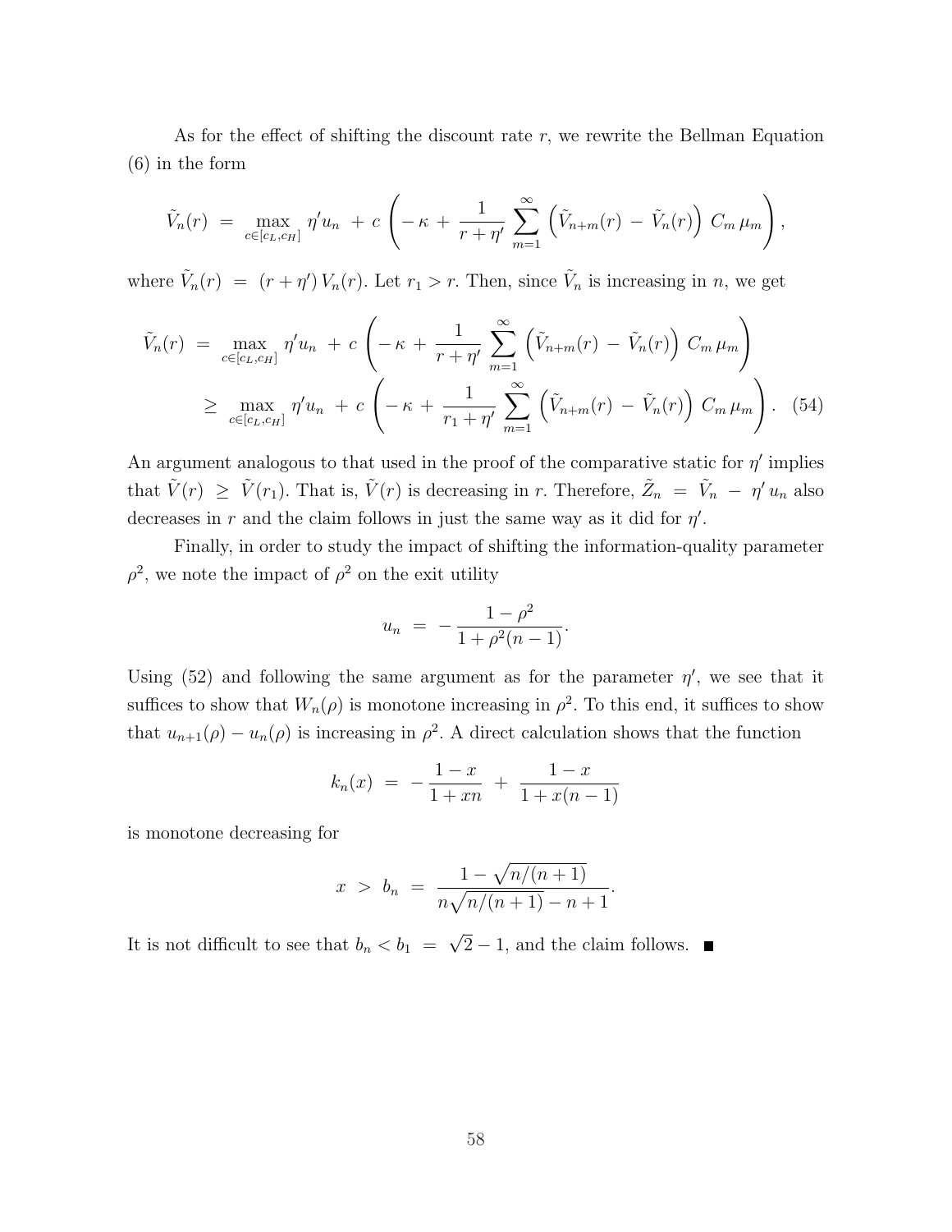As for the effect of shifting the discount rate $r$, we rewrite the Bellman Equation (6) in the form

$$\tilde{V}_n(r) \;=\; \max_{c \in [c_L, c_H]} \eta' u_n \;+\; c \left( -\kappa \;+\; \frac{1}{r + \eta'} \sum_{m=1}^{\infty} \left( \tilde{V}_{n+m}(r) \;-\; \tilde{V}_n(r) \right) \, C_m \, \mu_m \right),$$

where $\tilde{V}_n(r) \;=\; (r + \eta') \, V_n(r)$. Let $r_1 > r$. Then, since $\tilde{V}_n$ is increasing in $n$, we get

$$\begin{aligned}
\tilde{V}_n(r) \;&=\; \max_{c \in [c_L, c_H]} \eta' u_n \;+\; c \left( -\kappa \;+\; \frac{1}{r + \eta'} \sum_{m=1}^{\infty} \left( \tilde{V}_{n+m}(r) \;-\; \tilde{V}_n(r) \right) \, C_m \, \mu_m \right) \\
&\geq\; \max_{c \in [c_L, c_H]} \eta' u_n \;+\; c \left( -\kappa \;+\; \frac{1}{r_1 + \eta'} \sum_{m=1}^{\infty} \left( \tilde{V}_{n+m}(r) \;-\; \tilde{V}_n(r) \right) \, C_m \, \mu_m \right). \quad (54)
\end{aligned}$$

An argument analogous to that used in the proof of the comparative static for $\eta'$ implies that $\tilde{V}(r) \;\geq\; \tilde{V}(r_1)$. That is, $\tilde{V}(r)$ is decreasing in $r$. Therefore, $\tilde{Z}_n \;=\; \tilde{V}_n \;-\; \eta' \, u_n$ also decreases in $r$ and the claim follows in just the same way as it did for $\eta'$.

Finally, in order to study the impact of shifting the information-quality parameter $\rho^2$, we note the impact of $\rho^2$ on the exit utility

$$u_n \;=\; -\,\frac{1 - \rho^2}{1 + \rho^2 (n - 1)}.$$

Using (52) and following the same argument as for the parameter $\eta'$, we see that it suffices to show that $W_n(\rho)$ is monotone increasing in $\rho^2$. To this end, it suffices to show that $u_{n+1}(\rho) - u_n(\rho)$ is increasing in $\rho^2$. A direct calculation shows that the function

$$k_n(x) \;=\; -\,\frac{1 - x}{1 + xn} \;+\; \frac{1 - x}{1 + x(n - 1)}$$

is monotone decreasing for

$$x \;>\; b_n \;=\; \frac{1 - \sqrt{n/(n+1)}}{n\sqrt{n/(n+1)} - n + 1}.$$

It is not difficult to see that $b_n < b_1 \;=\; \sqrt{2} - 1$, and the claim follows. ■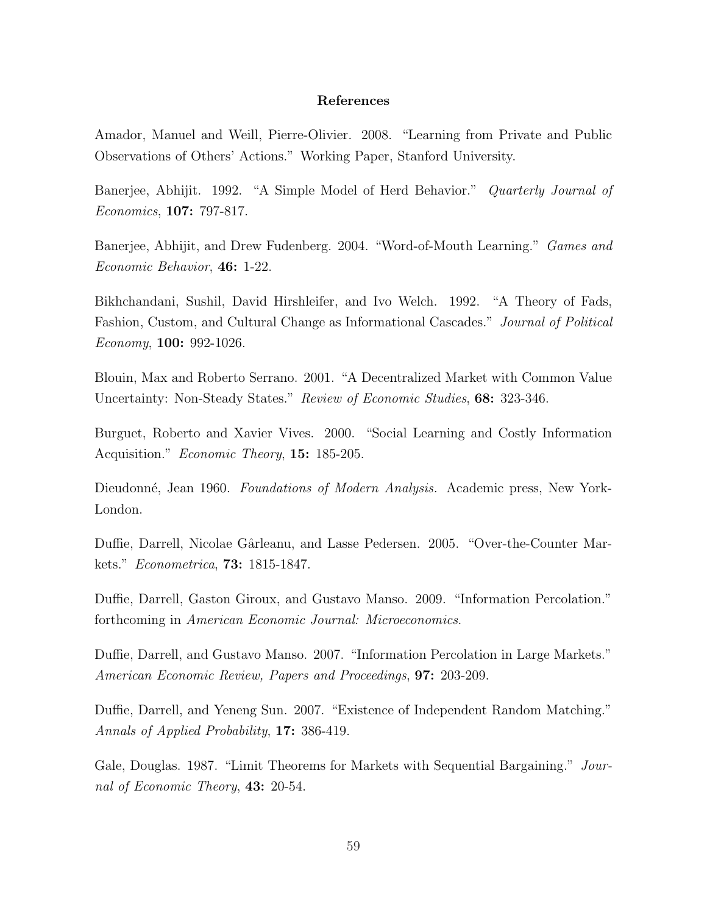# References

Amador, Manuel and Weill, Pierre-Olivier. 2008. "Learning from Private and Public Observations of Others' Actions." Working Paper, Stanford University.

Banerjee, Abhijit. 1992. "A Simple Model of Herd Behavior." *Quarterly Journal of Economics*, **107:** 797-817.

Banerjee, Abhijit, and Drew Fudenberg. 2004. "Word-of-Mouth Learning." *Games and Economic Behavior*, **46:** 1-22.

Bikhchandani, Sushil, David Hirshleifer, and Ivo Welch. 1992. "A Theory of Fads, Fashion, Custom, and Cultural Change as Informational Cascades." *Journal of Political Economy*, **100:** 992-1026.

Blouin, Max and Roberto Serrano. 2001. "A Decentralized Market with Common Value Uncertainty: Non-Steady States." *Review of Economic Studies*, **68:** 323-346.

Burguet, Roberto and Xavier Vives. 2000. "Social Learning and Costly Information Acquisition." *Economic Theory*, **15:** 185-205.

Dieudonné, Jean 1960. *Foundations of Modern Analysis.* Academic press, New York-London.

Duffie, Darrell, Nicolae Gârleanu, and Lasse Pedersen. 2005. "Over-the-Counter Markets." *Econometrica*, **73:** 1815-1847.

Duffie, Darrell, Gaston Giroux, and Gustavo Manso. 2009. "Information Percolation." forthcoming in *American Economic Journal: Microeconomics.*

Duffie, Darrell, and Gustavo Manso. 2007. "Information Percolation in Large Markets." *American Economic Review, Papers and Proceedings*, **97:** 203-209.

Duffie, Darrell, and Yeneng Sun. 2007. "Existence of Independent Random Matching." *Annals of Applied Probability*, **17:** 386-419.

Gale, Douglas. 1987. "Limit Theorems for Markets with Sequential Bargaining." *Journal of Economic Theory*, **43:** 20-54.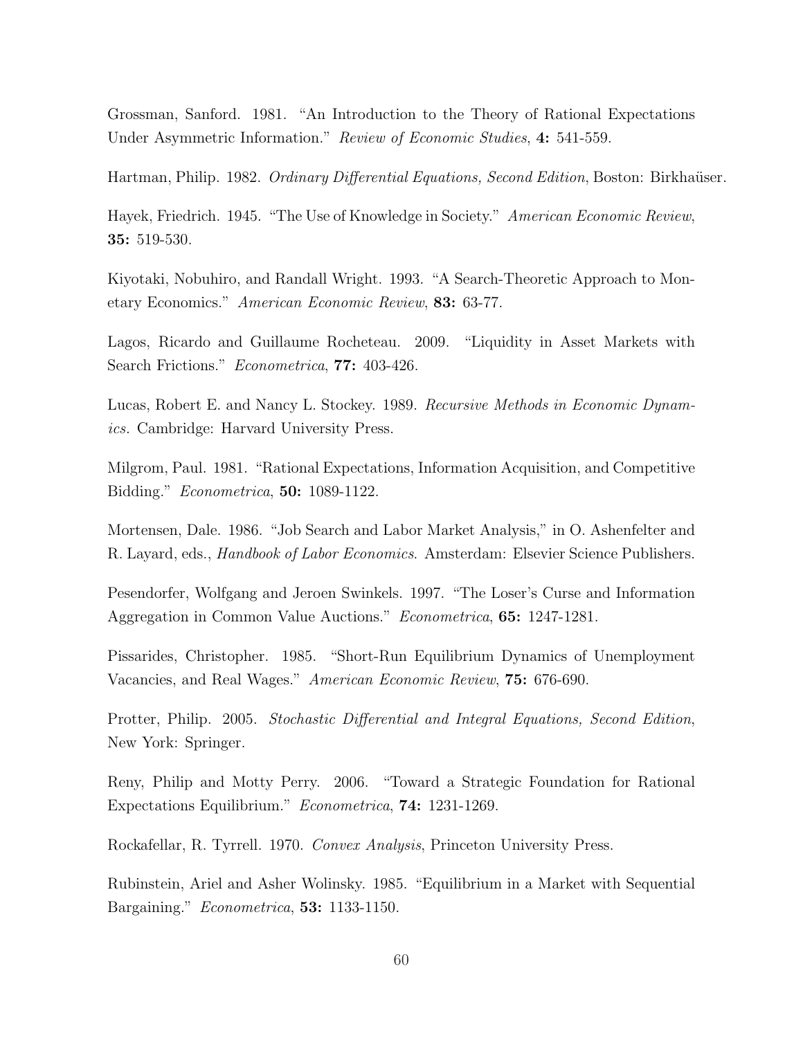Grossman, Sanford. 1981. "An Introduction to the Theory of Rational Expectations Under Asymmetric Information." *Review of Economic Studies*, **4:** 541-559.

Hartman, Philip. 1982. *Ordinary Differential Equations, Second Edition*, Boston: Birkhaüser.

Hayek, Friedrich. 1945. "The Use of Knowledge in Society." *American Economic Review*, **35:** 519-530.

Kiyotaki, Nobuhiro, and Randall Wright. 1993. "A Search-Theoretic Approach to Monetary Economics." *American Economic Review*, **83:** 63-77.

Lagos, Ricardo and Guillaume Rocheteau. 2009. "Liquidity in Asset Markets with Search Frictions." *Econometrica*, **77:** 403-426.

Lucas, Robert E. and Nancy L. Stockey. 1989. *Recursive Methods in Economic Dynamics*. Cambridge: Harvard University Press.

Milgrom, Paul. 1981. "Rational Expectations, Information Acquisition, and Competitive Bidding." *Econometrica*, **50:** 1089-1122.

Mortensen, Dale. 1986. "Job Search and Labor Market Analysis," in O. Ashenfelter and R. Layard, eds., *Handbook of Labor Economics*. Amsterdam: Elsevier Science Publishers.

Pesendorfer, Wolfgang and Jeroen Swinkels. 1997. "The Loser's Curse and Information Aggregation in Common Value Auctions." *Econometrica*, **65:** 1247-1281.

Pissarides, Christopher. 1985. "Short-Run Equilibrium Dynamics of Unemployment Vacancies, and Real Wages." *American Economic Review*, **75:** 676-690.

Protter, Philip. 2005. *Stochastic Differential and Integral Equations, Second Edition*, New York: Springer.

Reny, Philip and Motty Perry. 2006. "Toward a Strategic Foundation for Rational Expectations Equilibrium." *Econometrica*, **74:** 1231-1269.

Rockafellar, R. Tyrrell. 1970. *Convex Analysis*, Princeton University Press.

Rubinstein, Ariel and Asher Wolinsky. 1985. "Equilibrium in a Market with Sequential Bargaining." *Econometrica*, **53:** 1133-1150.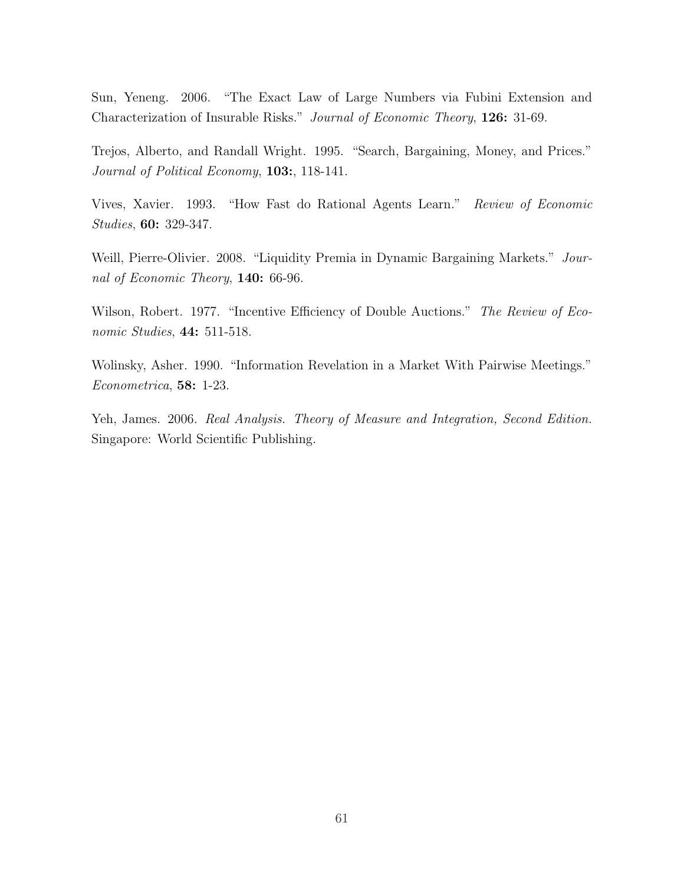Sun, Yeneng. 2006. "The Exact Law of Large Numbers via Fubini Extension and Characterization of Insurable Risks." *Journal of Economic Theory*, **126:** 31-69.

Trejos, Alberto, and Randall Wright. 1995. "Search, Bargaining, Money, and Prices." *Journal of Political Economy*, **103:**, 118-141.

Vives, Xavier. 1993. "How Fast do Rational Agents Learn." *Review of Economic Studies*, **60:** 329-347.

Weill, Pierre-Olivier. 2008. "Liquidity Premia in Dynamic Bargaining Markets." *Journal of Economic Theory*, **140:** 66-96.

Wilson, Robert. 1977. "Incentive Efficiency of Double Auctions." *The Review of Economic Studies*, **44:** 511-518.

Wolinsky, Asher. 1990. "Information Revelation in a Market With Pairwise Meetings." *Econometrica*, **58:** 1-23.

Yeh, James. 2006. *Real Analysis. Theory of Measure and Integration, Second Edition.* Singapore: World Scientific Publishing.